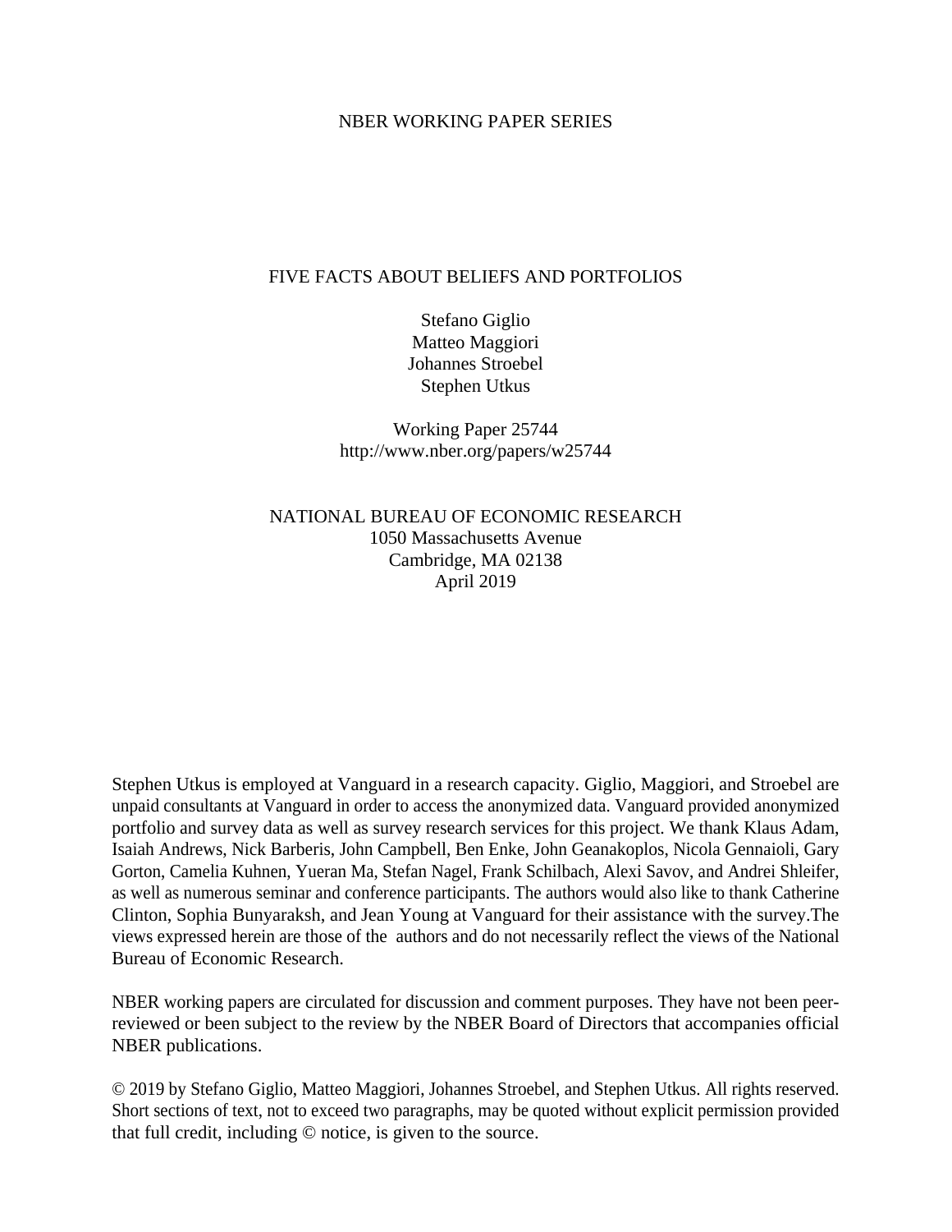NBER WORKING PAPER SERIES

# FIVE FACTS ABOUT BELIEFS AND PORTFOLIOS

Stefano Giglio
Matteo Maggiori
Johannes Stroebel
Stephen Utkus

Working Paper 25744
http://www.nber.org/papers/w25744

NATIONAL BUREAU OF ECONOMIC RESEARCH
1050 Massachusetts Avenue
Cambridge, MA 02138
April 2019

Stephen Utkus is employed at Vanguard in a research capacity. Giglio, Maggiori, and Stroebel are unpaid consultants at Vanguard in order to access the anonymized data. Vanguard provided anonymized portfolio and survey data as well as survey research services for this project. We thank Klaus Adam, Isaiah Andrews, Nick Barberis, John Campbell, Ben Enke, John Geanakoplos, Nicola Gennaioli, Gary Gorton, Camelia Kuhnen, Yueran Ma, Stefan Nagel, Frank Schilbach, Alexi Savov, and Andrei Shleifer, as well as numerous seminar and conference participants. The authors would also like to thank Catherine Clinton, Sophia Bunyaraksh, and Jean Young at Vanguard for their assistance with the survey.The views expressed herein are those of the authors and do not necessarily reflect the views of the National Bureau of Economic Research.

NBER working papers are circulated for discussion and comment purposes. They have not been peer-reviewed or been subject to the review by the NBER Board of Directors that accompanies official NBER publications.

© 2019 by Stefano Giglio, Matteo Maggiori, Johannes Stroebel, and Stephen Utkus. All rights reserved. Short sections of text, not to exceed two paragraphs, may be quoted without explicit permission provided that full credit, including © notice, is given to the source.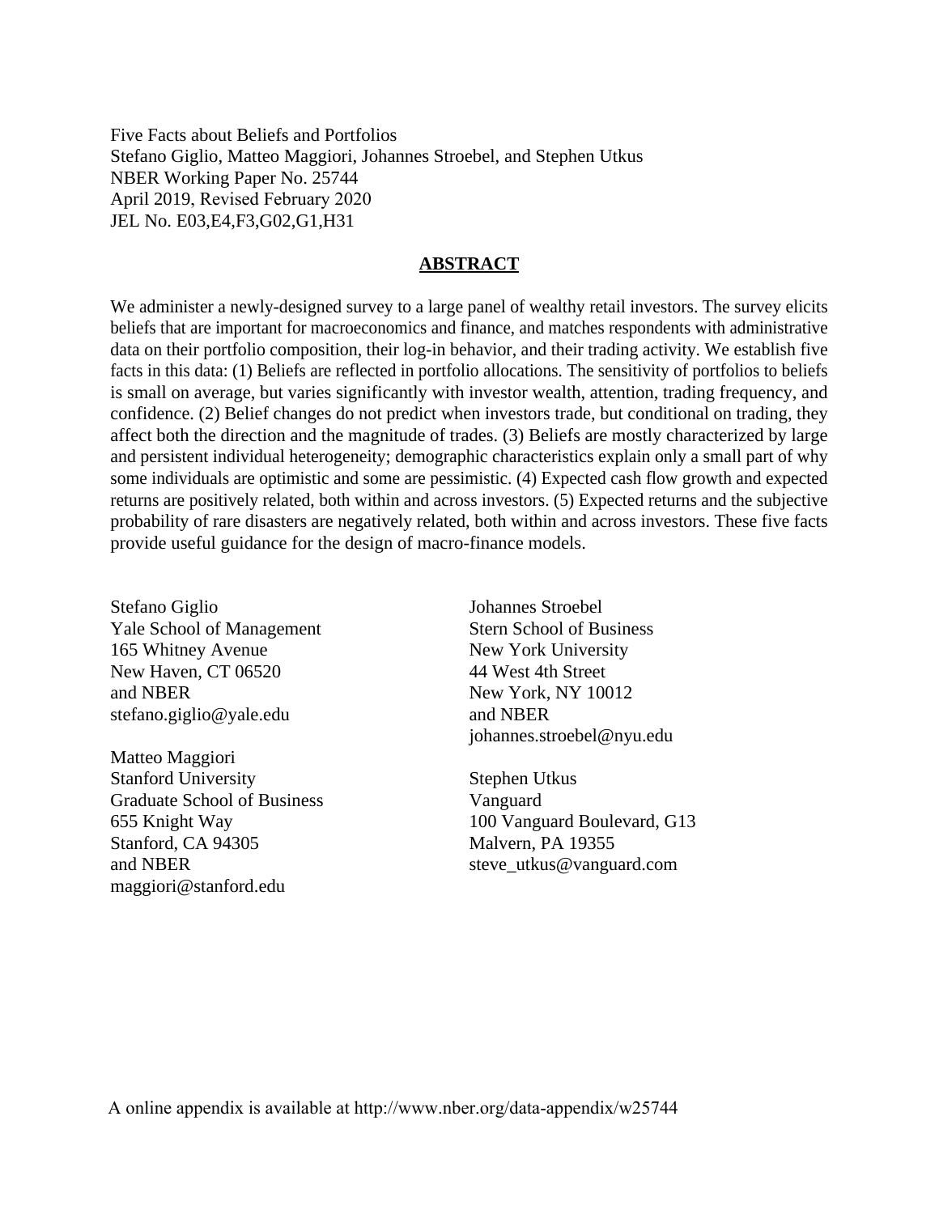Five Facts about Beliefs and Portfolios
Stefano Giglio, Matteo Maggiori, Johannes Stroebel, and Stephen Utkus
NBER Working Paper No. 25744
April 2019, Revised February 2020
JEL No. E03,E4,F3,G02,G1,H31

## ABSTRACT

We administer a newly-designed survey to a large panel of wealthy retail investors. The survey elicits beliefs that are important for macroeconomics and finance, and matches respondents with administrative data on their portfolio composition, their log-in behavior, and their trading activity. We establish five facts in this data: (1) Beliefs are reflected in portfolio allocations. The sensitivity of portfolios to beliefs is small on average, but varies significantly with investor wealth, attention, trading frequency, and confidence. (2) Belief changes do not predict when investors trade, but conditional on trading, they affect both the direction and the magnitude of trades. (3) Beliefs are mostly characterized by large and persistent individual heterogeneity; demographic characteristics explain only a small part of why some individuals are optimistic and some are pessimistic. (4) Expected cash flow growth and expected returns are positively related, both within and across investors. (5) Expected returns and the subjective probability of rare disasters are negatively related, both within and across investors. These five facts provide useful guidance for the design of macro-finance models.

Stefano Giglio
Yale School of Management
165 Whitney Avenue
New Haven, CT 06520
and NBER
stefano.giglio@yale.edu

Matteo Maggiori
Stanford University
Graduate School of Business
655 Knight Way
Stanford, CA 94305
and NBER
maggiori@stanford.edu

Johannes Stroebel
Stern School of Business
New York University
44 West 4th Street
New York, NY 10012
and NBER
johannes.stroebel@nyu.edu

Stephen Utkus
Vanguard
100 Vanguard Boulevard, G13
Malvern, PA 19355
steve_utkus@vanguard.com

A online appendix is available at http://www.nber.org/data-appendix/w25744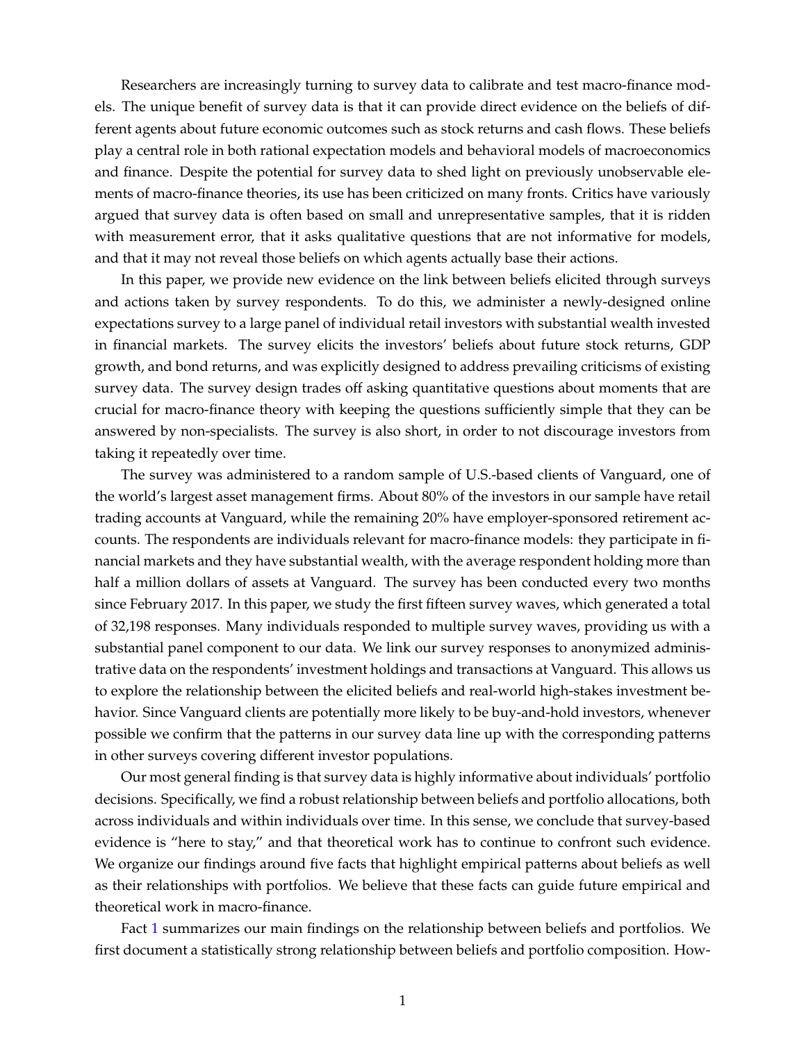Researchers are increasingly turning to survey data to calibrate and test macro-finance models. The unique benefit of survey data is that it can provide direct evidence on the beliefs of different agents about future economic outcomes such as stock returns and cash flows. These beliefs play a central role in both rational expectation models and behavioral models of macroeconomics and finance. Despite the potential for survey data to shed light on previously unobservable elements of macro-finance theories, its use has been criticized on many fronts. Critics have variously argued that survey data is often based on small and unrepresentative samples, that it is ridden with measurement error, that it asks qualitative questions that are not informative for models, and that it may not reveal those beliefs on which agents actually base their actions.

In this paper, we provide new evidence on the link between beliefs elicited through surveys and actions taken by survey respondents. To do this, we administer a newly-designed online expectations survey to a large panel of individual retail investors with substantial wealth invested in financial markets. The survey elicits the investors' beliefs about future stock returns, GDP growth, and bond returns, and was explicitly designed to address prevailing criticisms of existing survey data. The survey design trades off asking quantitative questions about moments that are crucial for macro-finance theory with keeping the questions sufficiently simple that they can be answered by non-specialists. The survey is also short, in order to not discourage investors from taking it repeatedly over time.

The survey was administered to a random sample of U.S.-based clients of Vanguard, one of the world's largest asset management firms. About 80% of the investors in our sample have retail trading accounts at Vanguard, while the remaining 20% have employer-sponsored retirement accounts. The respondents are individuals relevant for macro-finance models: they participate in financial markets and they have substantial wealth, with the average respondent holding more than half a million dollars of assets at Vanguard. The survey has been conducted every two months since February 2017. In this paper, we study the first fifteen survey waves, which generated a total of 32,198 responses. Many individuals responded to multiple survey waves, providing us with a substantial panel component to our data. We link our survey responses to anonymized administrative data on the respondents' investment holdings and transactions at Vanguard. This allows us to explore the relationship between the elicited beliefs and real-world high-stakes investment behavior. Since Vanguard clients are potentially more likely to be buy-and-hold investors, whenever possible we confirm that the patterns in our survey data line up with the corresponding patterns in other surveys covering different investor populations.

Our most general finding is that survey data is highly informative about individuals' portfolio decisions. Specifically, we find a robust relationship between beliefs and portfolio allocations, both across individuals and within individuals over time. In this sense, we conclude that survey-based evidence is "here to stay," and that theoretical work has to continue to confront such evidence. We organize our findings around five facts that highlight empirical patterns about beliefs as well as their relationships with portfolios. We believe that these facts can guide future empirical and theoretical work in macro-finance.

Fact 1 summarizes our main findings on the relationship between beliefs and portfolios. We first document a statistically strong relationship between beliefs and portfolio composition. How-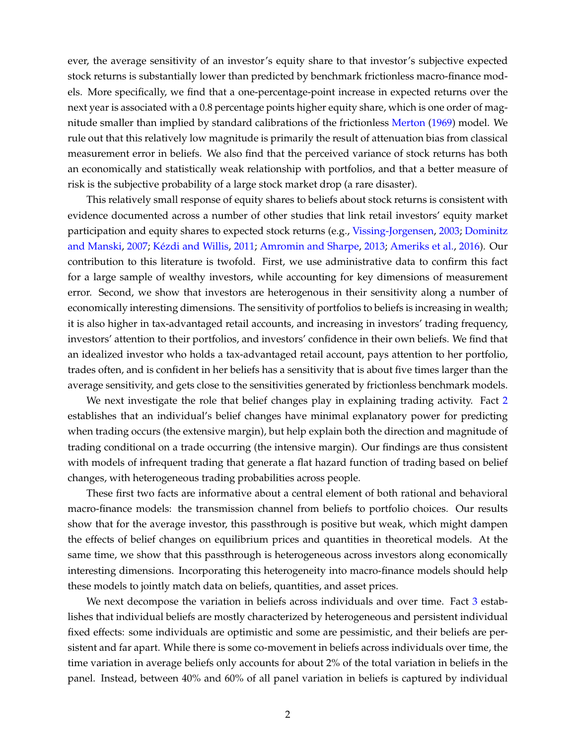ever, the average sensitivity of an investor's equity share to that investor's subjective expected stock returns is substantially lower than predicted by benchmark frictionless macro-finance models. More specifically, we find that a one-percentage-point increase in expected returns over the next year is associated with a 0.8 percentage points higher equity share, which is one order of magnitude smaller than implied by standard calibrations of the frictionless Merton (1969) model. We rule out that this relatively low magnitude is primarily the result of attenuation bias from classical measurement error in beliefs. We also find that the perceived variance of stock returns has both an economically and statistically weak relationship with portfolios, and that a better measure of risk is the subjective probability of a large stock market drop (a rare disaster).

This relatively small response of equity shares to beliefs about stock returns is consistent with evidence documented across a number of other studies that link retail investors' equity market participation and equity shares to expected stock returns (e.g., Vissing-Jorgensen, 2003; Dominitz and Manski, 2007; Kézdi and Willis, 2011; Amromin and Sharpe, 2013; Ameriks et al., 2016). Our contribution to this literature is twofold. First, we use administrative data to confirm this fact for a large sample of wealthy investors, while accounting for key dimensions of measurement error. Second, we show that investors are heterogenous in their sensitivity along a number of economically interesting dimensions. The sensitivity of portfolios to beliefs is increasing in wealth; it is also higher in tax-advantaged retail accounts, and increasing in investors' trading frequency, investors' attention to their portfolios, and investors' confidence in their own beliefs. We find that an idealized investor who holds a tax-advantaged retail account, pays attention to her portfolio, trades often, and is confident in her beliefs has a sensitivity that is about five times larger than the average sensitivity, and gets close to the sensitivities generated by frictionless benchmark models.

We next investigate the role that belief changes play in explaining trading activity. Fact 2 establishes that an individual's belief changes have minimal explanatory power for predicting when trading occurs (the extensive margin), but help explain both the direction and magnitude of trading conditional on a trade occurring (the intensive margin). Our findings are thus consistent with models of infrequent trading that generate a flat hazard function of trading based on belief changes, with heterogeneous trading probabilities across people.

These first two facts are informative about a central element of both rational and behavioral macro-finance models: the transmission channel from beliefs to portfolio choices. Our results show that for the average investor, this passthrough is positive but weak, which might dampen the effects of belief changes on equilibrium prices and quantities in theoretical models. At the same time, we show that this passthrough is heterogeneous across investors along economically interesting dimensions. Incorporating this heterogeneity into macro-finance models should help these models to jointly match data on beliefs, quantities, and asset prices.

We next decompose the variation in beliefs across individuals and over time. Fact 3 establishes that individual beliefs are mostly characterized by heterogeneous and persistent individual fixed effects: some individuals are optimistic and some are pessimistic, and their beliefs are persistent and far apart. While there is some co-movement in beliefs across individuals over time, the time variation in average beliefs only accounts for about 2% of the total variation in beliefs in the panel. Instead, between 40% and 60% of all panel variation in beliefs is captured by individual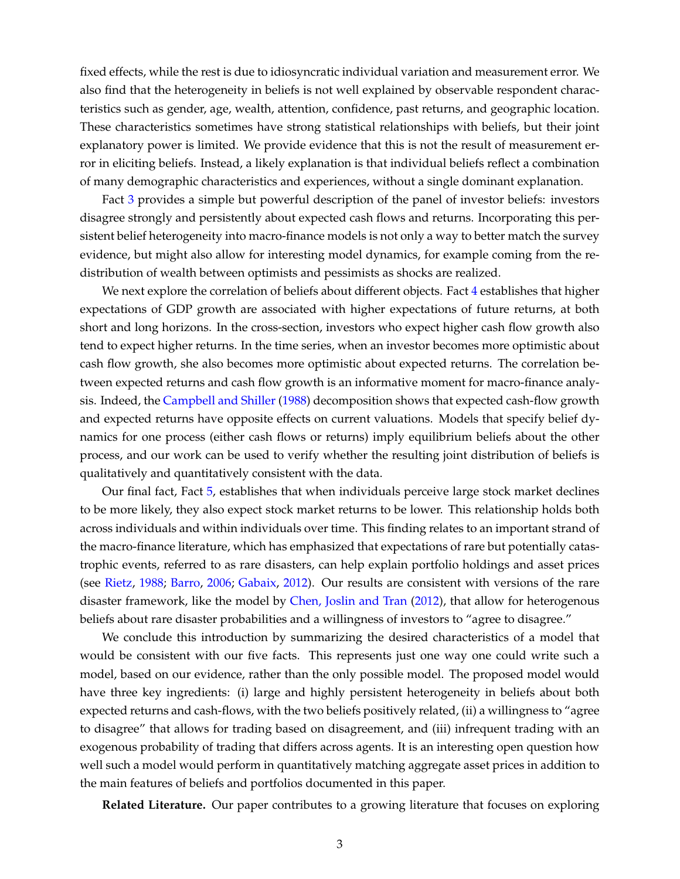fixed effects, while the rest is due to idiosyncratic individual variation and measurement error. We also find that the heterogeneity in beliefs is not well explained by observable respondent characteristics such as gender, age, wealth, attention, confidence, past returns, and geographic location. These characteristics sometimes have strong statistical relationships with beliefs, but their joint explanatory power is limited. We provide evidence that this is not the result of measurement error in eliciting beliefs. Instead, a likely explanation is that individual beliefs reflect a combination of many demographic characteristics and experiences, without a single dominant explanation.

Fact 3 provides a simple but powerful description of the panel of investor beliefs: investors disagree strongly and persistently about expected cash flows and returns. Incorporating this persistent belief heterogeneity into macro-finance models is not only a way to better match the survey evidence, but might also allow for interesting model dynamics, for example coming from the redistribution of wealth between optimists and pessimists as shocks are realized.

We next explore the correlation of beliefs about different objects. Fact 4 establishes that higher expectations of GDP growth are associated with higher expectations of future returns, at both short and long horizons. In the cross-section, investors who expect higher cash flow growth also tend to expect higher returns. In the time series, when an investor becomes more optimistic about cash flow growth, she also becomes more optimistic about expected returns. The correlation between expected returns and cash flow growth is an informative moment for macro-finance analysis. Indeed, the Campbell and Shiller (1988) decomposition shows that expected cash-flow growth and expected returns have opposite effects on current valuations. Models that specify belief dynamics for one process (either cash flows or returns) imply equilibrium beliefs about the other process, and our work can be used to verify whether the resulting joint distribution of beliefs is qualitatively and quantitatively consistent with the data.

Our final fact, Fact 5, establishes that when individuals perceive large stock market declines to be more likely, they also expect stock market returns to be lower. This relationship holds both across individuals and within individuals over time. This finding relates to an important strand of the macro-finance literature, which has emphasized that expectations of rare but potentially catastrophic events, referred to as rare disasters, can help explain portfolio holdings and asset prices (see Rietz, 1988; Barro, 2006; Gabaix, 2012). Our results are consistent with versions of the rare disaster framework, like the model by Chen, Joslin and Tran (2012), that allow for heterogenous beliefs about rare disaster probabilities and a willingness of investors to "agree to disagree."

We conclude this introduction by summarizing the desired characteristics of a model that would be consistent with our five facts. This represents just one way one could write such a model, based on our evidence, rather than the only possible model. The proposed model would have three key ingredients: (i) large and highly persistent heterogeneity in beliefs about both expected returns and cash-flows, with the two beliefs positively related, (ii) a willingness to "agree to disagree" that allows for trading based on disagreement, and (iii) infrequent trading with an exogenous probability of trading that differs across agents. It is an interesting open question how well such a model would perform in quantitatively matching aggregate asset prices in addition to the main features of beliefs and portfolios documented in this paper.

**Related Literature.** Our paper contributes to a growing literature that focuses on exploring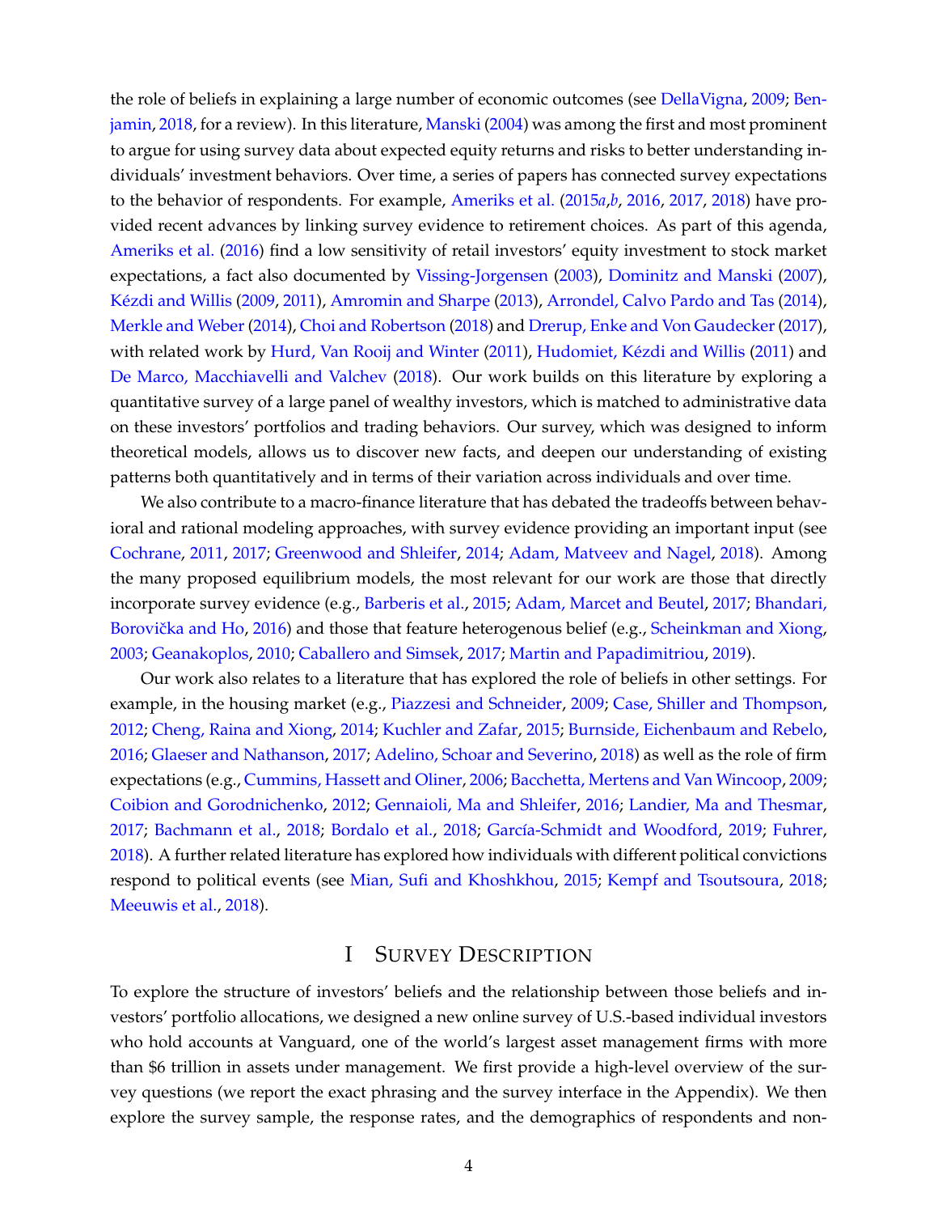the role of beliefs in explaining a large number of economic outcomes (see DellaVigna, 2009; Benjamin, 2018, for a review). In this literature, Manski (2004) was among the first and most prominent to argue for using survey data about expected equity returns and risks to better understanding individuals' investment behaviors. Over time, a series of papers has connected survey expectations to the behavior of respondents. For example, Ameriks et al. (2015*a*,*b*, 2016, 2017, 2018) have provided recent advances by linking survey evidence to retirement choices. As part of this agenda, Ameriks et al. (2016) find a low sensitivity of retail investors' equity investment to stock market expectations, a fact also documented by Vissing-Jorgensen (2003), Dominitz and Manski (2007), Kézdi and Willis (2009, 2011), Amromin and Sharpe (2013), Arrondel, Calvo Pardo and Tas (2014), Merkle and Weber (2014), Choi and Robertson (2018) and Drerup, Enke and Von Gaudecker (2017), with related work by Hurd, Van Rooij and Winter (2011), Hudomiet, Kézdi and Willis (2011) and De Marco, Macchiavelli and Valchev (2018). Our work builds on this literature by exploring a quantitative survey of a large panel of wealthy investors, which is matched to administrative data on these investors' portfolios and trading behaviors. Our survey, which was designed to inform theoretical models, allows us to discover new facts, and deepen our understanding of existing patterns both quantitatively and in terms of their variation across individuals and over time.

We also contribute to a macro-finance literature that has debated the tradeoffs between behavioral and rational modeling approaches, with survey evidence providing an important input (see Cochrane, 2011, 2017; Greenwood and Shleifer, 2014; Adam, Matveev and Nagel, 2018). Among the many proposed equilibrium models, the most relevant for our work are those that directly incorporate survey evidence (e.g., Barberis et al., 2015; Adam, Marcet and Beutel, 2017; Bhandari, Borovička and Ho, 2016) and those that feature heterogenous belief (e.g., Scheinkman and Xiong, 2003; Geanakoplos, 2010; Caballero and Simsek, 2017; Martin and Papadimitriou, 2019).

Our work also relates to a literature that has explored the role of beliefs in other settings. For example, in the housing market (e.g., Piazzesi and Schneider, 2009; Case, Shiller and Thompson, 2012; Cheng, Raina and Xiong, 2014; Kuchler and Zafar, 2015; Burnside, Eichenbaum and Rebelo, 2016; Glaeser and Nathanson, 2017; Adelino, Schoar and Severino, 2018) as well as the role of firm expectations (e.g., Cummins, Hassett and Oliner, 2006; Bacchetta, Mertens and Van Wincoop, 2009; Coibion and Gorodnichenko, 2012; Gennaioli, Ma and Shleifer, 2016; Landier, Ma and Thesmar, 2017; Bachmann et al., 2018; Bordalo et al., 2018; García-Schmidt and Woodford, 2019; Fuhrer, 2018). A further related literature has explored how individuals with different political convictions respond to political events (see Mian, Sufi and Khoshkhou, 2015; Kempf and Tsoutsoura, 2018; Meeuwis et al., 2018).

# I Survey Description

To explore the structure of investors' beliefs and the relationship between those beliefs and investors' portfolio allocations, we designed a new online survey of U.S.-based individual investors who hold accounts at Vanguard, one of the world's largest asset management firms with more than $6 trillion in assets under management. We first provide a high-level overview of the survey questions (we report the exact phrasing and the survey interface in the Appendix). We then explore the survey sample, the response rates, and the demographics of respondents and non-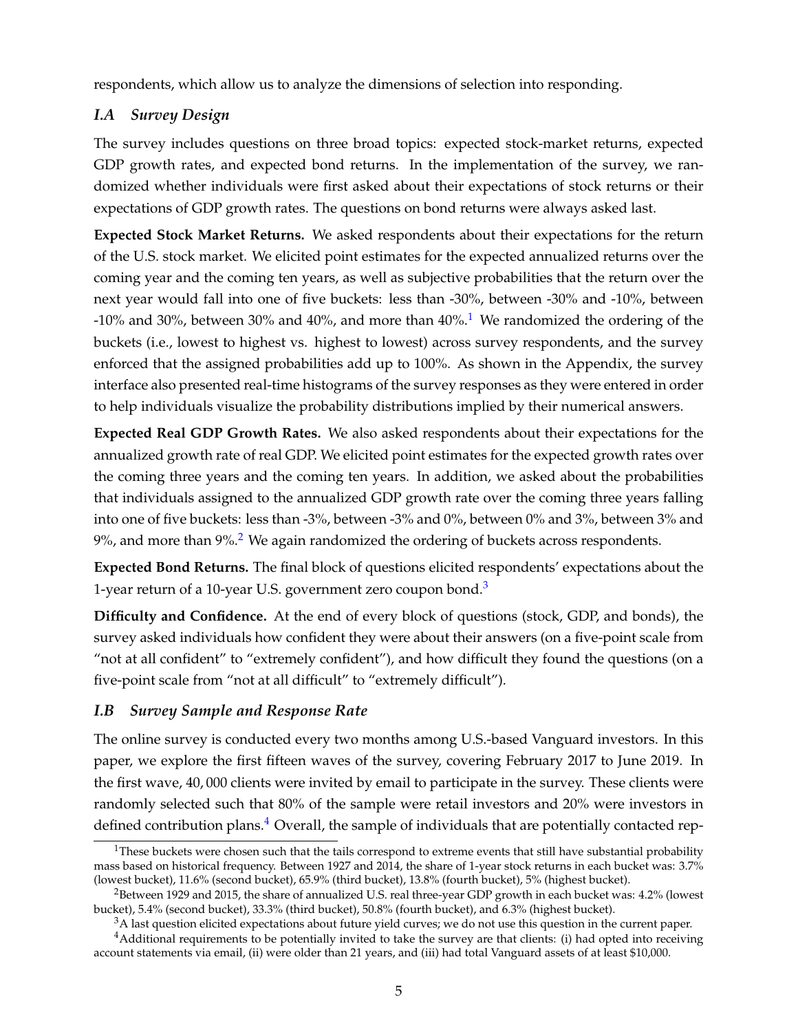respondents, which allow us to analyze the dimensions of selection into responding.

### *I.A Survey Design*

The survey includes questions on three broad topics: expected stock-market returns, expected GDP growth rates, and expected bond returns. In the implementation of the survey, we randomized whether individuals were first asked about their expectations of stock returns or their expectations of GDP growth rates. The questions on bond returns were always asked last.

**Expected Stock Market Returns.** We asked respondents about their expectations for the return of the U.S. stock market. We elicited point estimates for the expected annualized returns over the coming year and the coming ten years, as well as subjective probabilities that the return over the next year would fall into one of five buckets: less than -30%, between -30% and -10%, between -10% and 30%, between 30% and 40%, and more than 40%.[1] We randomized the ordering of the buckets (i.e., lowest to highest vs. highest to lowest) across survey respondents, and the survey enforced that the assigned probabilities add up to 100%. As shown in the Appendix, the survey interface also presented real-time histograms of the survey responses as they were entered in order to help individuals visualize the probability distributions implied by their numerical answers.

**Expected Real GDP Growth Rates.** We also asked respondents about their expectations for the annualized growth rate of real GDP. We elicited point estimates for the expected growth rates over the coming three years and the coming ten years. In addition, we asked about the probabilities that individuals assigned to the annualized GDP growth rate over the coming three years falling into one of five buckets: less than -3%, between -3% and 0%, between 0% and 3%, between 3% and 9%, and more than 9%.[2] We again randomized the ordering of buckets across respondents.

**Expected Bond Returns.** The final block of questions elicited respondents' expectations about the 1-year return of a 10-year U.S. government zero coupon bond.[3]

**Difficulty and Confidence.** At the end of every block of questions (stock, GDP, and bonds), the survey asked individuals how confident they were about their answers (on a five-point scale from "not at all confident" to "extremely confident"), and how difficult they found the questions (on a five-point scale from "not at all difficult" to "extremely difficult").

### *I.B Survey Sample and Response Rate*

The online survey is conducted every two months among U.S.-based Vanguard investors. In this paper, we explore the first fifteen waves of the survey, covering February 2017 to June 2019. In the first wave, 40,000 clients were invited by email to participate in the survey. These clients were randomly selected such that 80% of the sample were retail investors and 20% were investors in defined contribution plans.[4] Overall, the sample of individuals that are potentially contacted rep-

[1] These buckets were chosen such that the tails correspond to extreme events that still have substantial probability mass based on historical frequency. Between 1927 and 2014, the share of 1-year stock returns in each bucket was: 3.7% (lowest bucket), 11.6% (second bucket), 65.9% (third bucket), 13.8% (fourth bucket), 5% (highest bucket).

[2] Between 1929 and 2015, the share of annualized U.S. real three-year GDP growth in each bucket was: 4.2% (lowest bucket), 5.4% (second bucket), 33.3% (third bucket), 50.8% (fourth bucket), and 6.3% (highest bucket).

[3] A last question elicited expectations about future yield curves; we do not use this question in the current paper.

[4] Additional requirements to be potentially invited to take the survey are that clients: (i) had opted into receiving account statements via email, (ii) were older than 21 years, and (iii) had total Vanguard assets of at least $10,000.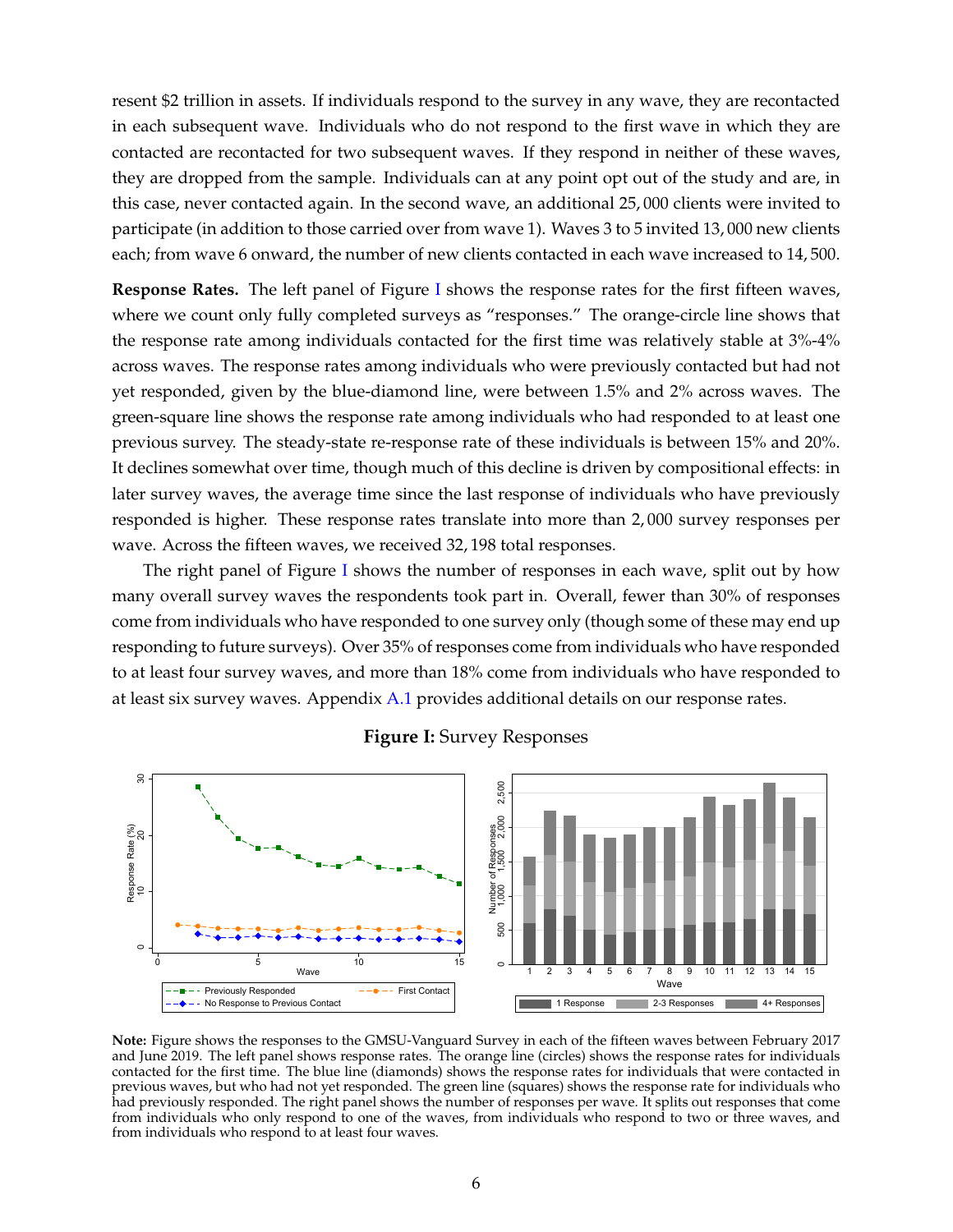resent \$2 trillion in assets. If individuals respond to the survey in any wave, they are recontacted in each subsequent wave. Individuals who do not respond to the first wave in which they are contacted are recontacted for two subsequent waves. If they respond in neither of these waves, they are dropped from the sample. Individuals can at any point opt out of the study and are, in this case, never contacted again. In the second wave, an additional 25,000 clients were invited to participate (in addition to those carried over from wave 1). Waves 3 to 5 invited 13,000 new clients each; from wave 6 onward, the number of new clients contacted in each wave increased to 14,500.

**Response Rates.** The left panel of Figure I shows the response rates for the first fifteen waves, where we count only fully completed surveys as "responses." The orange-circle line shows that the response rate among individuals contacted for the first time was relatively stable at 3%-4% across waves. The response rates among individuals who were previously contacted but had not yet responded, given by the blue-diamond line, were between 1.5% and 2% across waves. The green-square line shows the response rate among individuals who had responded to at least one previous survey. The steady-state re-response rate of these individuals is between 15% and 20%. It declines somewhat over time, though much of this decline is driven by compositional effects: in later survey waves, the average time since the last response of individuals who have previously responded is higher. These response rates translate into more than 2,000 survey responses per wave. Across the fifteen waves, we received 32,198 total responses.

The right panel of Figure I shows the number of responses in each wave, split out by how many overall survey waves the respondents took part in. Overall, fewer than 30% of responses come from individuals who have responded to one survey only (though some of these may end up responding to future surveys). Over 35% of responses come from individuals who have responded to at least four survey waves, and more than 18% come from individuals who have responded to at least six survey waves. Appendix A.1 provides additional details on our response rates.

**Figure I:** Survey Responses

**Note:** Figure shows the responses to the GMSU-Vanguard Survey in each of the fifteen waves between February 2017 and June 2019. The left panel shows response rates. The orange line (circles) shows the response rates for individuals contacted for the first time. The blue line (diamonds) shows the response rates for individuals that were contacted in previous waves, but who had not yet responded. The green line (squares) shows the response rate for individuals who had previously responded. The right panel shows the number of responses per wave. It splits out responses that come from individuals who only respond to one of the waves, from individuals who respond to two or three waves, and from individuals who respond to at least four waves.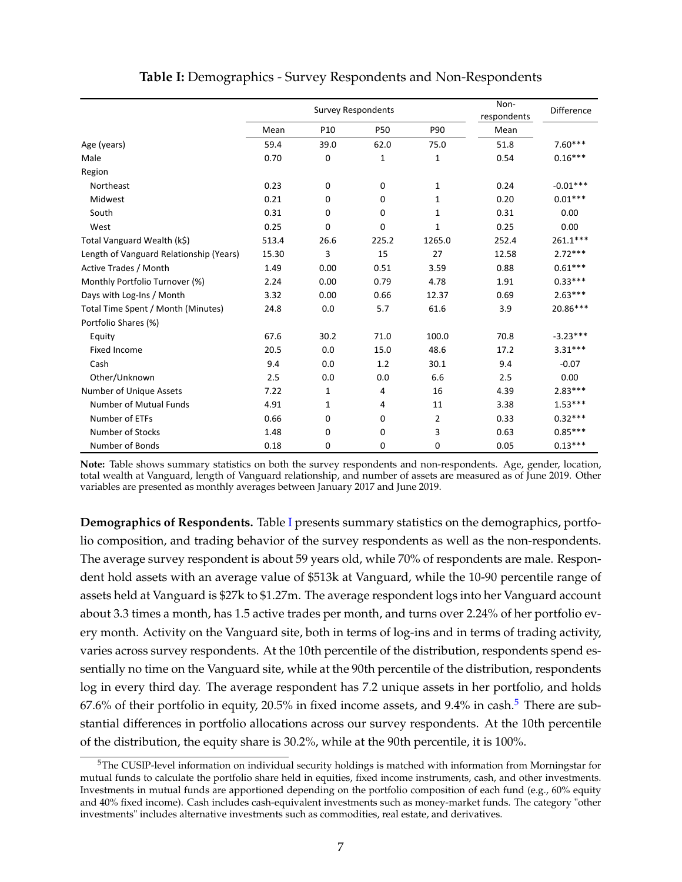**Table I:** Demographics - Survey Respondents and Non-Respondents

| | Survey Respondents | | | | Non-respondents | Difference |
|---|---|---|---|---|---|---|
| | Mean | P10 | P50 | P90 | Mean | |
| Age (years) | 59.4 | 39.0 | 62.0 | 75.0 | 51.8 | 7.60*** |
| Male | 0.70 | 0 | 1 | 1 | 0.54 | 0.16*** |
| Region | | | | | | |
| Northeast | 0.23 | 0 | 0 | 1 | 0.24 | -0.01*** |
| Midwest | 0.21 | 0 | 0 | 1 | 0.20 | 0.01*** |
| South | 0.31 | 0 | 0 | 1 | 0.31 | 0.00 |
| West | 0.25 | 0 | 0 | 1 | 0.25 | 0.00 |
| Total Vanguard Wealth (k$) | 513.4 | 26.6 | 225.2 | 1265.0 | 252.4 | 261.1*** |
| Length of Vanguard Relationship (Years) | 15.30 | 3 | 15 | 27 | 12.58 | 2.72*** |
| Active Trades / Month | 1.49 | 0.00 | 0.51 | 3.59 | 0.88 | 0.61*** |
| Monthly Portfolio Turnover (%) | 2.24 | 0.00 | 0.79 | 4.78 | 1.91 | 0.33*** |
| Days with Log-Ins / Month | 3.32 | 0.00 | 0.66 | 12.37 | 0.69 | 2.63*** |
| Total Time Spent / Month (Minutes) | 24.8 | 0.0 | 5.7 | 61.6 | 3.9 | 20.86*** |
| Portfolio Shares (%) | | | | | | |
| Equity | 67.6 | 30.2 | 71.0 | 100.0 | 70.8 | -3.23*** |
| Fixed Income | 20.5 | 0.0 | 15.0 | 48.6 | 17.2 | 3.31*** |
| Cash | 9.4 | 0.0 | 1.2 | 30.1 | 9.4 | -0.07 |
| Other/Unknown | 2.5 | 0.0 | 0.0 | 6.6 | 2.5 | 0.00 |
| Number of Unique Assets | 7.22 | 1 | 4 | 16 | 4.39 | 2.83*** |
| Number of Mutual Funds | 4.91 | 1 | 4 | 11 | 3.38 | 1.53*** |
| Number of ETFs | 0.66 | 0 | 0 | 2 | 0.33 | 0.32*** |
| Number of Stocks | 1.48 | 0 | 0 | 3 | 0.63 | 0.85*** |
| Number of Bonds | 0.18 | 0 | 0 | 0 | 0.05 | 0.13*** |

**Note:** Table shows summary statistics on both the survey respondents and non-respondents. Age, gender, location, total wealth at Vanguard, length of Vanguard relationship, and number of assets are measured as of June 2019. Other variables are presented as monthly averages between January 2017 and June 2019.

**Demographics of Respondents.** Table I presents summary statistics on the demographics, portfolio composition, and trading behavior of the survey respondents as well as the non-respondents. The average survey respondent is about 59 years old, while 70% of respondents are male. Respondent hold assets with an average value of $513k at Vanguard, while the 10-90 percentile range of assets held at Vanguard is $27k to $1.27m. The average respondent logs into her Vanguard account about 3.3 times a month, has 1.5 active trades per month, and turns over 2.24% of her portfolio every month. Activity on the Vanguard site, both in terms of log-ins and in terms of trading activity, varies across survey respondents. At the 10th percentile of the distribution, respondents spend essentially no time on the Vanguard site, while at the 90th percentile of the distribution, respondents log in every third day. The average respondent has 7.2 unique assets in her portfolio, and holds 67.6% of their portfolio in equity, 20.5% in fixed income assets, and 9.4% in cash.[5] There are substantial differences in portfolio allocations across our survey respondents. At the 10th percentile of the distribution, the equity share is 30.2%, while at the 90th percentile, it is 100%.

[5]The CUSIP-level information on individual security holdings is matched with information from Morningstar for mutual funds to calculate the portfolio share held in equities, fixed income instruments, cash, and other investments. Investments in mutual funds are apportioned depending on the portfolio composition of each fund (e.g., 60% equity and 40% fixed income). Cash includes cash-equivalent investments such as money-market funds. The category "other investments" includes alternative investments such as commodities, real estate, and derivatives.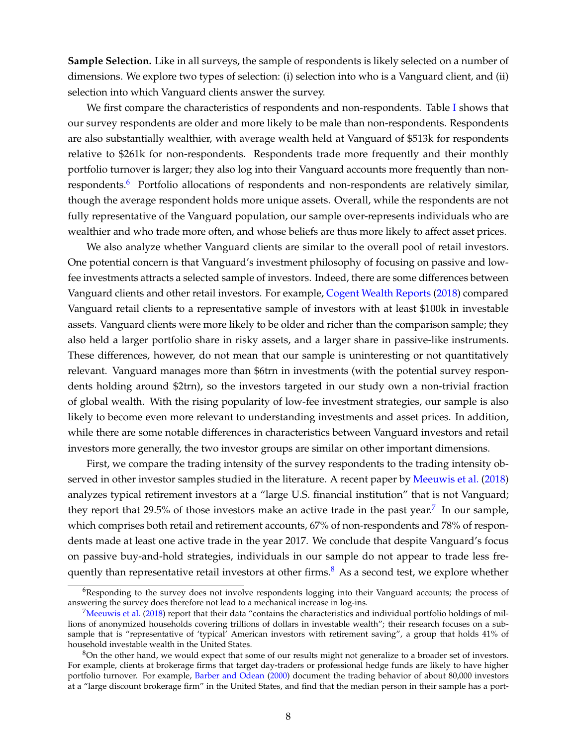**Sample Selection.** Like in all surveys, the sample of respondents is likely selected on a number of dimensions. We explore two types of selection: (i) selection into who is a Vanguard client, and (ii) selection into which Vanguard clients answer the survey.

We first compare the characteristics of respondents and non-respondents. Table I shows that our survey respondents are older and more likely to be male than non-respondents. Respondents are also substantially wealthier, with average wealth held at Vanguard of $513k for respondents relative to $261k for non-respondents. Respondents trade more frequently and their monthly portfolio turnover is larger; they also log into their Vanguard accounts more frequently than non-respondents.[6] Portfolio allocations of respondents and non-respondents are relatively similar, though the average respondent holds more unique assets. Overall, while the respondents are not fully representative of the Vanguard population, our sample over-represents individuals who are wealthier and who trade more often, and whose beliefs are thus more likely to affect asset prices.

We also analyze whether Vanguard clients are similar to the overall pool of retail investors. One potential concern is that Vanguard's investment philosophy of focusing on passive and low-fee investments attracts a selected sample of investors. Indeed, there are some differences between Vanguard clients and other retail investors. For example, Cogent Wealth Reports (2018) compared Vanguard retail clients to a representative sample of investors with at least $100k in investable assets. Vanguard clients were more likely to be older and richer than the comparison sample; they also held a larger portfolio share in risky assets, and a larger share in passive-like instruments. These differences, however, do not mean that our sample is uninteresting or not quantitatively relevant. Vanguard manages more than $6trn in investments (with the potential survey respondents holding around $2trn), so the investors targeted in our study own a non-trivial fraction of global wealth. With the rising popularity of low-fee investment strategies, our sample is also likely to become even more relevant to understanding investments and asset prices. In addition, while there are some notable differences in characteristics between Vanguard investors and retail investors more generally, the two investor groups are similar on other important dimensions.

First, we compare the trading intensity of the survey respondents to the trading intensity observed in other investor samples studied in the literature. A recent paper by Meeuwis et al. (2018) analyzes typical retirement investors at a "large U.S. financial institution" that is not Vanguard; they report that 29.5% of those investors make an active trade in the past year.[7] In our sample, which comprises both retail and retirement accounts, 67% of non-respondents and 78% of respondents made at least one active trade in the year 2017. We conclude that despite Vanguard's focus on passive buy-and-hold strategies, individuals in our sample do not appear to trade less frequently than representative retail investors at other firms.[8] As a second test, we explore whether

[6]Responding to the survey does not involve respondents logging into their Vanguard accounts; the process of answering the survey does therefore not lead to a mechanical increase in log-ins.

[7]Meeuwis et al. (2018) report that their data "contains the characteristics and individual portfolio holdings of millions of anonymized households covering trillions of dollars in investable wealth"; their research focuses on a subsample that is "representative of 'typical' American investors with retirement saving", a group that holds 41% of household investable wealth in the United States.

[8]On the other hand, we would expect that some of our results might not generalize to a broader set of investors. For example, clients at brokerage firms that target day-traders or professional hedge funds are likely to have higher portfolio turnover. For example, Barber and Odean (2000) document the trading behavior of about 80,000 investors at a "large discount brokerage firm" in the United States, and find that the median person in their sample has a port-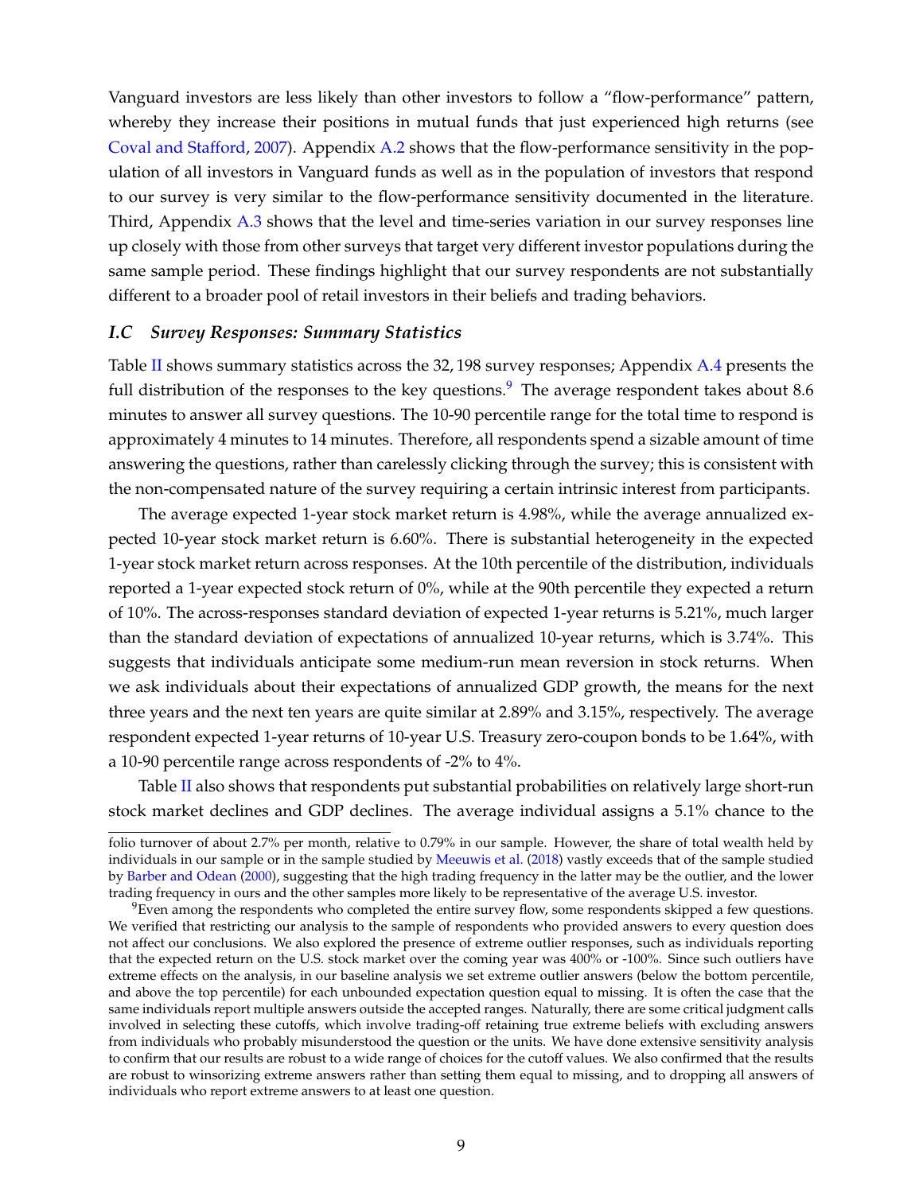Vanguard investors are less likely than other investors to follow a "flow-performance" pattern, whereby they increase their positions in mutual funds that just experienced high returns (see Coval and Stafford, 2007). Appendix A.2 shows that the flow-performance sensitivity in the population of all investors in Vanguard funds as well as in the population of investors that respond to our survey is very similar to the flow-performance sensitivity documented in the literature. Third, Appendix A.3 shows that the level and time-series variation in our survey responses line up closely with those from other surveys that target very different investor populations during the same sample period. These findings highlight that our survey respondents are not substantially different to a broader pool of retail investors in their beliefs and trading behaviors.

### *I.C Survey Responses: Summary Statistics*

Table II shows summary statistics across the 32,198 survey responses; Appendix A.4 presents the full distribution of the responses to the key questions.[9] The average respondent takes about 8.6 minutes to answer all survey questions. The 10-90 percentile range for the total time to respond is approximately 4 minutes to 14 minutes. Therefore, all respondents spend a sizable amount of time answering the questions, rather than carelessly clicking through the survey; this is consistent with the non-compensated nature of the survey requiring a certain intrinsic interest from participants.

The average expected 1-year stock market return is 4.98%, while the average annualized expected 10-year stock market return is 6.60%. There is substantial heterogeneity in the expected 1-year stock market return across responses. At the 10th percentile of the distribution, individuals reported a 1-year expected stock return of 0%, while at the 90th percentile they expected a return of 10%. The across-responses standard deviation of expected 1-year returns is 5.21%, much larger than the standard deviation of expectations of annualized 10-year returns, which is 3.74%. This suggests that individuals anticipate some medium-run mean reversion in stock returns. When we ask individuals about their expectations of annualized GDP growth, the means for the next three years and the next ten years are quite similar at 2.89% and 3.15%, respectively. The average respondent expected 1-year returns of 10-year U.S. Treasury zero-coupon bonds to be 1.64%, with a 10-90 percentile range across respondents of -2% to 4%.

Table II also shows that respondents put substantial probabilities on relatively large short-run stock market declines and GDP declines. The average individual assigns a 5.1% chance to the

---

folio turnover of about 2.7% per month, relative to 0.79% in our sample. However, the share of total wealth held by individuals in our sample or in the sample studied by Meeuwis et al. (2018) vastly exceeds that of the sample studied by Barber and Odean (2000), suggesting that the high trading frequency in the latter may be the outlier, and the lower trading frequency in ours and the other samples more likely to be representative of the average U.S. investor.

[9] Even among the respondents who completed the entire survey flow, some respondents skipped a few questions. We verified that restricting our analysis to the sample of respondents who provided answers to every question does not affect our conclusions. We also explored the presence of extreme outlier responses, such as individuals reporting that the expected return on the U.S. stock market over the coming year was 400% or -100%. Since such outliers have extreme effects on the analysis, in our baseline analysis we set extreme outlier answers (below the bottom percentile, and above the top percentile) for each unbounded expectation question equal to missing. It is often the case that the same individuals report multiple answers outside the accepted ranges. Naturally, there are some critical judgment calls involved in selecting these cutoffs, which involve trading-off retaining true extreme beliefs with excluding answers from individuals who probably misunderstood the question or the units. We have done extensive sensitivity analysis to confirm that our results are robust to a wide range of choices for the cutoff values. We also confirmed that the results are robust to winsorizing extreme answers rather than setting them equal to missing, and to dropping all answers of individuals who report extreme answers to at least one question.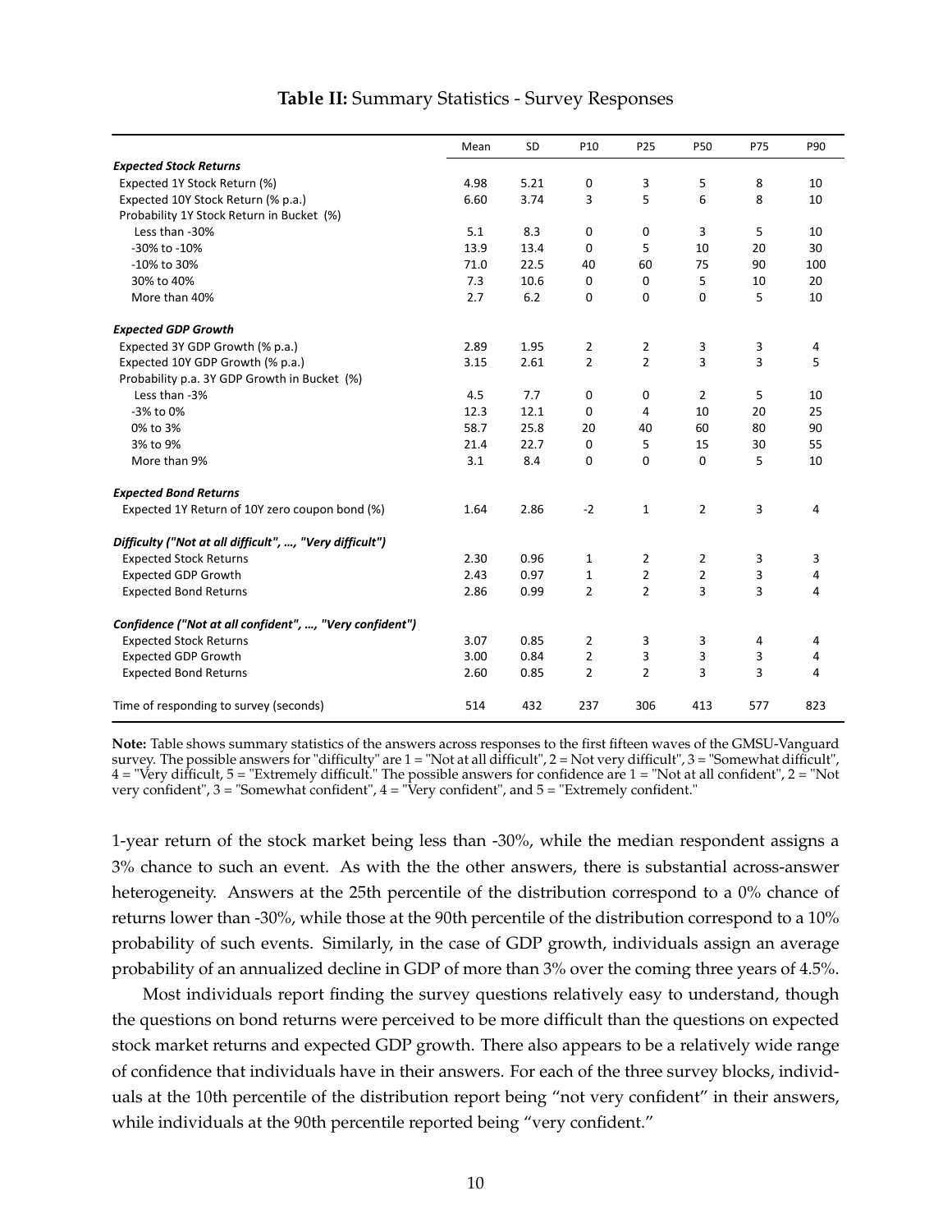**Table II:** Summary Statistics - Survey Responses

| | Mean | SD | P10 | P25 | P50 | P75 | P90 |
|---|---|---|---|---|---|---|---|
| ***Expected Stock Returns*** | | | | | | | |
| Expected 1Y Stock Return (%) | 4.98 | 5.21 | 0 | 3 | 5 | 8 | 10 |
| Expected 10Y Stock Return (% p.a.) | 6.60 | 3.74 | 3 | 5 | 6 | 8 | 10 |
| Probability 1Y Stock Return in Bucket (%) | | | | | | | |
| Less than -30% | 5.1 | 8.3 | 0 | 0 | 3 | 5 | 10 |
| -30% to -10% | 13.9 | 13.4 | 0 | 5 | 10 | 20 | 30 |
| -10% to 30% | 71.0 | 22.5 | 40 | 60 | 75 | 90 | 100 |
| 30% to 40% | 7.3 | 10.6 | 0 | 0 | 5 | 10 | 20 |
| More than 40% | 2.7 | 6.2 | 0 | 0 | 0 | 5 | 10 |
| ***Expected GDP Growth*** | | | | | | | |
| Expected 3Y GDP Growth (% p.a.) | 2.89 | 1.95 | 2 | 2 | 3 | 3 | 4 |
| Expected 10Y GDP Growth (% p.a.) | 3.15 | 2.61 | 2 | 2 | 3 | 3 | 5 |
| Probability p.a. 3Y GDP Growth in Bucket (%) | | | | | | | |
| Less than -3% | 4.5 | 7.7 | 0 | 0 | 2 | 5 | 10 |
| -3% to 0% | 12.3 | 12.1 | 0 | 4 | 10 | 20 | 25 |
| 0% to 3% | 58.7 | 25.8 | 20 | 40 | 60 | 80 | 90 |
| 3% to 9% | 21.4 | 22.7 | 0 | 5 | 15 | 30 | 55 |
| More than 9% | 3.1 | 8.4 | 0 | 0 | 0 | 5 | 10 |
| ***Expected Bond Returns*** | | | | | | | |
| Expected 1Y Return of 10Y zero coupon bond (%) | 1.64 | 2.86 | -2 | 1 | 2 | 3 | 4 |
| ***Difficulty ("Not at all difficult", ..., "Very difficult")*** | | | | | | | |
| Expected Stock Returns | 2.30 | 0.96 | 1 | 2 | 2 | 3 | 3 |
| Expected GDP Growth | 2.43 | 0.97 | 1 | 2 | 2 | 3 | 4 |
| Expected Bond Returns | 2.86 | 0.99 | 2 | 2 | 3 | 3 | 4 |
| ***Confidence ("Not at all confident", ..., "Very confident")*** | | | | | | | |
| Expected Stock Returns | 3.07 | 0.85 | 2 | 3 | 3 | 4 | 4 |
| Expected GDP Growth | 3.00 | 0.84 | 2 | 3 | 3 | 3 | 4 |
| Expected Bond Returns | 2.60 | 0.85 | 2 | 2 | 3 | 3 | 4 |
| Time of responding to survey (seconds) | 514 | 432 | 237 | 306 | 413 | 577 | 823 |

**Note:** Table shows summary statistics of the answers across responses to the first fifteen waves of the GMSU-Vanguard survey. The possible answers for "difficulty" are 1 = "Not at all difficult", 2 = Not very difficult", 3 = "Somewhat difficult", 4 = "Very difficult, 5 = "Extremely difficult." The possible answers for confidence are 1 = "Not at all confident", 2 = "Not very confident", 3 = "Somewhat confident", 4 = "Very confident", and 5 = "Extremely confident."

1-year return of the stock market being less than -30%, while the median respondent assigns a 3% chance to such an event. As with the the other answers, there is substantial across-answer heterogeneity. Answers at the 25th percentile of the distribution correspond to a 0% chance of returns lower than -30%, while those at the 90th percentile of the distribution correspond to a 10% probability of such events. Similarly, in the case of GDP growth, individuals assign an average probability of an annualized decline in GDP of more than 3% over the coming three years of 4.5%.

Most individuals report finding the survey questions relatively easy to understand, though the questions on bond returns were perceived to be more difficult than the questions on expected stock market returns and expected GDP growth. There also appears to be a relatively wide range of confidence that individuals have in their answers. For each of the three survey blocks, individuals at the 10th percentile of the distribution report being "not very confident" in their answers, while individuals at the 90th percentile reported being "very confident."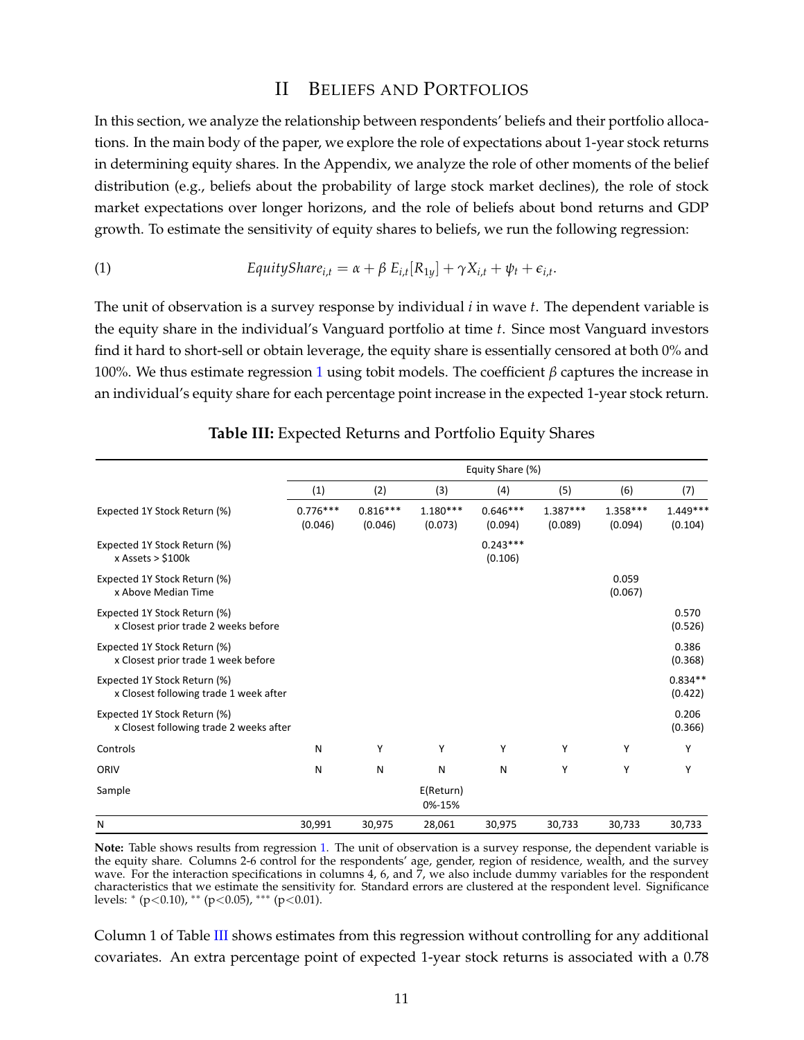## II Beliefs and Portfolios

In this section, we analyze the relationship between respondents' beliefs and their portfolio allocations. In the main body of the paper, we explore the role of expectations about 1-year stock returns in determining equity shares. In the Appendix, we analyze the role of other moments of the belief distribution (e.g., beliefs about the probability of large stock market declines), the role of stock market expectations over longer horizons, and the role of beliefs about bond returns and GDP growth. To estimate the sensitivity of equity shares to beliefs, we run the following regression:

$$EquityShare_{i,t} = \alpha + \beta\, E_{i,t}[R_{1y}] + \gamma X_{i,t} + \psi_t + \epsilon_{i,t}. \tag{1}$$

The unit of observation is a survey response by individual $i$ in wave $t$. The dependent variable is the equity share in the individual's Vanguard portfolio at time $t$. Since most Vanguard investors find it hard to short-sell or obtain leverage, the equity share is essentially censored at both 0% and 100%. We thus estimate regression 1 using tobit models. The coefficient $\beta$ captures the increase in an individual's equity share for each percentage point increase in the expected 1-year stock return.

**Table III:** Expected Returns and Portfolio Equity Shares

| | Equity Share (%) | | | | | | |
|---|---|---|---|---|---|---|---|
| | (1) | (2) | (3) | (4) | (5) | (6) | (7) |
| Expected 1Y Stock Return (%) | 0.776*** (0.046) | 0.816*** (0.046) | 1.180*** (0.073) | 0.646*** (0.094) | 1.387*** (0.089) | 1.358*** (0.094) | 1.449*** (0.104) |
| Expected 1Y Stock Return (%) x Assets > $100k | | | | 0.243*** (0.106) | | | |
| Expected 1Y Stock Return (%) x Above Median Time | | | | | | 0.059 (0.067) | |
| Expected 1Y Stock Return (%) x Closest prior trade 2 weeks before | | | | | | | 0.570 (0.526) |
| Expected 1Y Stock Return (%) x Closest prior trade 1 week before | | | | | | | 0.386 (0.368) |
| Expected 1Y Stock Return (%) x Closest following trade 1 week after | | | | | | | 0.834** (0.422) |
| Expected 1Y Stock Return (%) x Closest following trade 2 weeks after | | | | | | | 0.206 (0.366) |
| Controls | N | Y | Y | Y | Y | Y | Y |
| ORIV | N | N | N | N | Y | Y | Y |
| Sample | | | E(Return) 0%-15% | | | | |
| N | 30,991 | 30,975 | 28,061 | 30,975 | 30,733 | 30,733 | 30,733 |

**Note:** Table shows results from regression 1. The unit of observation is a survey response, the dependent variable is the equity share. Columns 2-6 control for the respondents' age, gender, region of residence, wealth, and the survey wave. For the interaction specifications in columns 4, 6, and 7, we also include dummy variables for the respondent characteristics that we estimate the sensitivity for. Standard errors are clustered at the respondent level. Significance levels: * ($p<0.10$), ** ($p<0.05$), *** ($p<0.01$).

Column 1 of Table III shows estimates from this regression without controlling for any additional covariates. An extra percentage point of expected 1-year stock returns is associated with a 0.78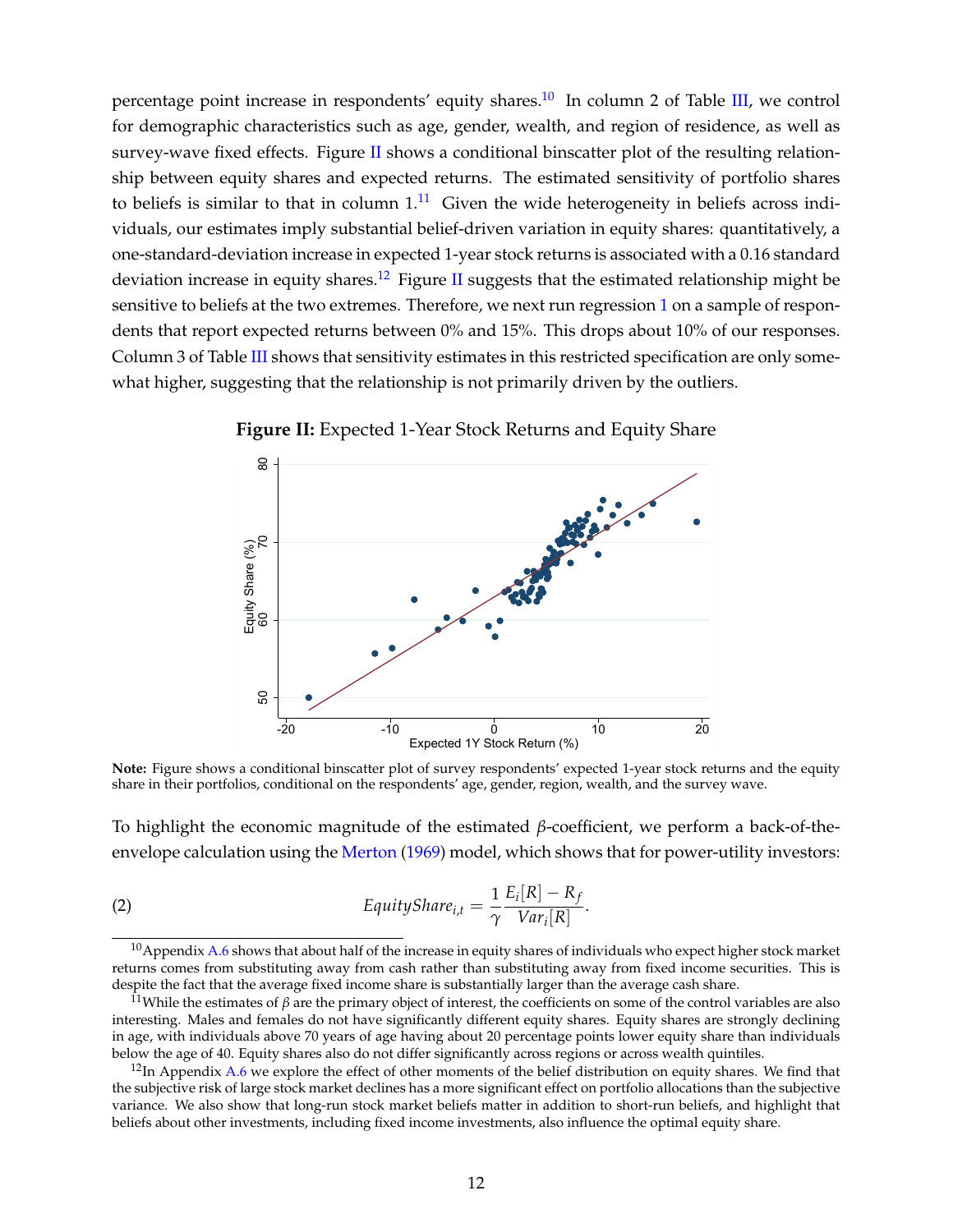percentage point increase in respondents' equity shares.[10] In column 2 of Table III, we control for demographic characteristics such as age, gender, wealth, and region of residence, as well as survey-wave fixed effects. Figure II shows a conditional binscatter plot of the resulting relationship between equity shares and expected returns. The estimated sensitivity of portfolio shares to beliefs is similar to that in column 1.[11] Given the wide heterogeneity in beliefs across individuals, our estimates imply substantial belief-driven variation in equity shares: quantitatively, a one-standard-deviation increase in expected 1-year stock returns is associated with a 0.16 standard deviation increase in equity shares.[12] Figure II suggests that the estimated relationship might be sensitive to beliefs at the two extremes. Therefore, we next run regression 1 on a sample of respondents that report expected returns between 0% and 15%. This drops about 10% of our responses. Column 3 of Table III shows that sensitivity estimates in this restricted specification are only somewhat higher, suggesting that the relationship is not primarily driven by the outliers.

**Figure II:** Expected 1-Year Stock Returns and Equity Share

**Note:** Figure shows a conditional binscatter plot of survey respondents' expected 1-year stock returns and the equity share in their portfolios, conditional on the respondents' age, gender, region, wealth, and the survey wave.

To highlight the economic magnitude of the estimated $\beta$-coefficient, we perform a back-of-the-envelope calculation using the Merton (1969) model, which shows that for power-utility investors:

$$EquityShare_{i,t} = \frac{1}{\gamma} \frac{E_i[R] - R_f}{Var_i[R]}. \tag{2}$$

[10] Appendix A.6 shows that about half of the increase in equity shares of individuals who expect higher stock market returns comes from substituting away from cash rather than substituting away from fixed income securities. This is despite the fact that the average fixed income share is substantially larger than the average cash share.

[11] While the estimates of $\beta$ are the primary object of interest, the coefficients on some of the control variables are also interesting. Males and females do not have significantly different equity shares. Equity shares are strongly declining in age, with individuals above 70 years of age having about 20 percentage points lower equity share than individuals below the age of 40. Equity shares also do not differ significantly across regions or across wealth quintiles.

[12] In Appendix A.6 we explore the effect of other moments of the belief distribution on equity shares. We find that the subjective risk of large stock market declines has a more significant effect on portfolio allocations than the subjective variance. We also show that long-run stock market beliefs matter in addition to short-run beliefs, and highlight that beliefs about other investments, including fixed income investments, also influence the optimal equity share.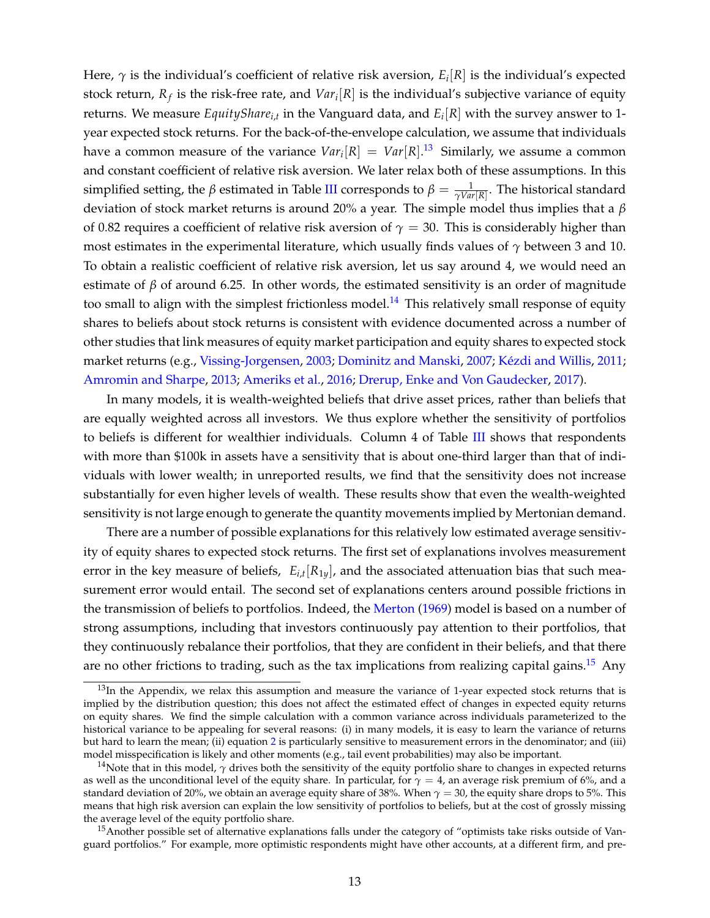Here, $\gamma$ is the individual's coefficient of relative risk aversion, $E_i[R]$ is the individual's expected stock return, $R_f$ is the risk-free rate, and $Var_i[R]$ is the individual's subjective variance of equity returns. We measure $EquityShare_{i,t}$ in the Vanguard data, and $E_i[R]$ with the survey answer to 1-year expected stock returns. For the back-of-the-envelope calculation, we assume that individuals have a common measure of the variance $Var_i[R] = Var[R]$.[13] Similarly, we assume a common and constant coefficient of relative risk aversion. We later relax both of these assumptions. In this simplified setting, the $\beta$ estimated in Table III corresponds to $\beta = \frac{1}{\gamma Var[R]}$. The historical standard deviation of stock market returns is around 20% a year. The simple model thus implies that a $\beta$ of 0.82 requires a coefficient of relative risk aversion of $\gamma = 30$. This is considerably higher than most estimates in the experimental literature, which usually finds values of $\gamma$ between 3 and 10. To obtain a realistic coefficient of relative risk aversion, let us say around 4, we would need an estimate of $\beta$ of around 6.25. In other words, the estimated sensitivity is an order of magnitude too small to align with the simplest frictionless model.[14] This relatively small response of equity shares to beliefs about stock returns is consistent with evidence documented across a number of other studies that link measures of equity market participation and equity shares to expected stock market returns (e.g., Vissing-Jorgensen, 2003; Dominitz and Manski, 2007; Kézdi and Willis, 2011; Amromin and Sharpe, 2013; Ameriks et al., 2016; Drerup, Enke and Von Gaudecker, 2017).

In many models, it is wealth-weighted beliefs that drive asset prices, rather than beliefs that are equally weighted across all investors. We thus explore whether the sensitivity of portfolios to beliefs is different for wealthier individuals. Column 4 of Table III shows that respondents with more than \$100k in assets have a sensitivity that is about one-third larger than that of individuals with lower wealth; in unreported results, we find that the sensitivity does not increase substantially for even higher levels of wealth. These results show that even the wealth-weighted sensitivity is not large enough to generate the quantity movements implied by Mertonian demand.

There are a number of possible explanations for this relatively low estimated average sensitivity of equity shares to expected stock returns. The first set of explanations involves measurement error in the key measure of beliefs, $E_{i,t}[R_{1y}]$, and the associated attenuation bias that such measurement error would entail. The second set of explanations centers around possible frictions in the transmission of beliefs to portfolios. Indeed, the Merton (1969) model is based on a number of strong assumptions, including that investors continuously pay attention to their portfolios, that they continuously rebalance their portfolios, that they are confident in their beliefs, and that there are no other frictions to trading, such as the tax implications from realizing capital gains.[15] Any

[13] In the Appendix, we relax this assumption and measure the variance of 1-year expected stock returns that is implied by the distribution question; this does not affect the estimated effect of changes in expected equity returns on equity shares. We find the simple calculation with a common variance across individuals parameterized to the historical variance to be appealing for several reasons: (i) in many models, it is easy to learn the variance of returns but hard to learn the mean; (ii) equation 2 is particularly sensitive to measurement errors in the denominator; and (iii) model misspecification is likely and other moments (e.g., tail event probabilities) may also be important.

[14] Note that in this model, $\gamma$ drives both the sensitivity of the equity portfolio share to changes in expected returns as well as the unconditional level of the equity share. In particular, for $\gamma = 4$, an average risk premium of 6%, and a standard deviation of 20%, we obtain an average equity share of 38%. When $\gamma = 30$, the equity share drops to 5%. This means that high risk aversion can explain the low sensitivity of portfolios to beliefs, but at the cost of grossly missing the average level of the equity portfolio share.

[15] Another possible set of alternative explanations falls under the category of "optimists take risks outside of Vanguard portfolios." For example, more optimistic respondents might have other accounts, at a different firm, and pre-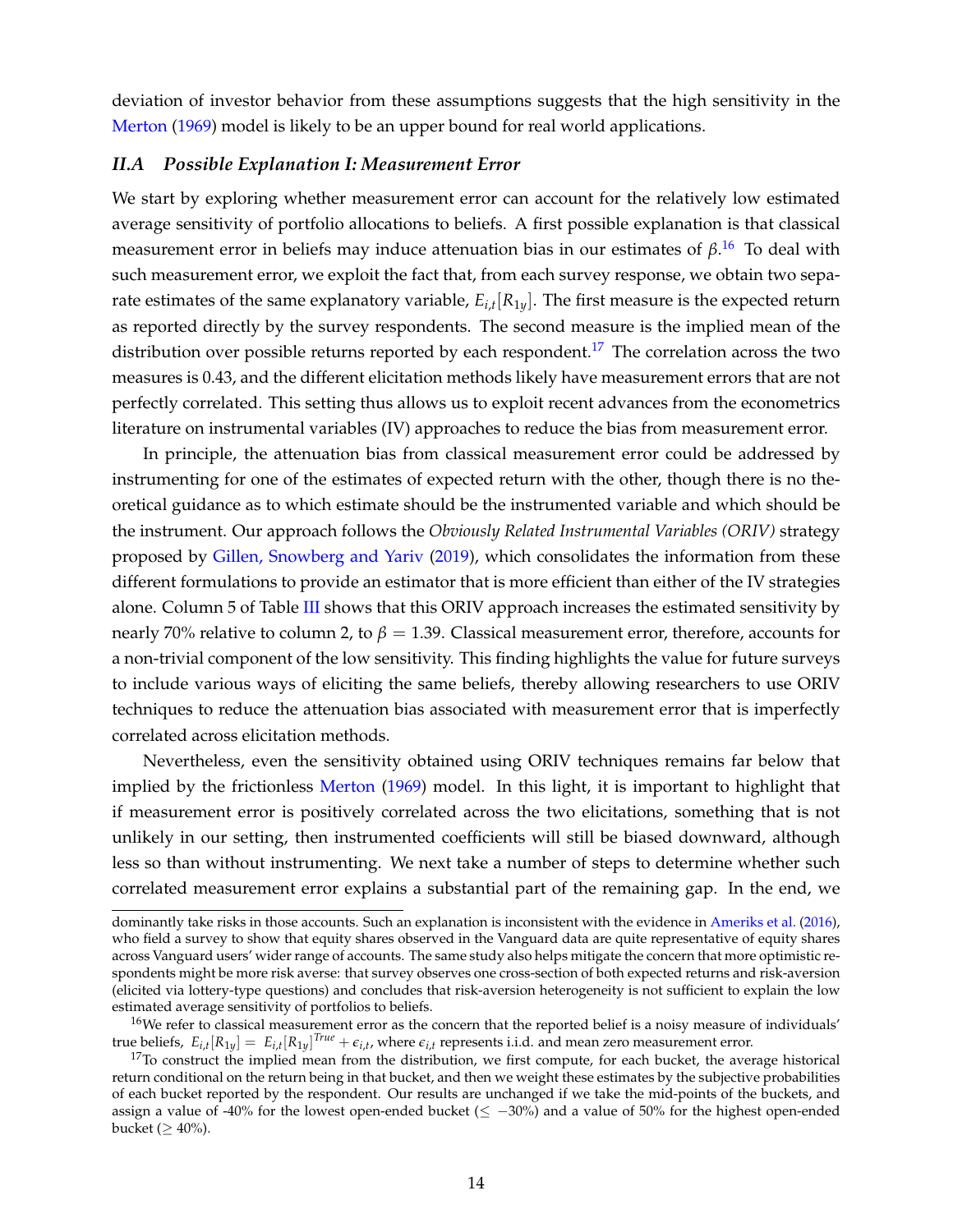deviation of investor behavior from these assumptions suggests that the high sensitivity in the Merton (1969) model is likely to be an upper bound for real world applications.

### *II.A Possible Explanation I: Measurement Error*

We start by exploring whether measurement error can account for the relatively low estimated average sensitivity of portfolio allocations to beliefs. A first possible explanation is that classical measurement error in beliefs may induce attenuation bias in our estimates of $\beta$.[16] To deal with such measurement error, we exploit the fact that, from each survey response, we obtain two separate estimates of the same explanatory variable, $E_{i,t}[R_{1y}]$. The first measure is the expected return as reported directly by the survey respondents. The second measure is the implied mean of the distribution over possible returns reported by each respondent.[17] The correlation across the two measures is 0.43, and the different elicitation methods likely have measurement errors that are not perfectly correlated. This setting thus allows us to exploit recent advances from the econometrics literature on instrumental variables (IV) approaches to reduce the bias from measurement error.

In principle, the attenuation bias from classical measurement error could be addressed by instrumenting for one of the estimates of expected return with the other, though there is no theoretical guidance as to which estimate should be the instrumented variable and which should be the instrument. Our approach follows the *Obviously Related Instrumental Variables (ORIV)* strategy proposed by Gillen, Snowberg and Yariv (2019), which consolidates the information from these different formulations to provide an estimator that is more efficient than either of the IV strategies alone. Column 5 of Table III shows that this ORIV approach increases the estimated sensitivity by nearly 70% relative to column 2, to $\beta = 1.39$. Classical measurement error, therefore, accounts for a non-trivial component of the low sensitivity. This finding highlights the value for future surveys to include various ways of eliciting the same beliefs, thereby allowing researchers to use ORIV techniques to reduce the attenuation bias associated with measurement error that is imperfectly correlated across elicitation methods.

Nevertheless, even the sensitivity obtained using ORIV techniques remains far below that implied by the frictionless Merton (1969) model. In this light, it is important to highlight that if measurement error is positively correlated across the two elicitations, something that is not unlikely in our setting, then instrumented coefficients will still be biased downward, although less so than without instrumenting. We next take a number of steps to determine whether such correlated measurement error explains a substantial part of the remaining gap. In the end, we

---

dominantly take risks in those accounts. Such an explanation is inconsistent with the evidence in Ameriks et al. (2016), who field a survey to show that equity shares observed in the Vanguard data are quite representative of equity shares across Vanguard users' wider range of accounts. The same study also helps mitigate the concern that more optimistic respondents might be more risk averse: that survey observes one cross-section of both expected returns and risk-aversion (elicited via lottery-type questions) and concludes that risk-aversion heterogeneity is not sufficient to explain the low estimated average sensitivity of portfolios to beliefs.

[16] We refer to classical measurement error as the concern that the reported belief is a noisy measure of individuals' true beliefs, $E_{i,t}[R_{1y}] = E_{i,t}[R_{1y}]^{True} + \epsilon_{i,t}$, where $\epsilon_{i,t}$ represents i.i.d. and mean zero measurement error.

[17] To construct the implied mean from the distribution, we first compute, for each bucket, the average historical return conditional on the return being in that bucket, and then we weight these estimates by the subjective probabilities of each bucket reported by the respondent. Our results are unchanged if we take the mid-points of the buckets, and assign a value of -40% for the lowest open-ended bucket ($\leq -30\%$) and a value of 50% for the highest open-ended bucket ($\geq 40\%$).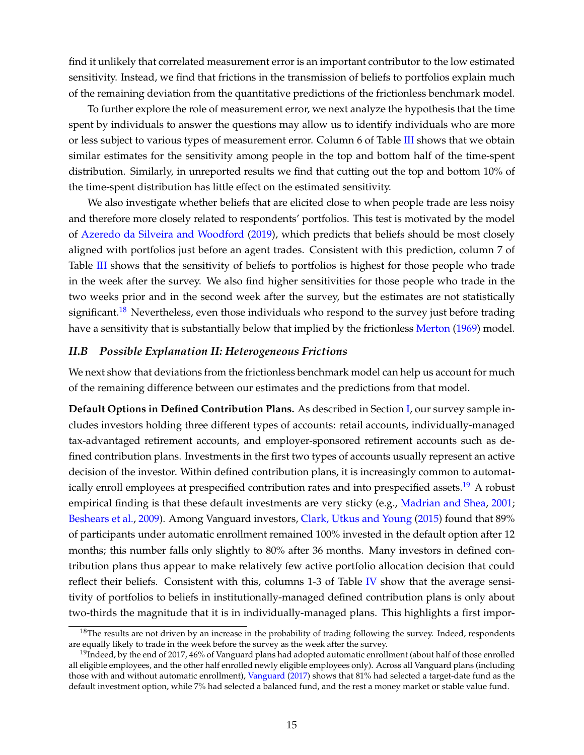find it unlikely that correlated measurement error is an important contributor to the low estimated sensitivity. Instead, we find that frictions in the transmission of beliefs to portfolios explain much of the remaining deviation from the quantitative predictions of the frictionless benchmark model.

To further explore the role of measurement error, we next analyze the hypothesis that the time spent by individuals to answer the questions may allow us to identify individuals who are more or less subject to various types of measurement error. Column 6 of Table III shows that we obtain similar estimates for the sensitivity among people in the top and bottom half of the time-spent distribution. Similarly, in unreported results we find that cutting out the top and bottom 10% of the time-spent distribution has little effect on the estimated sensitivity.

We also investigate whether beliefs that are elicited close to when people trade are less noisy and therefore more closely related to respondents' portfolios. This test is motivated by the model of Azeredo da Silveira and Woodford (2019), which predicts that beliefs should be most closely aligned with portfolios just before an agent trades. Consistent with this prediction, column 7 of Table III shows that the sensitivity of beliefs to portfolios is highest for those people who trade in the week after the survey. We also find higher sensitivities for those people who trade in the two weeks prior and in the second week after the survey, but the estimates are not statistically significant.[18] Nevertheless, even those individuals who respond to the survey just before trading have a sensitivity that is substantially below that implied by the frictionless Merton (1969) model.

### *II.B Possible Explanation II: Heterogeneous Frictions*

We next show that deviations from the frictionless benchmark model can help us account for much of the remaining difference between our estimates and the predictions from that model.

**Default Options in Defined Contribution Plans.** As described in Section I, our survey sample includes investors holding three different types of accounts: retail accounts, individually-managed tax-advantaged retirement accounts, and employer-sponsored retirement accounts such as defined contribution plans. Investments in the first two types of accounts usually represent an active decision of the investor. Within defined contribution plans, it is increasingly common to automatically enroll employees at prespecified contribution rates and into prespecified assets.[19] A robust empirical finding is that these default investments are very sticky (e.g., Madrian and Shea, 2001; Beshears et al., 2009). Among Vanguard investors, Clark, Utkus and Young (2015) found that 89% of participants under automatic enrollment remained 100% invested in the default option after 12 months; this number falls only slightly to 80% after 36 months. Many investors in defined contribution plans thus appear to make relatively few active portfolio allocation decision that could reflect their beliefs. Consistent with this, columns 1-3 of Table IV show that the average sensitivity of portfolios to beliefs in institutionally-managed defined contribution plans is only about two-thirds the magnitude that it is in individually-managed plans. This highlights a first impor-

[18] The results are not driven by an increase in the probability of trading following the survey. Indeed, respondents are equally likely to trade in the week before the survey as the week after the survey.

[19] Indeed, by the end of 2017, 46% of Vanguard plans had adopted automatic enrollment (about half of those enrolled all eligible employees, and the other half enrolled newly eligible employees only). Across all Vanguard plans (including those with and without automatic enrollment), Vanguard (2017) shows that 81% had selected a target-date fund as the default investment option, while 7% had selected a balanced fund, and the rest a money market or stable value fund.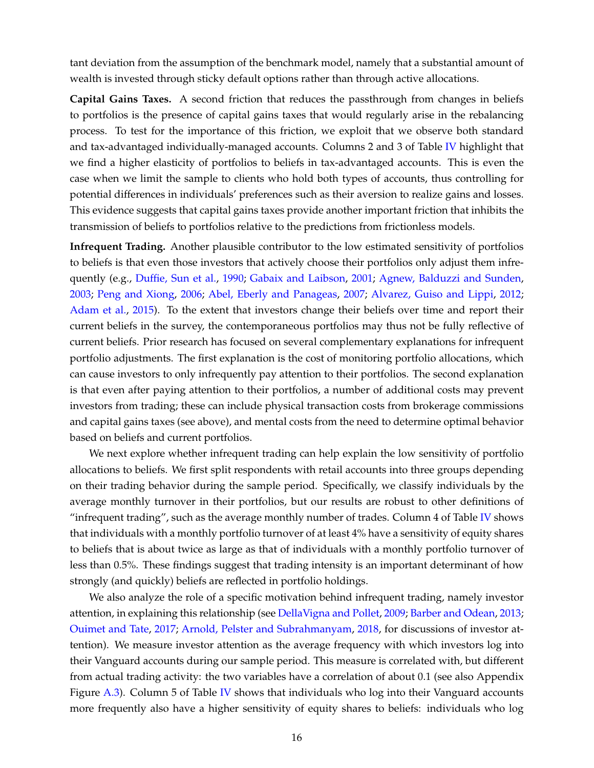tant deviation from the assumption of the benchmark model, namely that a substantial amount of wealth is invested through sticky default options rather than through active allocations.

**Capital Gains Taxes.** A second friction that reduces the passthrough from changes in beliefs to portfolios is the presence of capital gains taxes that would regularly arise in the rebalancing process. To test for the importance of this friction, we exploit that we observe both standard and tax-advantaged individually-managed accounts. Columns 2 and 3 of Table IV highlight that we find a higher elasticity of portfolios to beliefs in tax-advantaged accounts. This is even the case when we limit the sample to clients who hold both types of accounts, thus controlling for potential differences in individuals' preferences such as their aversion to realize gains and losses. This evidence suggests that capital gains taxes provide another important friction that inhibits the transmission of beliefs to portfolios relative to the predictions from frictionless models.

**Infrequent Trading.** Another plausible contributor to the low estimated sensitivity of portfolios to beliefs is that even those investors that actively choose their portfolios only adjust them infrequently (e.g., Duffie, Sun et al., 1990; Gabaix and Laibson, 2001; Agnew, Balduzzi and Sunden, 2003; Peng and Xiong, 2006; Abel, Eberly and Panageas, 2007; Alvarez, Guiso and Lippi, 2012; Adam et al., 2015). To the extent that investors change their beliefs over time and report their current beliefs in the survey, the contemporaneous portfolios may thus not be fully reflective of current beliefs. Prior research has focused on several complementary explanations for infrequent portfolio adjustments. The first explanation is the cost of monitoring portfolio allocations, which can cause investors to only infrequently pay attention to their portfolios. The second explanation is that even after paying attention to their portfolios, a number of additional costs may prevent investors from trading; these can include physical transaction costs from brokerage commissions and capital gains taxes (see above), and mental costs from the need to determine optimal behavior based on beliefs and current portfolios.

We next explore whether infrequent trading can help explain the low sensitivity of portfolio allocations to beliefs. We first split respondents with retail accounts into three groups depending on their trading behavior during the sample period. Specifically, we classify individuals by the average monthly turnover in their portfolios, but our results are robust to other definitions of "infrequent trading", such as the average monthly number of trades. Column 4 of Table IV shows that individuals with a monthly portfolio turnover of at least 4% have a sensitivity of equity shares to beliefs that is about twice as large as that of individuals with a monthly portfolio turnover of less than 0.5%. These findings suggest that trading intensity is an important determinant of how strongly (and quickly) beliefs are reflected in portfolio holdings.

We also analyze the role of a specific motivation behind infrequent trading, namely investor attention, in explaining this relationship (see DellaVigna and Pollet, 2009; Barber and Odean, 2013; Ouimet and Tate, 2017; Arnold, Pelster and Subrahmanyam, 2018, for discussions of investor attention). We measure investor attention as the average frequency with which investors log into their Vanguard accounts during our sample period. This measure is correlated with, but different from actual trading activity: the two variables have a correlation of about 0.1 (see also Appendix Figure A.3). Column 5 of Table IV shows that individuals who log into their Vanguard accounts more frequently also have a higher sensitivity of equity shares to beliefs: individuals who log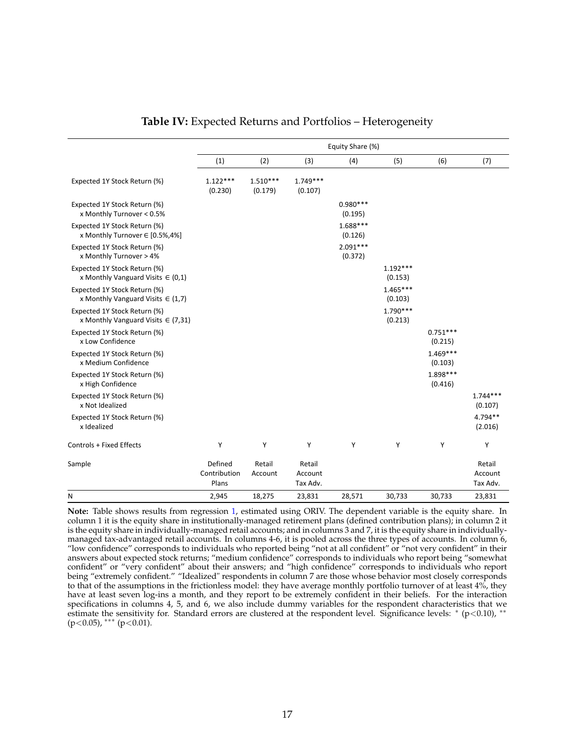**Table IV:** Expected Returns and Portfolios – Heterogeneity

| | Equity Share (%) | | | | | | |
|---|---|---|---|---|---|---|---|
| | (1) | (2) | (3) | (4) | (5) | (6) | (7) |
| Expected 1Y Stock Return (%) | 1.122*** (0.230) | 1.510*** (0.179) | 1.749*** (0.107) | | | | |
| Expected 1Y Stock Return (%) x Monthly Turnover < 0.5% | | | | 0.980*** (0.195) | | | |
| Expected 1Y Stock Return (%) x Monthly Turnover ∈ [0.5%,4%] | | | | 1.688*** (0.126) | | | |
| Expected 1Y Stock Return (%) x Monthly Turnover > 4% | | | | 2.091*** (0.372) | | | |
| Expected 1Y Stock Return (%) x Monthly Vanguard Visits ∈ (0,1) | | | | | 1.192*** (0.153) | | |
| Expected 1Y Stock Return (%) x Monthly Vanguard Visits ∈ (1,7) | | | | | 1.465*** (0.103) | | |
| Expected 1Y Stock Return (%) x Monthly Vanguard Visits ∈ (7,31) | | | | | 1.790*** (0.213) | | |
| Expected 1Y Stock Return (%) x Low Confidence | | | | | | 0.751*** (0.215) | |
| Expected 1Y Stock Return (%) x Medium Confidence | | | | | | 1.469*** (0.103) | |
| Expected 1Y Stock Return (%) x High Confidence | | | | | | 1.898*** (0.416) | |
| Expected 1Y Stock Return (%) x Not Idealized | | | | | | | 1.744*** (0.107) |
| Expected 1Y Stock Return (%) x Idealized | | | | | | | 4.794** (2.016) |
| Controls + Fixed Effects | Y | Y | Y | Y | Y | Y | Y |
| Sample | Defined Contribution Plans | Retail Account | Retail Account Tax Adv. | | | | Retail Account Tax Adv. |
| N | 2,945 | 18,275 | 23,831 | 28,571 | 30,733 | 30,733 | 23,831 |

**Note:** Table shows results from regression 1, estimated using ORIV. The dependent variable is the equity share. In column 1 it is the equity share in institutionally-managed retirement plans (defined contribution plans); in column 2 it is the equity share in individually-managed retail accounts; and in columns 3 and 7, it is the equity share in individually-managed tax-advantaged retail accounts. In columns 4-6, it is pooled across the three types of accounts. In column 6, "low confidence" corresponds to individuals who reported being "not at all confident" or "not very confident" in their answers about expected stock returns; "medium confidence" corresponds to individuals who report being "somewhat confident" or "very confident" about their answers; and "high confidence" corresponds to individuals who report being "extremely confident." "Idealized" respondents in column 7 are those whose behavior most closely corresponds to that of the assumptions in the frictionless model: they have average monthly portfolio turnover of at least 4%, they have at least seven log-ins a month, and they report to be extremely confident in their beliefs. For the interaction specifications in columns 4, 5, and 6, we also include dummy variables for the respondent characteristics that we estimate the sensitivity for. Standard errors are clustered at the respondent level. Significance levels: * ($p<0.10$), ** ($p<0.05$), *** ($p<0.01$).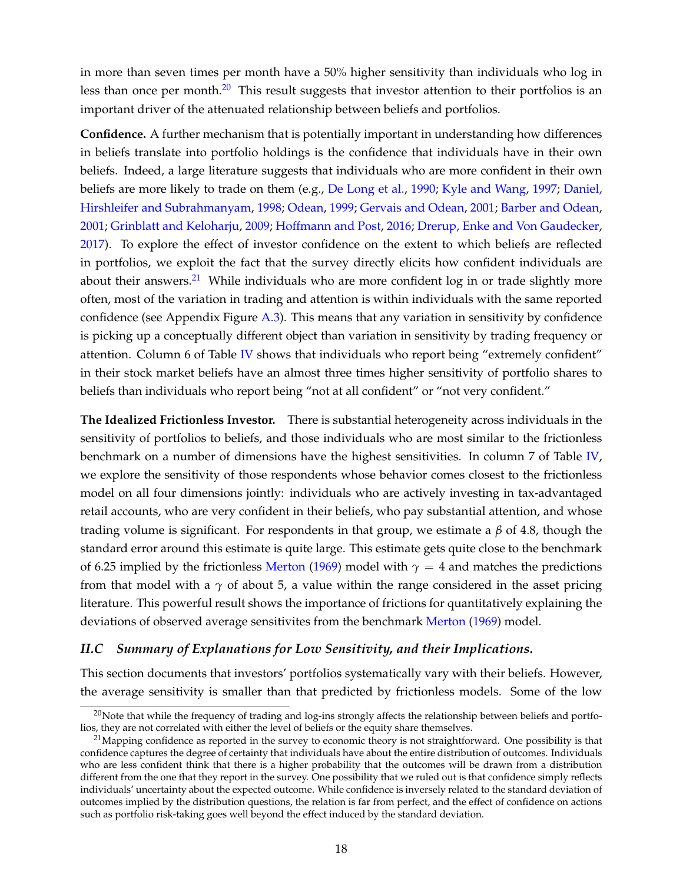in more than seven times per month have a 50% higher sensitivity than individuals who log in less than once per month.[20] This result suggests that investor attention to their portfolios is an important driver of the attenuated relationship between beliefs and portfolios.

**Confidence.** A further mechanism that is potentially important in understanding how differences in beliefs translate into portfolio holdings is the confidence that individuals have in their own beliefs. Indeed, a large literature suggests that individuals who are more confident in their own beliefs are more likely to trade on them (e.g., De Long et al., 1990; Kyle and Wang, 1997; Daniel, Hirshleifer and Subrahmanyam, 1998; Odean, 1999; Gervais and Odean, 2001; Barber and Odean, 2001; Grinblatt and Keloharju, 2009; Hoffmann and Post, 2016; Drerup, Enke and Von Gaudecker, 2017). To explore the effect of investor confidence on the extent to which beliefs are reflected in portfolios, we exploit the fact that the survey directly elicits how confident individuals are about their answers.[21] While individuals who are more confident log in or trade slightly more often, most of the variation in trading and attention is within individuals with the same reported confidence (see Appendix Figure A.3). This means that any variation in sensitivity by confidence is picking up a conceptually different object than variation in sensitivity by trading frequency or attention. Column 6 of Table IV shows that individuals who report being "extremely confident" in their stock market beliefs have an almost three times higher sensitivity of portfolio shares to beliefs than individuals who report being "not at all confident" or "not very confident."

**The Idealized Frictionless Investor.** There is substantial heterogeneity across individuals in the sensitivity of portfolios to beliefs, and those individuals who are most similar to the frictionless benchmark on a number of dimensions have the highest sensitivities. In column 7 of Table IV, we explore the sensitivity of those respondents whose behavior comes closest to the frictionless model on all four dimensions jointly: individuals who are actively investing in tax-advantaged retail accounts, who are very confident in their beliefs, who pay substantial attention, and whose trading volume is significant. For respondents in that group, we estimate a $\beta$ of 4.8, though the standard error around this estimate is quite large. This estimate gets quite close to the benchmark of 6.25 implied by the frictionless Merton (1969) model with $\gamma = 4$ and matches the predictions from that model with a $\gamma$ of about 5, a value within the range considered in the asset pricing literature. This powerful result shows the importance of frictions for quantitatively explaining the deviations of observed average sensitivites from the benchmark Merton (1969) model.

### *II.C Summary of Explanations for Low Sensitivity, and their Implications.*

This section documents that investors' portfolios systematically vary with their beliefs. However, the average sensitivity is smaller than that predicted by frictionless models. Some of the low

[20] Note that while the frequency of trading and log-ins strongly affects the relationship between beliefs and portfolios, they are not correlated with either the level of beliefs or the equity share themselves.

[21] Mapping confidence as reported in the survey to economic theory is not straightforward. One possibility is that confidence captures the degree of certainty that individuals have about the entire distribution of outcomes. Individuals who are less confident think that there is a higher probability that the outcomes will be drawn from a distribution different from the one that they report in the survey. One possibility that we ruled out is that confidence simply reflects individuals' uncertainty about the expected outcome. While confidence is inversely related to the standard deviation of outcomes implied by the distribution questions, the relation is far from perfect, and the effect of confidence on actions such as portfolio risk-taking goes well beyond the effect induced by the standard deviation.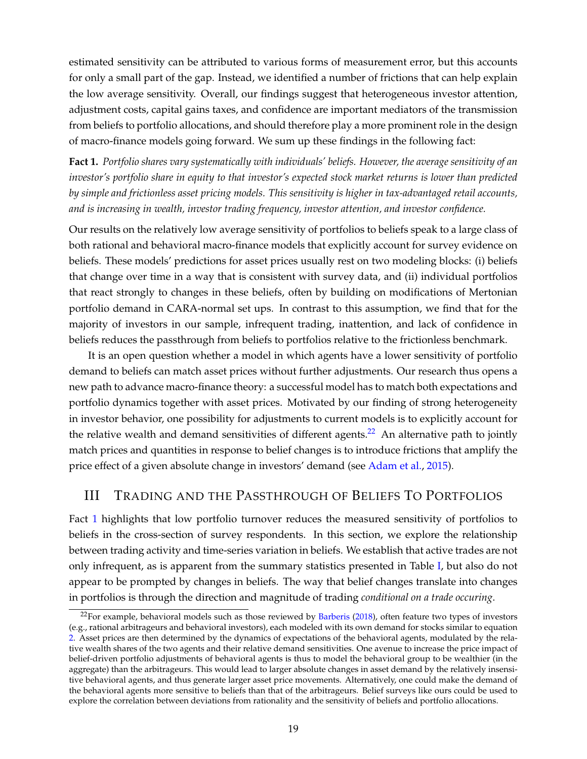estimated sensitivity can be attributed to various forms of measurement error, but this accounts for only a small part of the gap. Instead, we identified a number of frictions that can help explain the low average sensitivity. Overall, our findings suggest that heterogeneous investor attention, adjustment costs, capital gains taxes, and confidence are important mediators of the transmission from beliefs to portfolio allocations, and should therefore play a more prominent role in the design of macro-finance models going forward. We sum up these findings in the following fact:

**Fact 1.** *Portfolio shares vary systematically with individuals' beliefs. However, the average sensitivity of an investor's portfolio share in equity to that investor's expected stock market returns is lower than predicted by simple and frictionless asset pricing models. This sensitivity is higher in tax-advantaged retail accounts, and is increasing in wealth, investor trading frequency, investor attention, and investor confidence.*

Our results on the relatively low average sensitivity of portfolios to beliefs speak to a large class of both rational and behavioral macro-finance models that explicitly account for survey evidence on beliefs. These models' predictions for asset prices usually rest on two modeling blocks: (i) beliefs that change over time in a way that is consistent with survey data, and (ii) individual portfolios that react strongly to changes in these beliefs, often by building on modifications of Mertonian portfolio demand in CARA-normal set ups. In contrast to this assumption, we find that for the majority of investors in our sample, infrequent trading, inattention, and lack of confidence in beliefs reduces the passthrough from beliefs to portfolios relative to the frictionless benchmark.

It is an open question whether a model in which agents have a lower sensitivity of portfolio demand to beliefs can match asset prices without further adjustments. Our research thus opens a new path to advance macro-finance theory: a successful model has to match both expectations and portfolio dynamics together with asset prices. Motivated by our finding of strong heterogeneity in investor behavior, one possibility for adjustments to current models is to explicitly account for the relative wealth and demand sensitivities of different agents.[22] An alternative path to jointly match prices and quantities in response to belief changes is to introduce frictions that amplify the price effect of a given absolute change in investors' demand (see Adam et al., 2015).

## III Trading and the Passthrough of Beliefs To Portfolios

Fact 1 highlights that low portfolio turnover reduces the measured sensitivity of portfolios to beliefs in the cross-section of survey respondents. In this section, we explore the relationship between trading activity and time-series variation in beliefs. We establish that active trades are not only infrequent, as is apparent from the summary statistics presented in Table I, but also do not appear to be prompted by changes in beliefs. The way that belief changes translate into changes in portfolios is through the direction and magnitude of trading *conditional on a trade occuring*.

[22] For example, behavioral models such as those reviewed by Barberis (2018), often feature two types of investors (e.g., rational arbitrageurs and behavioral investors), each modeled with its own demand for stocks similar to equation 2. Asset prices are then determined by the dynamics of expectations of the behavioral agents, modulated by the relative wealth shares of the two agents and their relative demand sensitivities. One avenue to increase the price impact of belief-driven portfolio adjustments of behavioral agents is thus to model the behavioral group to be wealthier (in the aggregate) than the arbitrageurs. This would lead to larger absolute changes in asset demand by the relatively insensitive behavioral agents, and thus generate larger asset price movements. Alternatively, one could make the demand of the behavioral agents more sensitive to beliefs than that of the arbitrageurs. Belief surveys like ours could be used to explore the correlation between deviations from rationality and the sensitivity of beliefs and portfolio allocations.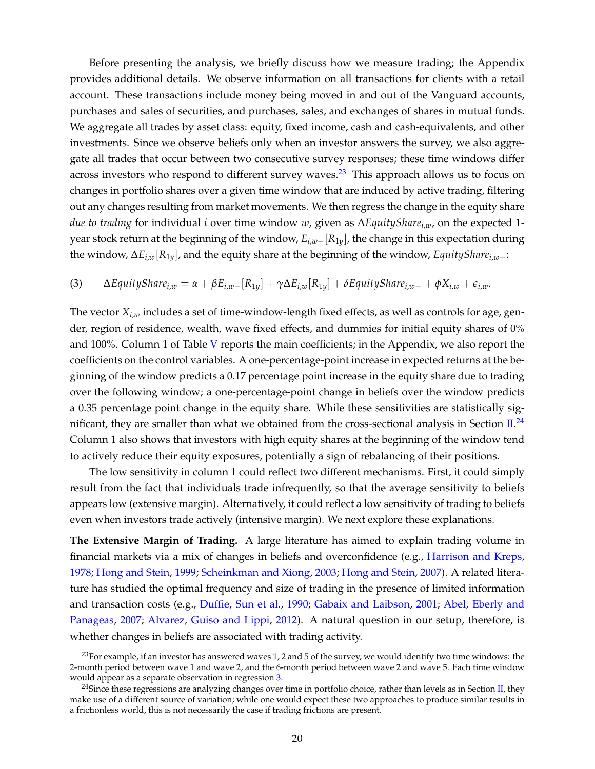Before presenting the analysis, we briefly discuss how we measure trading; the Appendix provides additional details. We observe information on all transactions for clients with a retail account. These transactions include money being moved in and out of the Vanguard accounts, purchases and sales of securities, and purchases, sales, and exchanges of shares in mutual funds. We aggregate all trades by asset class: equity, fixed income, cash and cash-equivalents, and other investments. Since we observe beliefs only when an investor answers the survey, we also aggregate all trades that occur between two consecutive survey responses; these time windows differ across investors who respond to different survey waves.[23] This approach allows us to focus on changes in portfolio shares over a given time window that are induced by active trading, filtering out any changes resulting from market movements. We then regress the change in the equity share *due to trading* for individual $i$ over time window $w$, given as $\Delta EquityShare_{i,w}$, on the expected 1-year stock return at the beginning of the window, $E_{i,w-}[R_{1y}]$, the change in this expectation during the window, $\Delta E_{i,w}[R_{1y}]$, and the equity share at the beginning of the window, $EquityShare_{i,w-}$:

$$(3) \qquad \Delta EquityShare_{i,w} = \alpha + \beta E_{i,w-}[R_{1y}] + \gamma \Delta E_{i,w}[R_{1y}] + \delta EquityShare_{i,w-} + \phi X_{i,w} + \epsilon_{i,w}.$$

The vector $X_{i,w}$ includes a set of time-window-length fixed effects, as well as controls for age, gender, region of residence, wealth, wave fixed effects, and dummies for initial equity shares of 0% and 100%. Column 1 of Table V reports the main coefficients; in the Appendix, we also report the coefficients on the control variables. A one-percentage-point increase in expected returns at the beginning of the window predicts a 0.17 percentage point increase in the equity share due to trading over the following window; a one-percentage-point change in beliefs over the window predicts a 0.35 percentage point change in the equity share. While these sensitivities are statistically significant, they are smaller than what we obtained from the cross-sectional analysis in Section II.[24] Column 1 also shows that investors with high equity shares at the beginning of the window tend to actively reduce their equity exposures, potentially a sign of rebalancing of their positions.

The low sensitivity in column 1 could reflect two different mechanisms. First, it could simply result from the fact that individuals trade infrequently, so that the average sensitivity to beliefs appears low (extensive margin). Alternatively, it could reflect a low sensitivity of trading to beliefs even when investors trade actively (intensive margin). We next explore these explanations.

**The Extensive Margin of Trading.** A large literature has aimed to explain trading volume in financial markets via a mix of changes in beliefs and overconfidence (e.g., Harrison and Kreps, 1978; Hong and Stein, 1999; Scheinkman and Xiong, 2003; Hong and Stein, 2007). A related literature has studied the optimal frequency and size of trading in the presence of limited information and transaction costs (e.g., Duffie, Sun et al., 1990; Gabaix and Laibson, 2001; Abel, Eberly and Panageas, 2007; Alvarez, Guiso and Lippi, 2012). A natural question in our setup, therefore, is whether changes in beliefs are associated with trading activity.

[23] For example, if an investor has answered waves 1, 2 and 5 of the survey, we would identify two time windows: the 2-month period between wave 1 and wave 2, and the 6-month period between wave 2 and wave 5. Each time window would appear as a separate observation in regression 3.

[24] Since these regressions are analyzing changes over time in portfolio choice, rather than levels as in Section II, they make use of a different source of variation; while one would expect these two approaches to produce similar results in a frictionless world, this is not necessarily the case if trading frictions are present.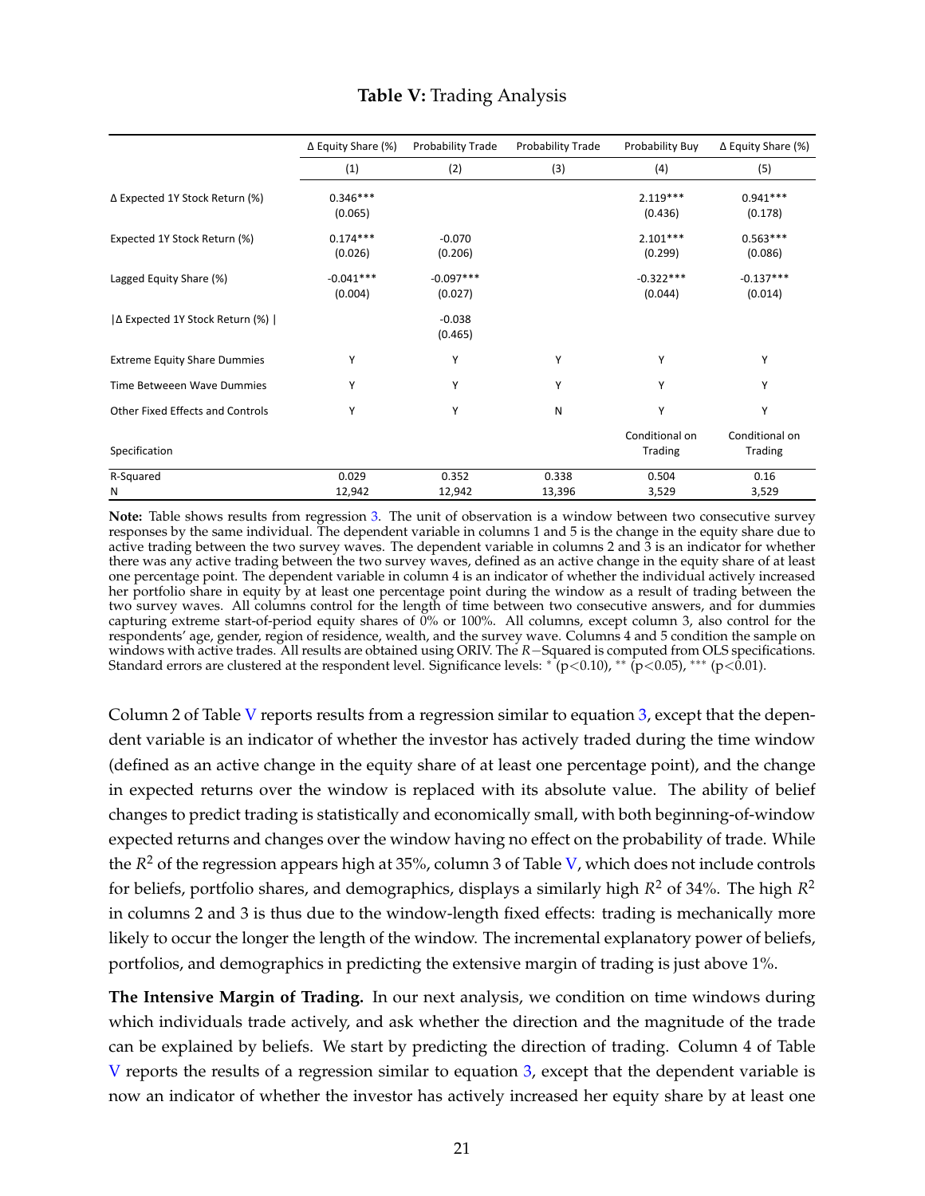**Table V:** Trading Analysis

| | Δ Equity Share (%) | Probability Trade | Probability Trade | Probability Buy | Δ Equity Share (%) |
|---|---|---|---|---|---|
| | (1) | (2) | (3) | (4) | (5) |
| Δ Expected 1Y Stock Return (%) | 0.346*** | | | 2.119*** | 0.941*** |
| | (0.065) | | | (0.436) | (0.178) |
| Expected 1Y Stock Return (%) | 0.174*** | -0.070 | | 2.101*** | 0.563*** |
| | (0.026) | (0.206) | | (0.299) | (0.086) |
| Lagged Equity Share (%) | -0.041*** | -0.097*** | | -0.322*** | -0.137*** |
| | (0.004) | (0.027) | | (0.044) | (0.014) |
| \|Δ Expected 1Y Stock Return (%) \| | | -0.038 | | | |
| | | (0.465) | | | |
| Extreme Equity Share Dummies | Y | Y | Y | Y | Y |
| Time Betweeen Wave Dummies | Y | Y | Y | Y | Y |
| Other Fixed Effects and Controls | Y | Y | N | Y | Y |
| Specification | | | | Conditional on Trading | Conditional on Trading |
| R-Squared | 0.029 | 0.352 | 0.338 | 0.504 | 0.16 |
| N | 12,942 | 12,942 | 13,396 | 3,529 | 3,529 |

**Note:** Table shows results from regression 3. The unit of observation is a window between two consecutive survey responses by the same individual. The dependent variable in columns 1 and 5 is the change in the equity share due to active trading between the two survey waves. The dependent variable in columns 2 and 3 is an indicator for whether there was any active trading between the two survey waves, defined as an active change in the equity share of at least one percentage point. The dependent variable in column 4 is an indicator of whether the individual actively increased her portfolio share in equity by at least one percentage point during the window as a result of trading between the two survey waves. All columns control for the length of time between two consecutive answers, and for dummies capturing extreme start-of-period equity shares of 0% or 100%. All columns, except column 3, also control for the respondents' age, gender, region of residence, wealth, and the survey wave. Columns 4 and 5 condition the sample on windows with active trades. All results are obtained using ORIV. The $R$−Squared is computed from OLS specifications. Standard errors are clustered at the respondent level. Significance levels: * (p<0.10), ** (p<0.05), *** (p<0.01).

Column 2 of Table V reports results from a regression similar to equation 3, except that the dependent variable is an indicator of whether the investor has actively traded during the time window (defined as an active change in the equity share of at least one percentage point), and the change in expected returns over the window is replaced with its absolute value. The ability of belief changes to predict trading is statistically and economically small, with both beginning-of-window expected returns and changes over the window having no effect on the probability of trade. While the $R^2$ of the regression appears high at 35%, column 3 of Table V, which does not include controls for beliefs, portfolio shares, and demographics, displays a similarly high $R^2$ of 34%. The high $R^2$ in columns 2 and 3 is thus due to the window-length fixed effects: trading is mechanically more likely to occur the longer the length of the window. The incremental explanatory power of beliefs, portfolios, and demographics in predicting the extensive margin of trading is just above 1%.

**The Intensive Margin of Trading.** In our next analysis, we condition on time windows during which individuals trade actively, and ask whether the direction and the magnitude of the trade can be explained by beliefs. We start by predicting the direction of trading. Column 4 of Table V reports the results of a regression similar to equation 3, except that the dependent variable is now an indicator of whether the investor has actively increased her equity share by at least one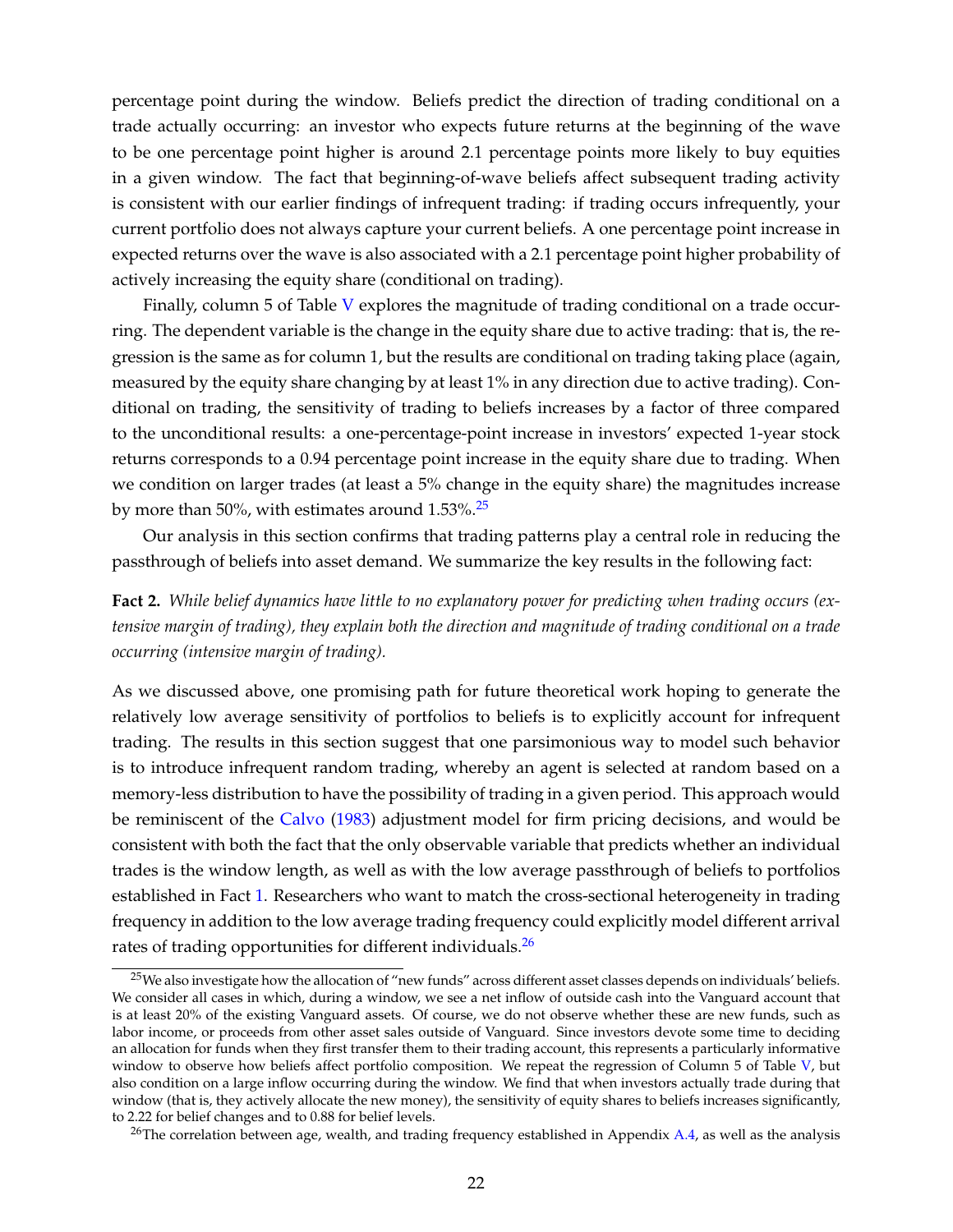percentage point during the window. Beliefs predict the direction of trading conditional on a trade actually occurring: an investor who expects future returns at the beginning of the wave to be one percentage point higher is around 2.1 percentage points more likely to buy equities in a given window. The fact that beginning-of-wave beliefs affect subsequent trading activity is consistent with our earlier findings of infrequent trading: if trading occurs infrequently, your current portfolio does not always capture your current beliefs. A one percentage point increase in expected returns over the wave is also associated with a 2.1 percentage point higher probability of actively increasing the equity share (conditional on trading).

Finally, column 5 of Table V explores the magnitude of trading conditional on a trade occurring. The dependent variable is the change in the equity share due to active trading: that is, the regression is the same as for column 1, but the results are conditional on trading taking place (again, measured by the equity share changing by at least 1% in any direction due to active trading). Conditional on trading, the sensitivity of trading to beliefs increases by a factor of three compared to the unconditional results: a one-percentage-point increase in investors' expected 1-year stock returns corresponds to a 0.94 percentage point increase in the equity share due to trading. When we condition on larger trades (at least a 5% change in the equity share) the magnitudes increase by more than 50%, with estimates around 1.53%.[25]

Our analysis in this section confirms that trading patterns play a central role in reducing the passthrough of beliefs into asset demand. We summarize the key results in the following fact:

**Fact 2.** *While belief dynamics have little to no explanatory power for predicting when trading occurs (extensive margin of trading), they explain both the direction and magnitude of trading conditional on a trade occurring (intensive margin of trading).*

As we discussed above, one promising path for future theoretical work hoping to generate the relatively low average sensitivity of portfolios to beliefs is to explicitly account for infrequent trading. The results in this section suggest that one parsimonious way to model such behavior is to introduce infrequent random trading, whereby an agent is selected at random based on a memory-less distribution to have the possibility of trading in a given period. This approach would be reminiscent of the Calvo (1983) adjustment model for firm pricing decisions, and would be consistent with both the fact that the only observable variable that predicts whether an individual trades is the window length, as well as with the low average passthrough of beliefs to portfolios established in Fact 1. Researchers who want to match the cross-sectional heterogeneity in trading frequency in addition to the low average trading frequency could explicitly model different arrival rates of trading opportunities for different individuals.[26]

[25] We also investigate how the allocation of "new funds" across different asset classes depends on individuals' beliefs. We consider all cases in which, during a window, we see a net inflow of outside cash into the Vanguard account that is at least 20% of the existing Vanguard assets. Of course, we do not observe whether these are new funds, such as labor income, or proceeds from other asset sales outside of Vanguard. Since investors devote some time to deciding an allocation for funds when they first transfer them to their trading account, this represents a particularly informative window to observe how beliefs affect portfolio composition. We repeat the regression of Column 5 of Table V, but also condition on a large inflow occurring during the window. We find that when investors actually trade during that window (that is, they actively allocate the new money), the sensitivity of equity shares to beliefs increases significantly, to 2.22 for belief changes and to 0.88 for belief levels.

[26] The correlation between age, wealth, and trading frequency established in Appendix A.4, as well as the analysis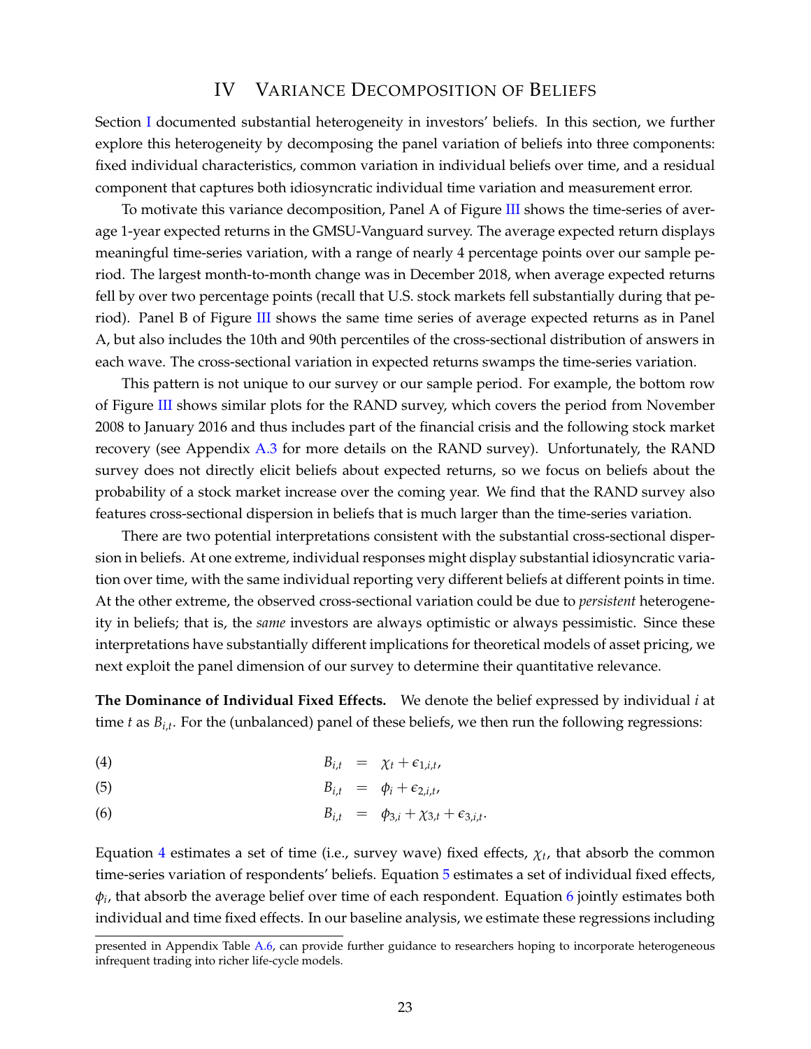## IV Variance Decomposition of Beliefs

Section I documented substantial heterogeneity in investors' beliefs. In this section, we further explore this heterogeneity by decomposing the panel variation of beliefs into three components: fixed individual characteristics, common variation in individual beliefs over time, and a residual component that captures both idiosyncratic individual time variation and measurement error.

To motivate this variance decomposition, Panel A of Figure III shows the time-series of average 1-year expected returns in the GMSU-Vanguard survey. The average expected return displays meaningful time-series variation, with a range of nearly 4 percentage points over our sample period. The largest month-to-month change was in December 2018, when average expected returns fell by over two percentage points (recall that U.S. stock markets fell substantially during that period). Panel B of Figure III shows the same time series of average expected returns as in Panel A, but also includes the 10th and 90th percentiles of the cross-sectional distribution of answers in each wave. The cross-sectional variation in expected returns swamps the time-series variation.

This pattern is not unique to our survey or our sample period. For example, the bottom row of Figure III shows similar plots for the RAND survey, which covers the period from November 2008 to January 2016 and thus includes part of the financial crisis and the following stock market recovery (see Appendix A.3 for more details on the RAND survey). Unfortunately, the RAND survey does not directly elicit beliefs about expected returns, so we focus on beliefs about the probability of a stock market increase over the coming year. We find that the RAND survey also features cross-sectional dispersion in beliefs that is much larger than the time-series variation.

There are two potential interpretations consistent with the substantial cross-sectional dispersion in beliefs. At one extreme, individual responses might display substantial idiosyncratic variation over time, with the same individual reporting very different beliefs at different points in time. At the other extreme, the observed cross-sectional variation could be due to *persistent* heterogeneity in beliefs; that is, the *same* investors are always optimistic or always pessimistic. Since these interpretations have substantially different implications for theoretical models of asset pricing, we next exploit the panel dimension of our survey to determine their quantitative relevance.

**The Dominance of Individual Fixed Effects.** We denote the belief expressed by individual $i$ at time $t$ as $B_{i,t}$. For the (unbalanced) panel of these beliefs, we then run the following regressions:

$$B_{i,t} = \chi_t + \epsilon_{1,i,t}, \tag{4}$$

$$B_{i,t} = \phi_i + \epsilon_{2,i,t}, \tag{5}$$

$$B_{i,t} = \phi_{3,i} + \chi_{3,t} + \epsilon_{3,i,t}. \tag{6}$$

Equation 4 estimates a set of time (i.e., survey wave) fixed effects, $\chi_t$, that absorb the common time-series variation of respondents' beliefs. Equation 5 estimates a set of individual fixed effects, $\phi_i$, that absorb the average belief over time of each respondent. Equation 6 jointly estimates both individual and time fixed effects. In our baseline analysis, we estimate these regressions including

presented in Appendix Table A.6, can provide further guidance to researchers hoping to incorporate heterogeneous infrequent trading into richer life-cycle models.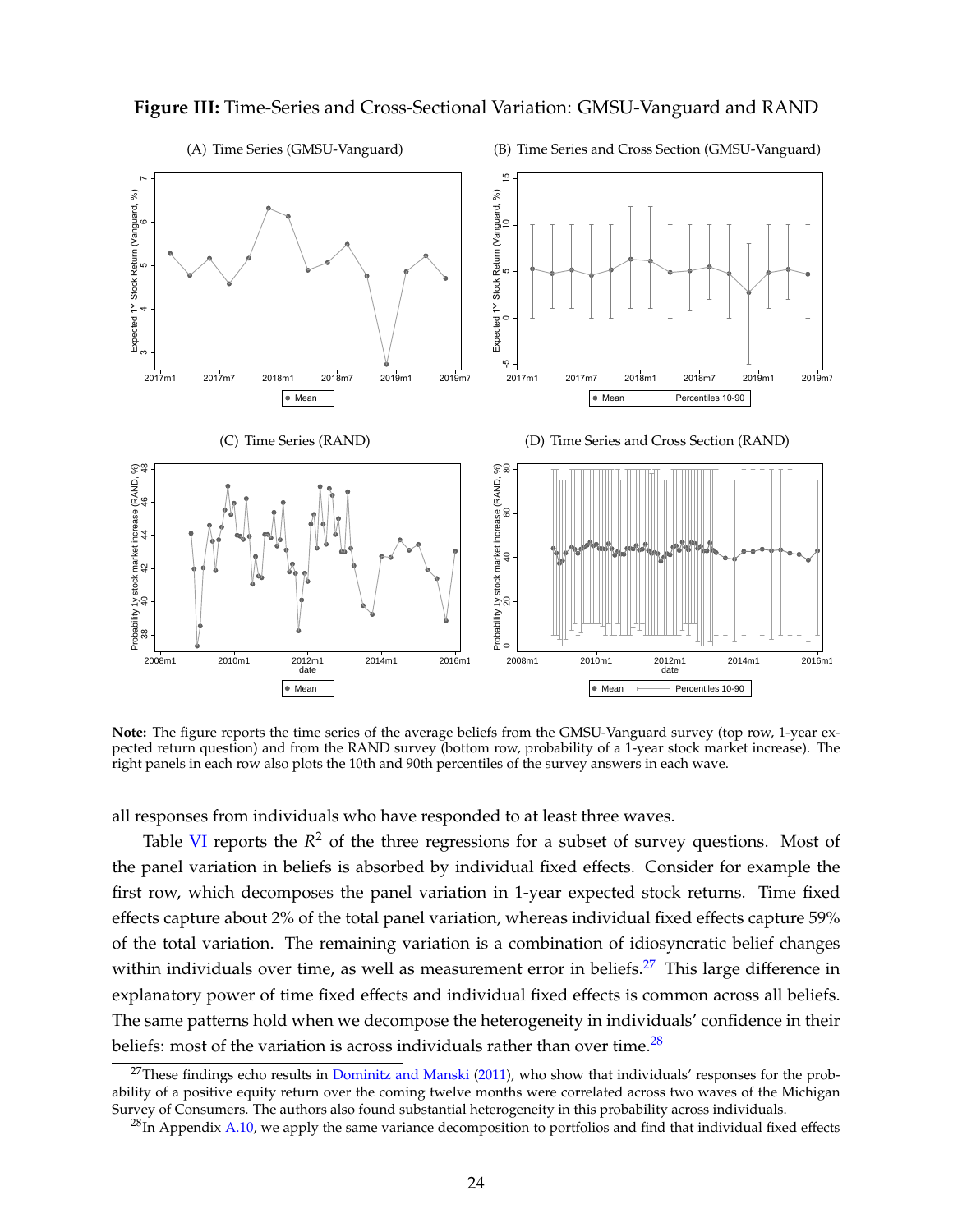**Figure III:** Time-Series and Cross-Sectional Variation: GMSU-Vanguard and RAND

**Note:** The figure reports the time series of the average beliefs from the GMSU-Vanguard survey (top row, 1-year expected return question) and from the RAND survey (bottom row, probability of a 1-year stock market increase). The right panels in each row also plots the 10th and 90th percentiles of the survey answers in each wave.

all responses from individuals who have responded to at least three waves.

Table VI reports the $R^2$ of the three regressions for a subset of survey questions. Most of the panel variation in beliefs is absorbed by individual fixed effects. Consider for example the first row, which decomposes the panel variation in 1-year expected stock returns. Time fixed effects capture about 2% of the total panel variation, whereas individual fixed effects capture 59% of the total variation. The remaining variation is a combination of idiosyncratic belief changes within individuals over time, as well as measurement error in beliefs.[27] This large difference in explanatory power of time fixed effects and individual fixed effects is common across all beliefs. The same patterns hold when we decompose the heterogeneity in individuals' confidence in their beliefs: most of the variation is across individuals rather than over time.[28]

[27] These findings echo results in Dominitz and Manski (2011), who show that individuals' responses for the probability of a positive equity return over the coming twelve months were correlated across two waves of the Michigan Survey of Consumers. The authors also found substantial heterogeneity in this probability across individuals.

[28] In Appendix A.10, we apply the same variance decomposition to portfolios and find that individual fixed effects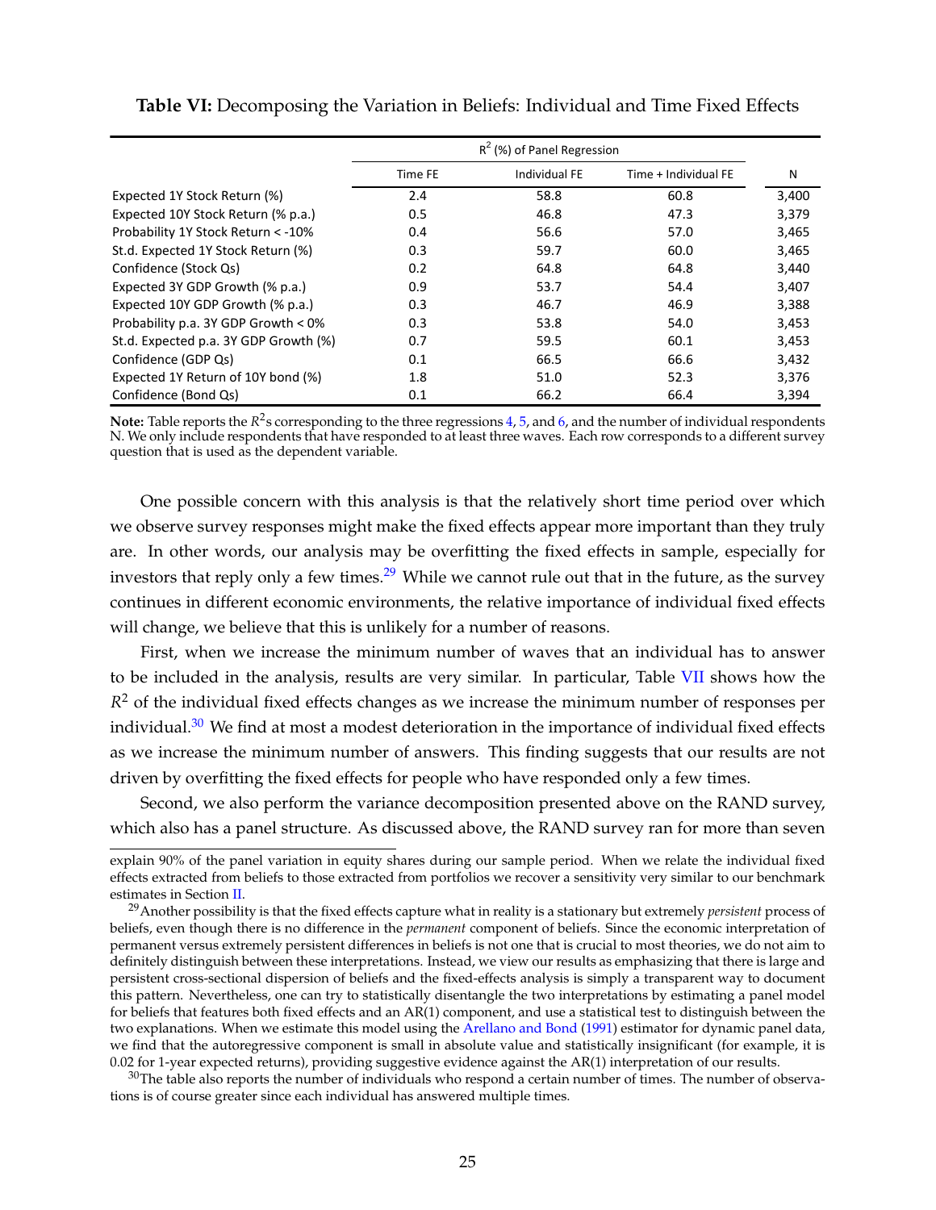**Table VI:** Decomposing the Variation in Beliefs: Individual and Time Fixed Effects

| | $R^2$ (%) of Panel Regression | | | |
|---|---|---|---|---|
| | Time FE | Individual FE | Time + Individual FE | N |
| Expected 1Y Stock Return (%) | 2.4 | 58.8 | 60.8 | 3,400 |
| Expected 10Y Stock Return (% p.a.) | 0.5 | 46.8 | 47.3 | 3,379 |
| Probability 1Y Stock Return < -10% | 0.4 | 56.6 | 57.0 | 3,465 |
| St.d. Expected 1Y Stock Return (%) | 0.3 | 59.7 | 60.0 | 3,465 |
| Confidence (Stock Qs) | 0.2 | 64.8 | 64.8 | 3,440 |
| Expected 3Y GDP Growth (% p.a.) | 0.9 | 53.7 | 54.4 | 3,407 |
| Expected 10Y GDP Growth (% p.a.) | 0.3 | 46.7 | 46.9 | 3,388 |
| Probability p.a. 3Y GDP Growth < 0% | 0.3 | 53.8 | 54.0 | 3,453 |
| St.d. Expected p.a. 3Y GDP Growth (%) | 0.7 | 59.5 | 60.1 | 3,453 |
| Confidence (GDP Qs) | 0.1 | 66.5 | 66.6 | 3,432 |
| Expected 1Y Return of 10Y bond (%) | 1.8 | 51.0 | 52.3 | 3,376 |
| Confidence (Bond Qs) | 0.1 | 66.2 | 66.4 | 3,394 |

**Note:** Table reports the $R^2$s corresponding to the three regressions 4, 5, and 6, and the number of individual respondents N. We only include respondents that have responded to at least three waves. Each row corresponds to a different survey question that is used as the dependent variable.

One possible concern with this analysis is that the relatively short time period over which we observe survey responses might make the fixed effects appear more important than they truly are. In other words, our analysis may be overfitting the fixed effects in sample, especially for investors that reply only a few times.[29] While we cannot rule out that in the future, as the survey continues in different economic environments, the relative importance of individual fixed effects will change, we believe that this is unlikely for a number of reasons.

First, when we increase the minimum number of waves that an individual has to answer to be included in the analysis, results are very similar. In particular, Table VII shows how the $R^2$ of the individual fixed effects changes as we increase the minimum number of responses per individual.[30] We find at most a modest deterioration in the importance of individual fixed effects as we increase the minimum number of answers. This finding suggests that our results are not driven by overfitting the fixed effects for people who have responded only a few times.

Second, we also perform the variance decomposition presented above on the RAND survey, which also has a panel structure. As discussed above, the RAND survey ran for more than seven

explain 90% of the panel variation in equity shares during our sample period. When we relate the individual fixed effects extracted from beliefs to those extracted from portfolios we recover a sensitivity very similar to our benchmark estimates in Section II.

[29] Another possibility is that the fixed effects capture what in reality is a stationary but extremely *persistent* process of beliefs, even though there is no difference in the *permanent* component of beliefs. Since the economic interpretation of permanent versus extremely persistent differences in beliefs is not one that is crucial to most theories, we do not aim to definitely distinguish between these interpretations. Instead, we view our results as emphasizing that there is large and persistent cross-sectional dispersion of beliefs and the fixed-effects analysis is simply a transparent way to document this pattern. Nevertheless, one can try to statistically disentangle the two interpretations by estimating a panel model for beliefs that features both fixed effects and an AR(1) component, and use a statistical test to distinguish between the two explanations. When we estimate this model using the Arellano and Bond (1991) estimator for dynamic panel data, we find that the autoregressive component is small in absolute value and statistically insignificant (for example, it is 0.02 for 1-year expected returns), providing suggestive evidence against the AR(1) interpretation of our results.

[30] The table also reports the number of individuals who respond a certain number of times. The number of observations is of course greater since each individual has answered multiple times.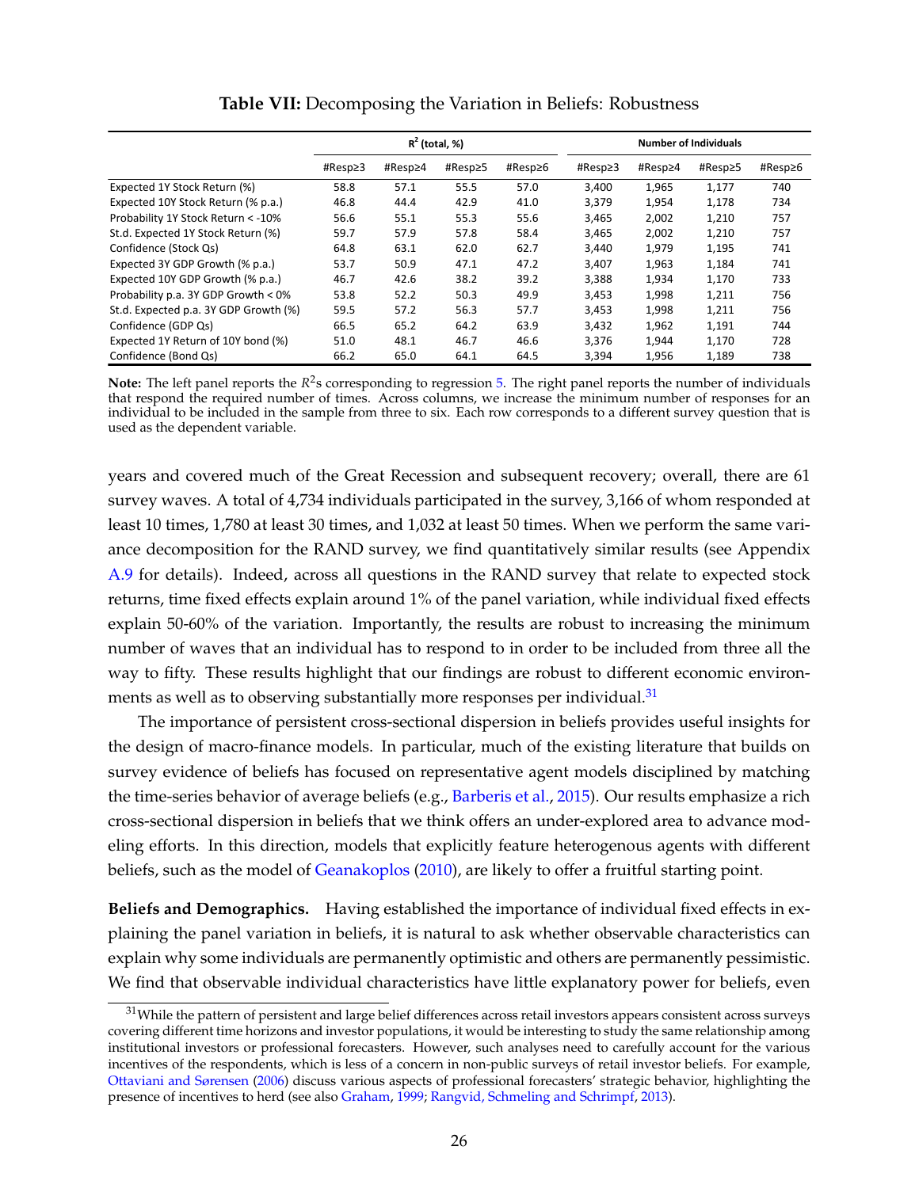**Table VII:** Decomposing the Variation in Beliefs: Robustness

| | $R^2$ (total, %) | | | | Number of Individuals | | | |
|---|---|---|---|---|---|---|---|---|
| | #Resp≥3 | #Resp≥4 | #Resp≥5 | #Resp≥6 | #Resp≥3 | #Resp≥4 | #Resp≥5 | #Resp≥6 |
| Expected 1Y Stock Return (%) | 58.8 | 57.1 | 55.5 | 57.0 | 3,400 | 1,965 | 1,177 | 740 |
| Expected 10Y Stock Return (% p.a.) | 46.8 | 44.4 | 42.9 | 41.0 | 3,379 | 1,954 | 1,178 | 734 |
| Probability 1Y Stock Return < -10% | 56.6 | 55.1 | 55.3 | 55.6 | 3,465 | 2,002 | 1,210 | 757 |
| St.d. Expected 1Y Stock Return (%) | 59.7 | 57.9 | 57.8 | 58.4 | 3,465 | 2,002 | 1,210 | 757 |
| Confidence (Stock Qs) | 64.8 | 63.1 | 62.0 | 62.7 | 3,440 | 1,979 | 1,195 | 741 |
| Expected 3Y GDP Growth (% p.a.) | 53.7 | 50.9 | 47.1 | 47.2 | 3,407 | 1,963 | 1,184 | 741 |
| Expected 10Y GDP Growth (% p.a.) | 46.7 | 42.6 | 38.2 | 39.2 | 3,388 | 1,934 | 1,170 | 733 |
| Probability p.a. 3Y GDP Growth < 0% | 53.8 | 52.2 | 50.3 | 49.9 | 3,453 | 1,998 | 1,211 | 756 |
| St.d. Expected p.a. 3Y GDP Growth (%) | 59.5 | 57.2 | 56.3 | 57.7 | 3,453 | 1,998 | 1,211 | 756 |
| Confidence (GDP Qs) | 66.5 | 65.2 | 64.2 | 63.9 | 3,432 | 1,962 | 1,191 | 744 |
| Expected 1Y Return of 10Y bond (%) | 51.0 | 48.1 | 46.7 | 46.6 | 3,376 | 1,944 | 1,170 | 728 |
| Confidence (Bond Qs) | 66.2 | 65.0 | 64.1 | 64.5 | 3,394 | 1,956 | 1,189 | 738 |

**Note:** The left panel reports the $R^2$s corresponding to regression 5. The right panel reports the number of individuals that respond the required number of times. Across columns, we increase the minimum number of responses for an individual to be included in the sample from three to six. Each row corresponds to a different survey question that is used as the dependent variable.

years and covered much of the Great Recession and subsequent recovery; overall, there are 61 survey waves. A total of 4,734 individuals participated in the survey, 3,166 of whom responded at least 10 times, 1,780 at least 30 times, and 1,032 at least 50 times. When we perform the same variance decomposition for the RAND survey, we find quantitatively similar results (see Appendix A.9 for details). Indeed, across all questions in the RAND survey that relate to expected stock returns, time fixed effects explain around 1% of the panel variation, while individual fixed effects explain 50-60% of the variation. Importantly, the results are robust to increasing the minimum number of waves that an individual has to respond to in order to be included from three all the way to fifty. These results highlight that our findings are robust to different economic environments as well as to observing substantially more responses per individual.[31]

The importance of persistent cross-sectional dispersion in beliefs provides useful insights for the design of macro-finance models. In particular, much of the existing literature that builds on survey evidence of beliefs has focused on representative agent models disciplined by matching the time-series behavior of average beliefs (e.g., Barberis et al., 2015). Our results emphasize a rich cross-sectional dispersion in beliefs that we think offers an under-explored area to advance modeling efforts. In this direction, models that explicitly feature heterogenous agents with different beliefs, such as the model of Geanakoplos (2010), are likely to offer a fruitful starting point.

**Beliefs and Demographics.** Having established the importance of individual fixed effects in explaining the panel variation in beliefs, it is natural to ask whether observable characteristics can explain why some individuals are permanently optimistic and others are permanently pessimistic. We find that observable individual characteristics have little explanatory power for beliefs, even

[31] While the pattern of persistent and large belief differences across retail investors appears consistent across surveys covering different time horizons and investor populations, it would be interesting to study the same relationship among institutional investors or professional forecasters. However, such analyses need to carefully account for the various incentives of the respondents, which is less of a concern in non-public surveys of retail investor beliefs. For example, Ottaviani and Sørensen (2006) discuss various aspects of professional forecasters' strategic behavior, highlighting the presence of incentives to herd (see also Graham, 1999; Rangvid, Schmeling and Schrimpf, 2013).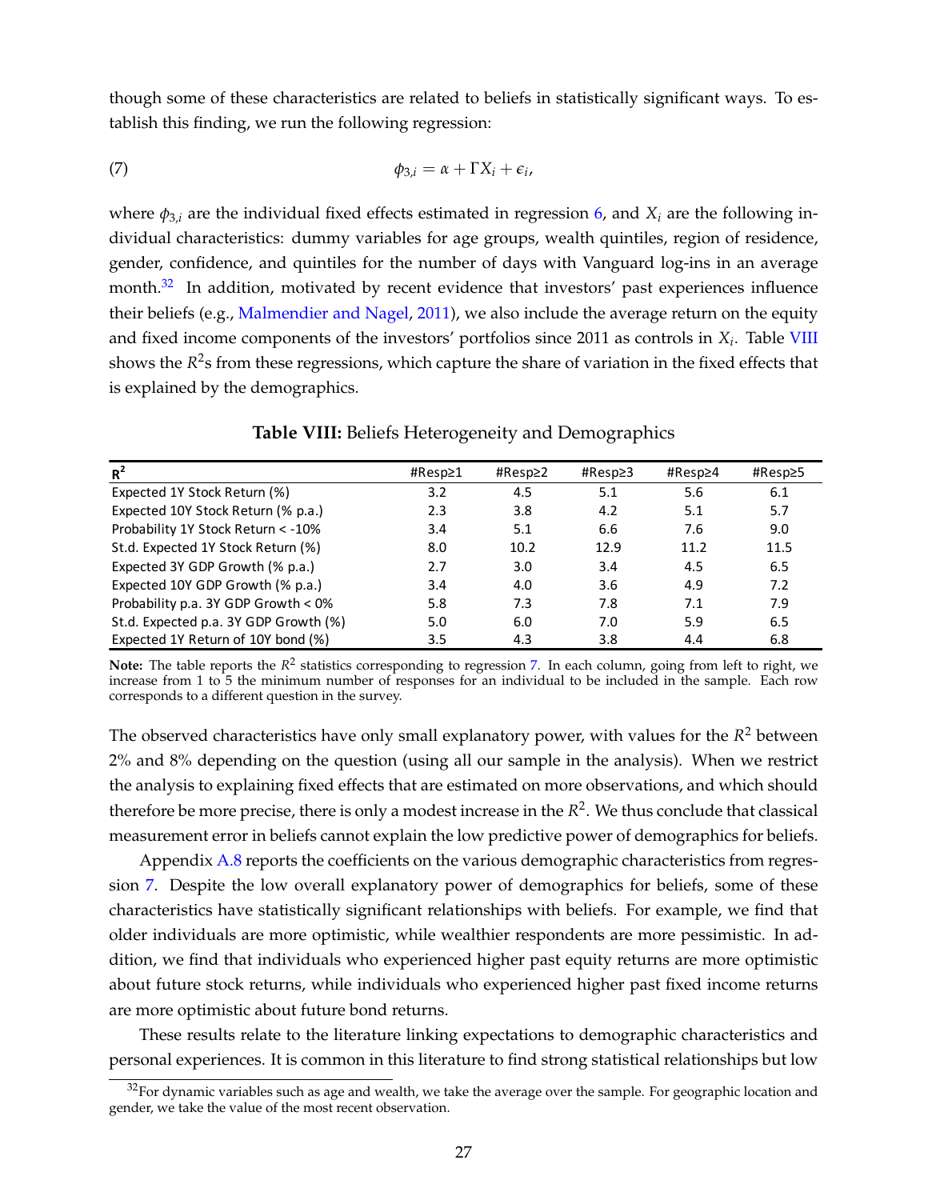though some of these characteristics are related to beliefs in statistically significant ways. To establish this finding, we run the following regression:

$$\phi_{3,i} = \alpha + \Gamma X_i + \epsilon_i, \tag{7}$$

where $\phi_{3,i}$ are the individual fixed effects estimated in regression 6, and $X_i$ are the following individual characteristics: dummy variables for age groups, wealth quintiles, region of residence, gender, confidence, and quintiles for the number of days with Vanguard log-ins in an average month.[32] In addition, motivated by recent evidence that investors' past experiences influence their beliefs (e.g., Malmendier and Nagel, 2011), we also include the average return on the equity and fixed income components of the investors' portfolios since 2011 as controls in $X_i$. Table VIII shows the $R^2$s from these regressions, which capture the share of variation in the fixed effects that is explained by the demographics.

**Table VIII:** Beliefs Heterogeneity and Demographics

| $R^2$ | #Resp≥1 | #Resp≥2 | #Resp≥3 | #Resp≥4 | #Resp≥5 |
|---|---|---|---|---|---|
| Expected 1Y Stock Return (%) | 3.2 | 4.5 | 5.1 | 5.6 | 6.1 |
| Expected 10Y Stock Return (% p.a.) | 2.3 | 3.8 | 4.2 | 5.1 | 5.7 |
| Probability 1Y Stock Return < -10% | 3.4 | 5.1 | 6.6 | 7.6 | 9.0 |
| St.d. Expected 1Y Stock Return (%) | 8.0 | 10.2 | 12.9 | 11.2 | 11.5 |
| Expected 3Y GDP Growth (% p.a.) | 2.7 | 3.0 | 3.4 | 4.5 | 6.5 |
| Expected 10Y GDP Growth (% p.a.) | 3.4 | 4.0 | 3.6 | 4.9 | 7.2 |
| Probability p.a. 3Y GDP Growth < 0% | 5.8 | 7.3 | 7.8 | 7.1 | 7.9 |
| St.d. Expected p.a. 3Y GDP Growth (%) | 5.0 | 6.0 | 7.0 | 5.9 | 6.5 |
| Expected 1Y Return of 10Y bond (%) | 3.5 | 4.3 | 3.8 | 4.4 | 6.8 |

**Note:** The table reports the $R^2$ statistics corresponding to regression 7. In each column, going from left to right, we increase from 1 to 5 the minimum number of responses for an individual to be included in the sample. Each row corresponds to a different question in the survey.

The observed characteristics have only small explanatory power, with values for the $R^2$ between 2% and 8% depending on the question (using all our sample in the analysis). When we restrict the analysis to explaining fixed effects that are estimated on more observations, and which should therefore be more precise, there is only a modest increase in the $R^2$. We thus conclude that classical measurement error in beliefs cannot explain the low predictive power of demographics for beliefs.

Appendix A.8 reports the coefficients on the various demographic characteristics from regression 7. Despite the low overall explanatory power of demographics for beliefs, some of these characteristics have statistically significant relationships with beliefs. For example, we find that older individuals are more optimistic, while wealthier respondents are more pessimistic. In addition, we find that individuals who experienced higher past equity returns are more optimistic about future stock returns, while individuals who experienced higher past fixed income returns are more optimistic about future bond returns.

These results relate to the literature linking expectations to demographic characteristics and personal experiences. It is common in this literature to find strong statistical relationships but low

[32] For dynamic variables such as age and wealth, we take the average over the sample. For geographic location and gender, we take the value of the most recent observation.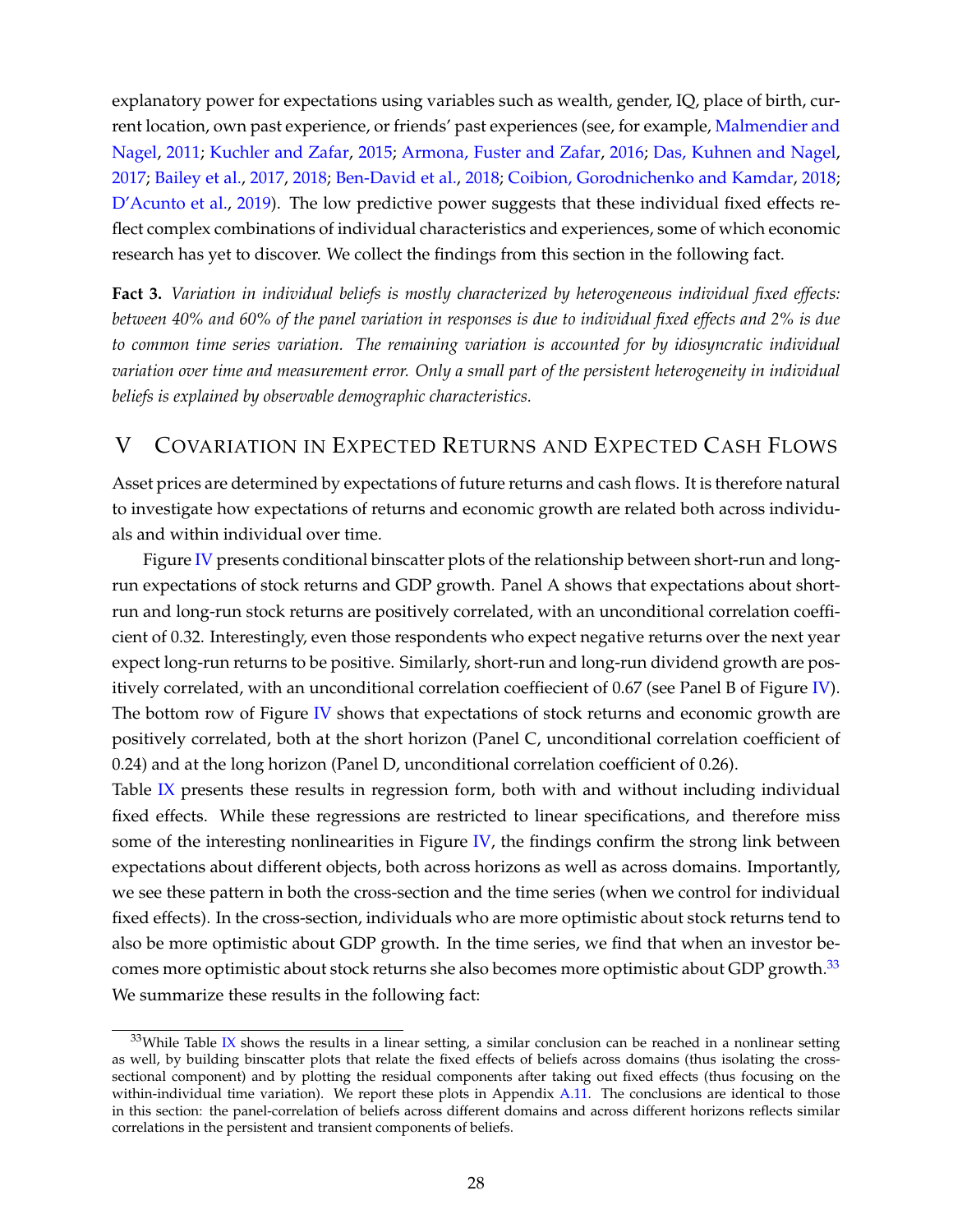explanatory power for expectations using variables such as wealth, gender, IQ, place of birth, current location, own past experience, or friends' past experiences (see, for example, Malmendier and Nagel, 2011; Kuchler and Zafar, 2015; Armona, Fuster and Zafar, 2016; Das, Kuhnen and Nagel, 2017; Bailey et al., 2017, 2018; Ben-David et al., 2018; Coibion, Gorodnichenko and Kamdar, 2018; D'Acunto et al., 2019). The low predictive power suggests that these individual fixed effects reflect complex combinations of individual characteristics and experiences, some of which economic research has yet to discover. We collect the findings from this section in the following fact.

**Fact 3.** *Variation in individual beliefs is mostly characterized by heterogeneous individual fixed effects: between 40% and 60% of the panel variation in responses is due to individual fixed effects and 2% is due to common time series variation. The remaining variation is accounted for by idiosyncratic individual variation over time and measurement error. Only a small part of the persistent heterogeneity in individual beliefs is explained by observable demographic characteristics.*

# V Covariation in Expected Returns and Expected Cash Flows

Asset prices are determined by expectations of future returns and cash flows. It is therefore natural to investigate how expectations of returns and economic growth are related both across individuals and within individual over time.

Figure IV presents conditional binscatter plots of the relationship between short-run and long-run expectations of stock returns and GDP growth. Panel A shows that expectations about short-run and long-run stock returns are positively correlated, with an unconditional correlation coefficient of 0.32. Interestingly, even those respondents who expect negative returns over the next year expect long-run returns to be positive. Similarly, short-run and long-run dividend growth are positively correlated, with an unconditional correlation coeffiecient of 0.67 (see Panel B of Figure IV). The bottom row of Figure IV shows that expectations of stock returns and economic growth are positively correlated, both at the short horizon (Panel C, unconditional correlation coefficient of 0.24) and at the long horizon (Panel D, unconditional correlation coefficient of 0.26).

Table IX presents these results in regression form, both with and without including individual fixed effects. While these regressions are restricted to linear specifications, and therefore miss some of the interesting nonlinearities in Figure IV, the findings confirm the strong link between expectations about different objects, both across horizons as well as across domains. Importantly, we see these pattern in both the cross-section and the time series (when we control for individual fixed effects). In the cross-section, individuals who are more optimistic about stock returns tend to also be more optimistic about GDP growth. In the time series, we find that when an investor becomes more optimistic about stock returns she also becomes more optimistic about GDP growth.[33] We summarize these results in the following fact:

[33] While Table IX shows the results in a linear setting, a similar conclusion can be reached in a nonlinear setting as well, by building binscatter plots that relate the fixed effects of beliefs across domains (thus isolating the cross-sectional component) and by plotting the residual components after taking out fixed effects (thus focusing on the within-individual time variation). We report these plots in Appendix A.11. The conclusions are identical to those in this section: the panel-correlation of beliefs across different domains and across different horizons reflects similar correlations in the persistent and transient components of beliefs.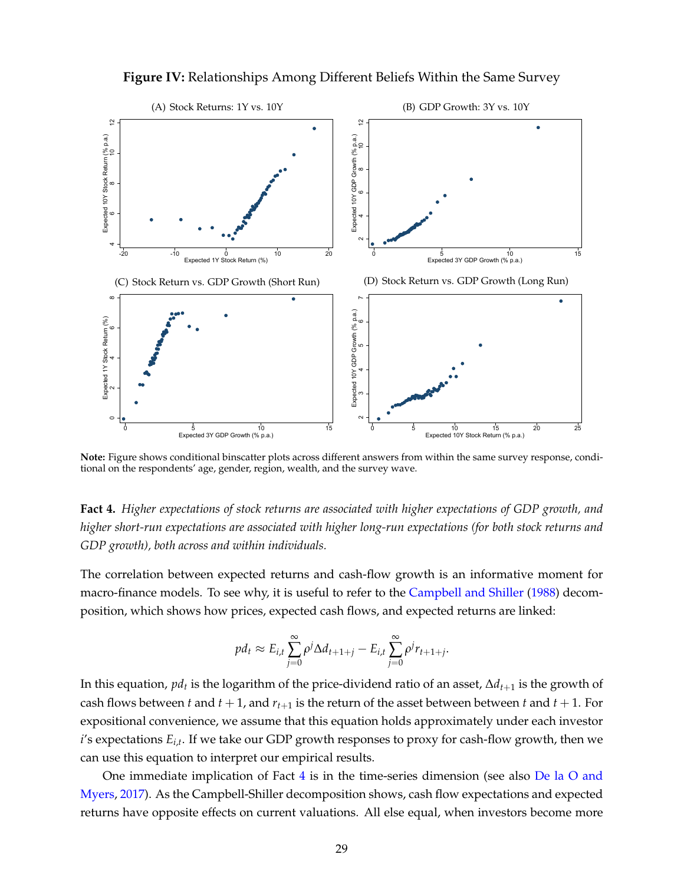**Figure IV:** Relationships Among Different Beliefs Within the Same Survey

(A) Stock Returns: 1Y vs. 10Y

(B) GDP Growth: 3Y vs. 10Y

(C) Stock Return vs. GDP Growth (Short Run)

(D) Stock Return vs. GDP Growth (Long Run)

**Note:** Figure shows conditional binscatter plots across different answers from within the same survey response, conditional on the respondents' age, gender, region, wealth, and the survey wave.

**Fact 4.** *Higher expectations of stock returns are associated with higher expectations of GDP growth, and higher short-run expectations are associated with higher long-run expectations (for both stock returns and GDP growth), both across and within individuals.*

The correlation between expected returns and cash-flow growth is an informative moment for macro-finance models. To see why, it is useful to refer to the Campbell and Shiller (1988) decomposition, which shows how prices, expected cash flows, and expected returns are linked:

$$pd_t \approx E_{i,t} \sum_{j=0}^{\infty} \rho^j \Delta d_{t+1+j} - E_{i,t} \sum_{j=0}^{\infty} \rho^j r_{t+1+j}.$$

In this equation, $pd_t$ is the logarithm of the price-dividend ratio of an asset, $\Delta d_{t+1}$ is the growth of cash flows between $t$ and $t+1$, and $r_{t+1}$ is the return of the asset between between $t$ and $t+1$. For expositional convenience, we assume that this equation holds approximately under each investor $i$'s expectations $E_{i,t}$. If we take our GDP growth responses to proxy for cash-flow growth, then we can use this equation to interpret our empirical results.

One immediate implication of Fact 4 is in the time-series dimension (see also De la O and Myers, 2017). As the Campbell-Shiller decomposition shows, cash flow expectations and expected returns have opposite effects on current valuations. All else equal, when investors become more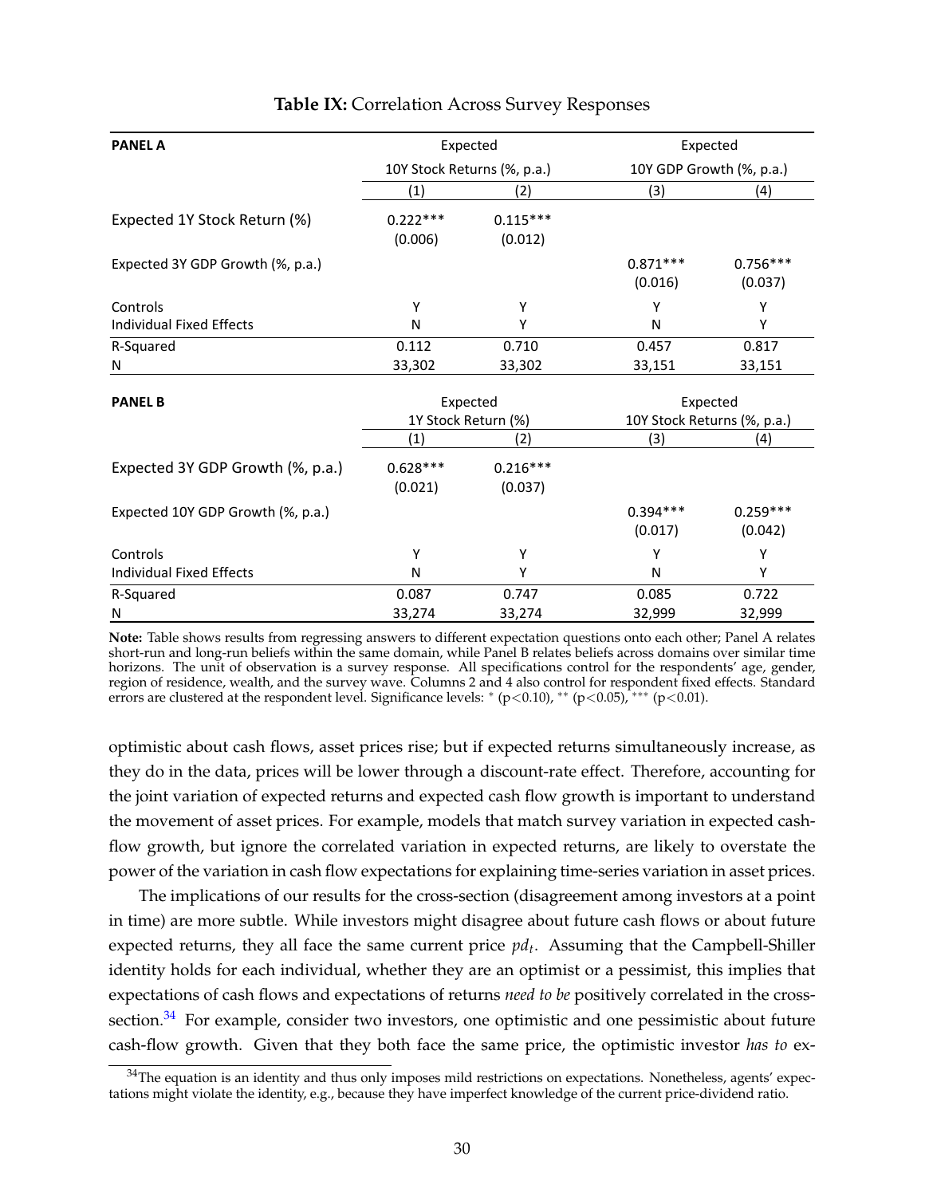**Table IX:** Correlation Across Survey Responses

| **PANEL A** | Expected 10Y Stock Returns (%, p.a.) | | Expected 10Y GDP Growth (%, p.a.) | |
|---|---|---|---|---|
| | (1) | (2) | (3) | (4) |
| Expected 1Y Stock Return (%) | 0.222*** | 0.115*** | | |
| | (0.006) | (0.012) | | |
| Expected 3Y GDP Growth (%, p.a.) | | | 0.871*** | 0.756*** |
| | | | (0.016) | (0.037) |
| Controls | Y | Y | Y | Y |
| Individual Fixed Effects | N | Y | N | Y |
| R-Squared | 0.112 | 0.710 | 0.457 | 0.817 |
| N | 33,302 | 33,302 | 33,151 | 33,151 |

| **PANEL B** | Expected 1Y Stock Return (%) | | Expected 10Y Stock Returns (%, p.a.) | |
|---|---|---|---|---|
| | (1) | (2) | (3) | (4) |
| Expected 3Y GDP Growth (%, p.a.) | 0.628*** | 0.216*** | | |
| | (0.021) | (0.037) | | |
| Expected 10Y GDP Growth (%, p.a.) | | | 0.394*** | 0.259*** |
| | | | (0.017) | (0.042) |
| Controls | Y | Y | Y | Y |
| Individual Fixed Effects | N | Y | N | Y |
| R-Squared | 0.087 | 0.747 | 0.085 | 0.722 |
| N | 33,274 | 33,274 | 32,999 | 32,999 |

**Note:** Table shows results from regressing answers to different expectation questions onto each other; Panel A relates short-run and long-run beliefs within the same domain, while Panel B relates beliefs across domains over similar time horizons. The unit of observation is a survey response. All specifications control for the respondents' age, gender, region of residence, wealth, and the survey wave. Columns 2 and 4 also control for respondent fixed effects. Standard errors are clustered at the respondent level. Significance levels: * ($p<0.10$), ** ($p<0.05$), *** ($p<0.01$).

optimistic about cash flows, asset prices rise; but if expected returns simultaneously increase, as they do in the data, prices will be lower through a discount-rate effect. Therefore, accounting for the joint variation of expected returns and expected cash flow growth is important to understand the movement of asset prices. For example, models that match survey variation in expected cash-flow growth, but ignore the correlated variation in expected returns, are likely to overstate the power of the variation in cash flow expectations for explaining time-series variation in asset prices.

The implications of our results for the cross-section (disagreement among investors at a point in time) are more subtle. While investors might disagree about future cash flows or about future expected returns, they all face the same current price $pd_t$. Assuming that the Campbell-Shiller identity holds for each individual, whether they are an optimist or a pessimist, this implies that expectations of cash flows and expectations of returns *need to be* positively correlated in the cross-section.[34] For example, consider two investors, one optimistic and one pessimistic about future cash-flow growth. Given that they both face the same price, the optimistic investor *has to* ex-

[34]The equation is an identity and thus only imposes mild restrictions on expectations. Nonetheless, agents' expectations might violate the identity, e.g., because they have imperfect knowledge of the current price-dividend ratio.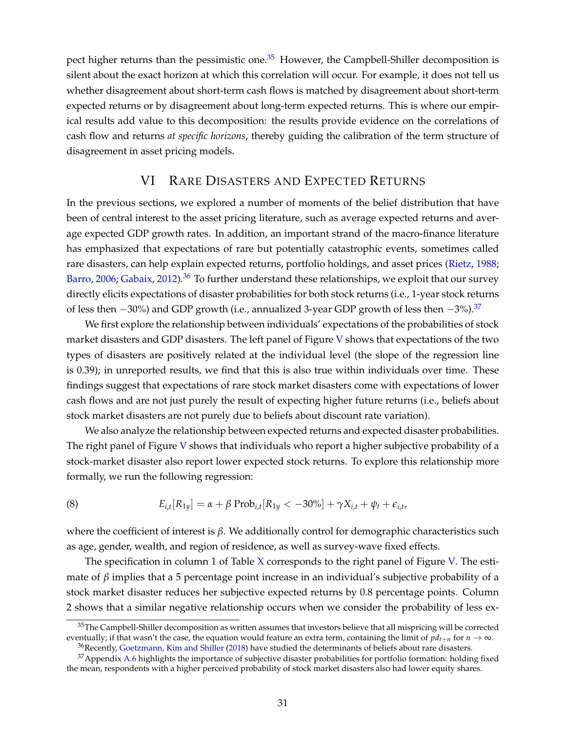pect higher returns than the pessimistic one.[35] However, the Campbell-Shiller decomposition is silent about the exact horizon at which this correlation will occur. For example, it does not tell us whether disagreement about short-term cash flows is matched by disagreement about short-term expected returns or by disagreement about long-term expected returns. This is where our empirical results add value to this decomposition: the results provide evidence on the correlations of cash flow and returns *at specific horizons*, thereby guiding the calibration of the term structure of disagreement in asset pricing models.

## VI Rare Disasters and Expected Returns

In the previous sections, we explored a number of moments of the belief distribution that have been of central interest to the asset pricing literature, such as average expected returns and average expected GDP growth rates. In addition, an important strand of the macro-finance literature has emphasized that expectations of rare but potentially catastrophic events, sometimes called rare disasters, can help explain expected returns, portfolio holdings, and asset prices (Rietz, 1988; Barro, 2006; Gabaix, 2012).[36] To further understand these relationships, we exploit that our survey directly elicits expectations of disaster probabilities for both stock returns (i.e., 1-year stock returns of less then $-30\%$) and GDP growth (i.e., annualized 3-year GDP growth of less then $-3\%$).[37]

We first explore the relationship between individuals' expectations of the probabilities of stock market disasters and GDP disasters. The left panel of Figure V shows that expectations of the two types of disasters are positively related at the individual level (the slope of the regression line is 0.39); in unreported results, we find that this is also true within individuals over time. These findings suggest that expectations of rare stock market disasters come with expectations of lower cash flows and are not just purely the result of expecting higher future returns (i.e., beliefs about stock market disasters are not purely due to beliefs about discount rate variation).

We also analyze the relationship between expected returns and expected disaster probabilities. The right panel of Figure V shows that individuals who report a higher subjective probability of a stock-market disaster also report lower expected stock returns. To explore this relationship more formally, we run the following regression:

$$E_{i,t}[R_{1y}] = \alpha + \beta \, \text{Prob}_{i,t}[R_{1y} < -30\%] + \gamma X_{i,t} + \psi_t + \epsilon_{i,t}, \tag{8}$$

where the coefficient of interest is $\beta$. We additionally control for demographic characteristics such as age, gender, wealth, and region of residence, as well as survey-wave fixed effects.

The specification in column 1 of Table X corresponds to the right panel of Figure V. The estimate of $\beta$ implies that a 5 percentage point increase in an individual's subjective probability of a stock market disaster reduces her subjective expected returns by 0.8 percentage points. Column 2 shows that a similar negative relationship occurs when we consider the probability of less ex-

[35] The Campbell-Shiller decomposition as written assumes that investors believe that all mispricing will be corrected eventually; if that wasn't the case, the equation would feature an extra term, containing the limit of $pd_{t+n}$ for $n \to \infty$.

[36] Recently, Goetzmann, Kim and Shiller (2018) have studied the determinants of beliefs about rare disasters.

[37] Appendix A.6 highlights the importance of subjective disaster probabilities for portfolio formation: holding fixed the mean, respondents with a higher perceived probability of stock market disasters also had lower equity shares.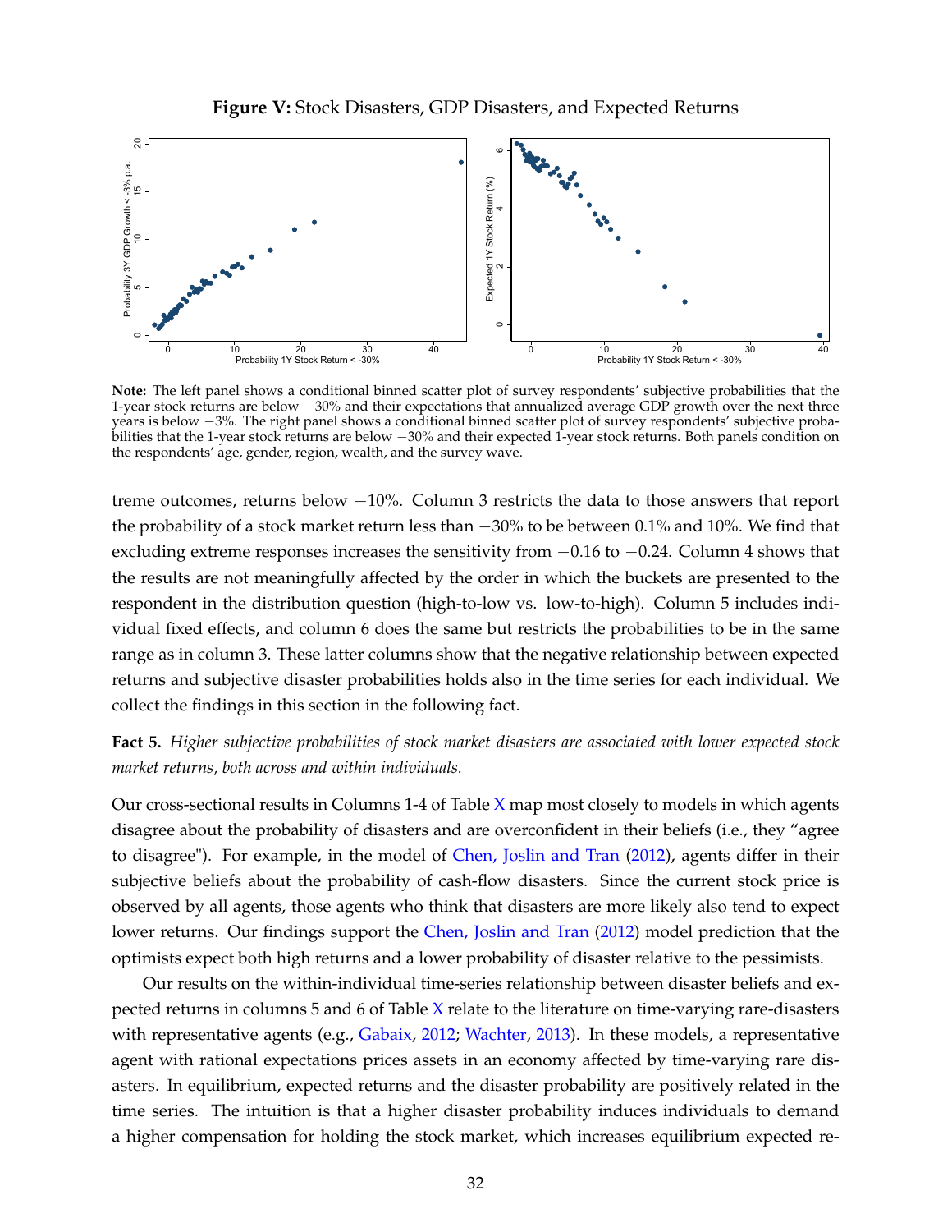**Figure V:** Stock Disasters, GDP Disasters, and Expected Returns

**Note:** The left panel shows a conditional binned scatter plot of survey respondents' subjective probabilities that the 1-year stock returns are below −30% and their expectations that annualized average GDP growth over the next three years is below −3%. The right panel shows a conditional binned scatter plot of survey respondents' subjective probabilities that the 1-year stock returns are below −30% and their expected 1-year stock returns. Both panels condition on the respondents' age, gender, region, wealth, and the survey wave.

treme outcomes, returns below −10%. Column 3 restricts the data to those answers that report the probability of a stock market return less than −30% to be between 0.1% and 10%. We find that excluding extreme responses increases the sensitivity from −0.16 to −0.24. Column 4 shows that the results are not meaningfully affected by the order in which the buckets are presented to the respondent in the distribution question (high-to-low vs. low-to-high). Column 5 includes individual fixed effects, and column 6 does the same but restricts the probabilities to be in the same range as in column 3. These latter columns show that the negative relationship between expected returns and subjective disaster probabilities holds also in the time series for each individual. We collect the findings in this section in the following fact.

**Fact 5.** *Higher subjective probabilities of stock market disasters are associated with lower expected stock market returns, both across and within individuals.*

Our cross-sectional results in Columns 1-4 of Table X map most closely to models in which agents disagree about the probability of disasters and are overconfident in their beliefs (i.e., they "agree to disagree"). For example, in the model of Chen, Joslin and Tran (2012), agents differ in their subjective beliefs about the probability of cash-flow disasters. Since the current stock price is observed by all agents, those agents who think that disasters are more likely also tend to expect lower returns. Our findings support the Chen, Joslin and Tran (2012) model prediction that the optimists expect both high returns and a lower probability of disaster relative to the pessimists.

Our results on the within-individual time-series relationship between disaster beliefs and expected returns in columns 5 and 6 of Table X relate to the literature on time-varying rare-disasters with representative agents (e.g., Gabaix, 2012; Wachter, 2013). In these models, a representative agent with rational expectations prices assets in an economy affected by time-varying rare disasters. In equilibrium, expected returns and the disaster probability are positively related in the time series. The intuition is that a higher disaster probability induces individuals to demand a higher compensation for holding the stock market, which increases equilibrium expected re-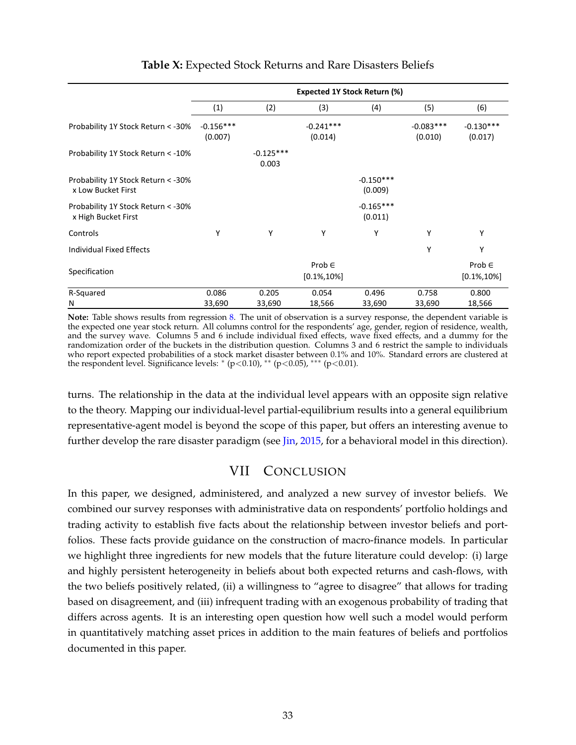**Table X:** Expected Stock Returns and Rare Disasters Beliefs

| | Expected 1Y Stock Return (%) | | | | | |
|---|---|---|---|---|---|---|
| | (1) | (2) | (3) | (4) | (5) | (6) |
| Probability 1Y Stock Return < -30% | -0.156*** (0.007) | | -0.241*** (0.014) | | -0.083*** (0.010) | -0.130*** (0.017) |
| Probability 1Y Stock Return < -10% | | -0.125*** 0.003 | | | | |
| Probability 1Y Stock Return < -30% x Low Bucket First | | | | -0.150*** (0.009) | | |
| Probability 1Y Stock Return < -30% x High Bucket First | | | | -0.165*** (0.011) | | |
| Controls | Y | Y | Y | Y | Y | Y |
| Individual Fixed Effects | | | | | Y | Y |
| Specification | | | Prob ∈ [0.1%,10%] | | | Prob ∈ [0.1%,10%] |
| R-Squared | 0.086 | 0.205 | 0.054 | 0.496 | 0.758 | 0.800 |
| N | 33,690 | 33,690 | 18,566 | 33,690 | 33,690 | 18,566 |

**Note:** Table shows results from regression 8. The unit of observation is a survey response, the dependent variable is the expected one year stock return. All columns control for the respondents' age, gender, region of residence, wealth, and the survey wave. Columns 5 and 6 include individual fixed effects, wave fixed effects, and a dummy for the randomization order of the buckets in the distribution question. Columns 3 and 6 restrict the sample to individuals who report expected probabilities of a stock market disaster between 0.1% and 10%. Standard errors are clustered at the respondent level. Significance levels: * ($p<0.10$), ** ($p<0.05$), *** ($p<0.01$).

turns. The relationship in the data at the individual level appears with an opposite sign relative to the theory. Mapping our individual-level partial-equilibrium results into a general equilibrium representative-agent model is beyond the scope of this paper, but offers an interesting avenue to further develop the rare disaster paradigm (see Jin, 2015, for a behavioral model in this direction).

## VII Conclusion

In this paper, we designed, administered, and analyzed a new survey of investor beliefs. We combined our survey responses with administrative data on respondents' portfolio holdings and trading activity to establish five facts about the relationship between investor beliefs and portfolios. These facts provide guidance on the construction of macro-finance models. In particular we highlight three ingredients for new models that the future literature could develop: (i) large and highly persistent heterogeneity in beliefs about both expected returns and cash-flows, with the two beliefs positively related, (ii) a willingness to "agree to disagree" that allows for trading based on disagreement, and (iii) infrequent trading with an exogenous probability of trading that differs across agents. It is an interesting open question how well such a model would perform in quantitatively matching asset prices in addition to the main features of beliefs and portfolios documented in this paper.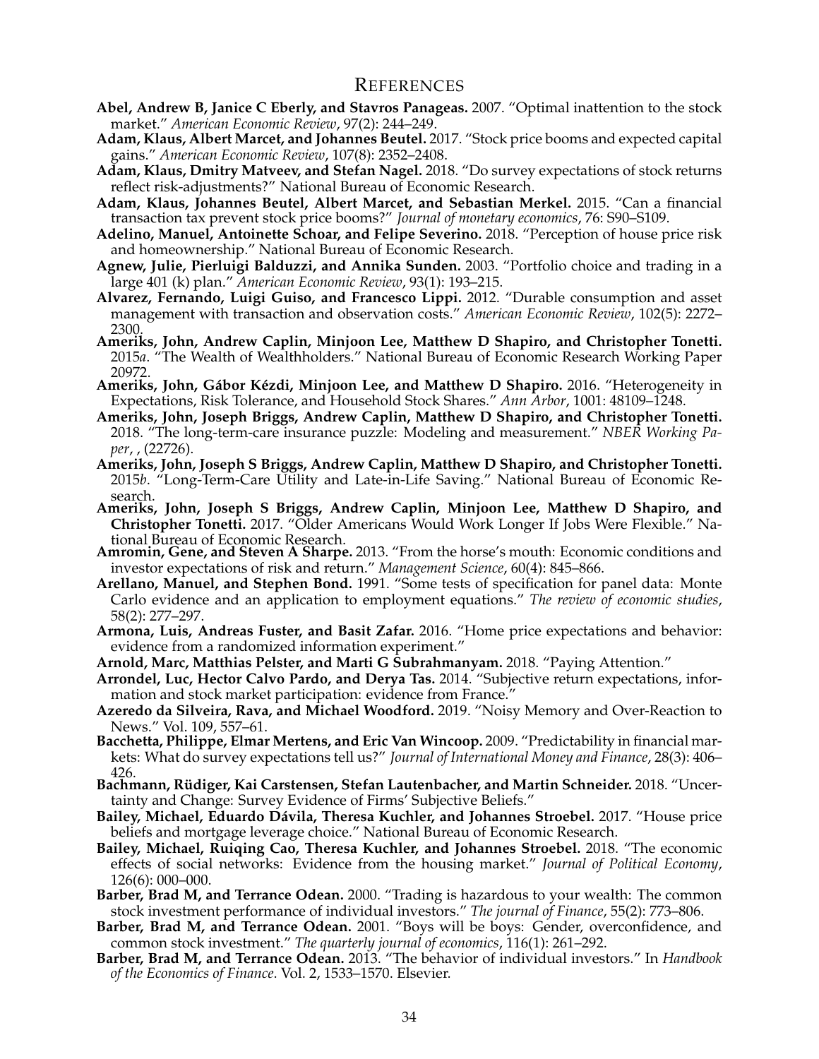# References

**Abel, Andrew B, Janice C Eberly, and Stavros Panageas.** 2007. "Optimal inattention to the stock market." *American Economic Review*, 97(2): 244–249.

**Adam, Klaus, Albert Marcet, and Johannes Beutel.** 2017. "Stock price booms and expected capital gains." *American Economic Review*, 107(8): 2352–2408.

**Adam, Klaus, Dmitry Matveev, and Stefan Nagel.** 2018. "Do survey expectations of stock returns reflect risk-adjustments?" National Bureau of Economic Research.

**Adam, Klaus, Johannes Beutel, Albert Marcet, and Sebastian Merkel.** 2015. "Can a financial transaction tax prevent stock price booms?" *Journal of monetary economics*, 76: S90–S109.

**Adelino, Manuel, Antoinette Schoar, and Felipe Severino.** 2018. "Perception of house price risk and homeownership." National Bureau of Economic Research.

**Agnew, Julie, Pierluigi Balduzzi, and Annika Sunden.** 2003. "Portfolio choice and trading in a large 401 (k) plan." *American Economic Review*, 93(1): 193–215.

**Alvarez, Fernando, Luigi Guiso, and Francesco Lippi.** 2012. "Durable consumption and asset management with transaction and observation costs." *American Economic Review*, 102(5): 2272–2300.

**Ameriks, John, Andrew Caplin, Minjoon Lee, Matthew D Shapiro, and Christopher Tonetti.** 2015*a*. "The Wealth of Wealthholders." National Bureau of Economic Research Working Paper 20972.

**Ameriks, John, Gábor Kézdi, Minjoon Lee, and Matthew D Shapiro.** 2016. "Heterogeneity in Expectations, Risk Tolerance, and Household Stock Shares." *Ann Arbor*, 1001: 48109–1248.

**Ameriks, John, Joseph Briggs, Andrew Caplin, Matthew D Shapiro, and Christopher Tonetti.** 2018. "The long-term-care insurance puzzle: Modeling and measurement." *NBER Working Paper*, , (22726).

**Ameriks, John, Joseph S Briggs, Andrew Caplin, Matthew D Shapiro, and Christopher Tonetti.** 2015*b*. "Long-Term-Care Utility and Late-in-Life Saving." National Bureau of Economic Research.

**Ameriks, John, Joseph S Briggs, Andrew Caplin, Minjoon Lee, Matthew D Shapiro, and Christopher Tonetti.** 2017. "Older Americans Would Work Longer If Jobs Were Flexible." National Bureau of Economic Research.

**Amromin, Gene, and Steven A Sharpe.** 2013. "From the horse's mouth: Economic conditions and investor expectations of risk and return." *Management Science*, 60(4): 845–866.

**Arellano, Manuel, and Stephen Bond.** 1991. "Some tests of specification for panel data: Monte Carlo evidence and an application to employment equations." *The review of economic studies*, 58(2): 277–297.

**Armona, Luis, Andreas Fuster, and Basit Zafar.** 2016. "Home price expectations and behavior: evidence from a randomized information experiment."

**Arnold, Marc, Matthias Pelster, and Marti G Subrahmanyam.** 2018. "Paying Attention."

**Arrondel, Luc, Hector Calvo Pardo, and Derya Tas.** 2014. "Subjective return expectations, information and stock market participation: evidence from France."

**Azeredo da Silveira, Rava, and Michael Woodford.** 2019. "Noisy Memory and Over-Reaction to News." Vol. 109, 557–61.

**Bacchetta, Philippe, Elmar Mertens, and Eric Van Wincoop.** 2009. "Predictability in financial markets: What do survey expectations tell us?" *Journal of International Money and Finance*, 28(3): 406–426.

**Bachmann, Rüdiger, Kai Carstensen, Stefan Lautenbacher, and Martin Schneider.** 2018. "Uncertainty and Change: Survey Evidence of Firms' Subjective Beliefs."

**Bailey, Michael, Eduardo Dávila, Theresa Kuchler, and Johannes Stroebel.** 2017. "House price beliefs and mortgage leverage choice." National Bureau of Economic Research.

**Bailey, Michael, Ruiqing Cao, Theresa Kuchler, and Johannes Stroebel.** 2018. "The economic effects of social networks: Evidence from the housing market." *Journal of Political Economy*, 126(6): 000–000.

**Barber, Brad M, and Terrance Odean.** 2000. "Trading is hazardous to your wealth: The common stock investment performance of individual investors." *The journal of Finance*, 55(2): 773–806.

**Barber, Brad M, and Terrance Odean.** 2001. "Boys will be boys: Gender, overconfidence, and common stock investment." *The quarterly journal of economics*, 116(1): 261–292.

**Barber, Brad M, and Terrance Odean.** 2013. "The behavior of individual investors." In *Handbook of the Economics of Finance*. Vol. 2, 1533–1570. Elsevier.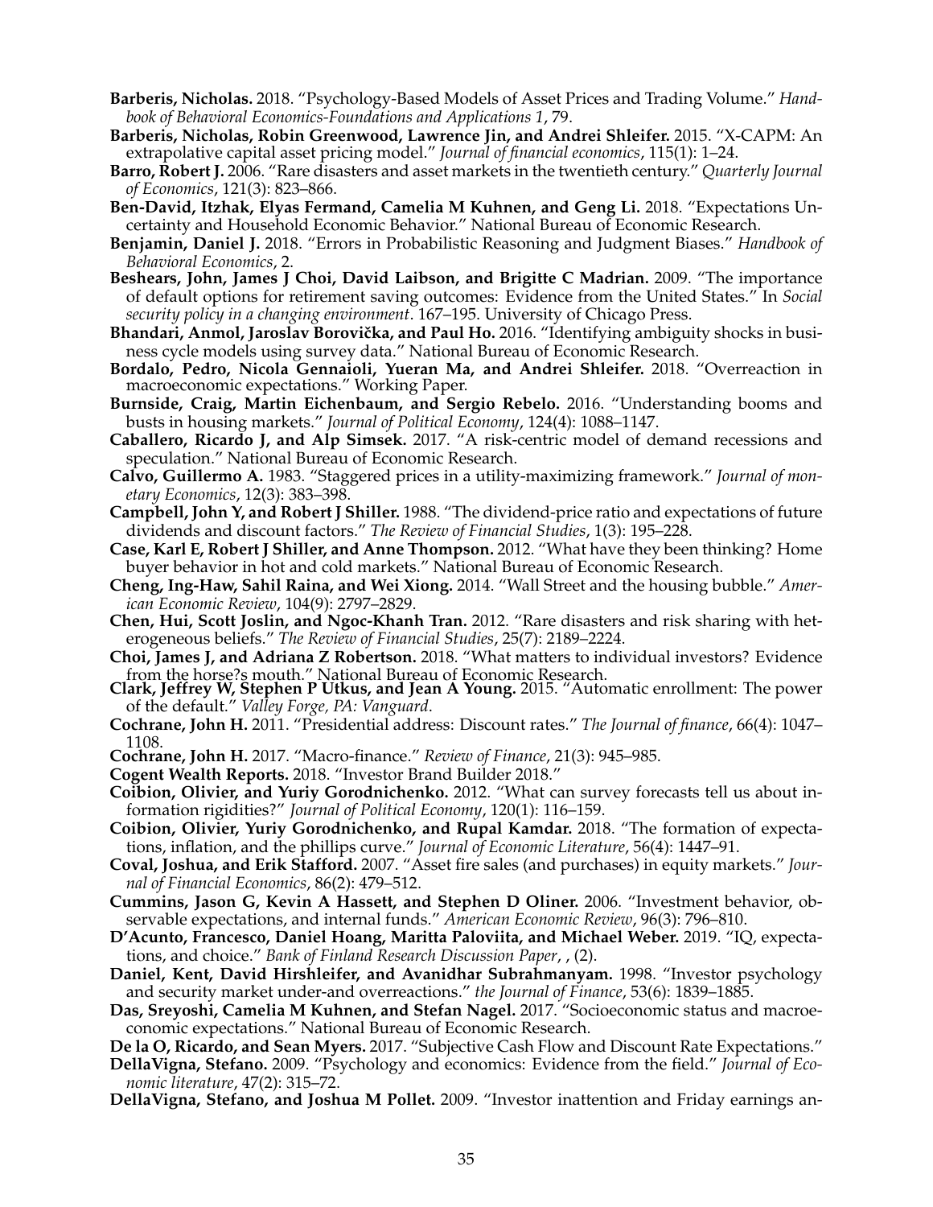**Barberis, Nicholas.** 2018. "Psychology-Based Models of Asset Prices and Trading Volume." *Handbook of Behavioral Economics-Foundations and Applications 1*, 79.

**Barberis, Nicholas, Robin Greenwood, Lawrence Jin, and Andrei Shleifer.** 2015. "X-CAPM: An extrapolative capital asset pricing model." *Journal of financial economics*, 115(1): 1–24.

**Barro, Robert J.** 2006. "Rare disasters and asset markets in the twentieth century." *Quarterly Journal of Economics*, 121(3): 823–866.

**Ben-David, Itzhak, Elyas Fermand, Camelia M Kuhnen, and Geng Li.** 2018. "Expectations Uncertainty and Household Economic Behavior." National Bureau of Economic Research.

**Benjamin, Daniel J.** 2018. "Errors in Probabilistic Reasoning and Judgment Biases." *Handbook of Behavioral Economics*, 2.

**Beshears, John, James J Choi, David Laibson, and Brigitte C Madrian.** 2009. "The importance of default options for retirement saving outcomes: Evidence from the United States." In *Social security policy in a changing environment*. 167–195. University of Chicago Press.

**Bhandari, Anmol, Jaroslav Borovička, and Paul Ho.** 2016. "Identifying ambiguity shocks in business cycle models using survey data." National Bureau of Economic Research.

**Bordalo, Pedro, Nicola Gennaioli, Yueran Ma, and Andrei Shleifer.** 2018. "Overreaction in macroeconomic expectations." Working Paper.

**Burnside, Craig, Martin Eichenbaum, and Sergio Rebelo.** 2016. "Understanding booms and busts in housing markets." *Journal of Political Economy*, 124(4): 1088–1147.

**Caballero, Ricardo J, and Alp Simsek.** 2017. "A risk-centric model of demand recessions and speculation." National Bureau of Economic Research.

**Calvo, Guillermo A.** 1983. "Staggered prices in a utility-maximizing framework." *Journal of monetary Economics*, 12(3): 383–398.

**Campbell, John Y, and Robert J Shiller.** 1988. "The dividend-price ratio and expectations of future dividends and discount factors." *The Review of Financial Studies*, 1(3): 195–228.

**Case, Karl E, Robert J Shiller, and Anne Thompson.** 2012. "What have they been thinking? Home buyer behavior in hot and cold markets." National Bureau of Economic Research.

**Cheng, Ing-Haw, Sahil Raina, and Wei Xiong.** 2014. "Wall Street and the housing bubble." *American Economic Review*, 104(9): 2797–2829.

**Chen, Hui, Scott Joslin, and Ngoc-Khanh Tran.** 2012. "Rare disasters and risk sharing with heterogeneous beliefs." *The Review of Financial Studies*, 25(7): 2189–2224.

**Choi, James J, and Adriana Z Robertson.** 2018. "What matters to individual investors? Evidence from the horse?s mouth." National Bureau of Economic Research.

**Clark, Jeffrey W, Stephen P Utkus, and Jean A Young.** 2015. "Automatic enrollment: The power of the default." *Valley Forge, PA: Vanguard*.

**Cochrane, John H.** 2011. "Presidential address: Discount rates." *The Journal of finance*, 66(4): 1047–1108.

**Cochrane, John H.** 2017. "Macro-finance." *Review of Finance*, 21(3): 945–985.

**Cogent Wealth Reports.** 2018. "Investor Brand Builder 2018."

**Coibion, Olivier, and Yuriy Gorodnichenko.** 2012. "What can survey forecasts tell us about information rigidities?" *Journal of Political Economy*, 120(1): 116–159.

**Coibion, Olivier, Yuriy Gorodnichenko, and Rupal Kamdar.** 2018. "The formation of expectations, inflation, and the phillips curve." *Journal of Economic Literature*, 56(4): 1447–91.

**Coval, Joshua, and Erik Stafford.** 2007. "Asset fire sales (and purchases) in equity markets." *Journal of Financial Economics*, 86(2): 479–512.

**Cummins, Jason G, Kevin A Hassett, and Stephen D Oliner.** 2006. "Investment behavior, observable expectations, and internal funds." *American Economic Review*, 96(3): 796–810.

**D'Acunto, Francesco, Daniel Hoang, Maritta Paloviita, and Michael Weber.** 2019. "IQ, expectations, and choice." *Bank of Finland Research Discussion Paper*, , (2).

**Daniel, Kent, David Hirshleifer, and Avanidhar Subrahmanyam.** 1998. "Investor psychology and security market under-and overreactions." *the Journal of Finance*, 53(6): 1839–1885.

**Das, Sreyoshi, Camelia M Kuhnen, and Stefan Nagel.** 2017. "Socioeconomic status and macroeconomic expectations." National Bureau of Economic Research.

**De la O, Ricardo, and Sean Myers.** 2017. "Subjective Cash Flow and Discount Rate Expectations."

**DellaVigna, Stefano.** 2009. "Psychology and economics: Evidence from the field." *Journal of Economic literature*, 47(2): 315–72.

**DellaVigna, Stefano, and Joshua M Pollet.** 2009. "Investor inattention and Friday earnings an-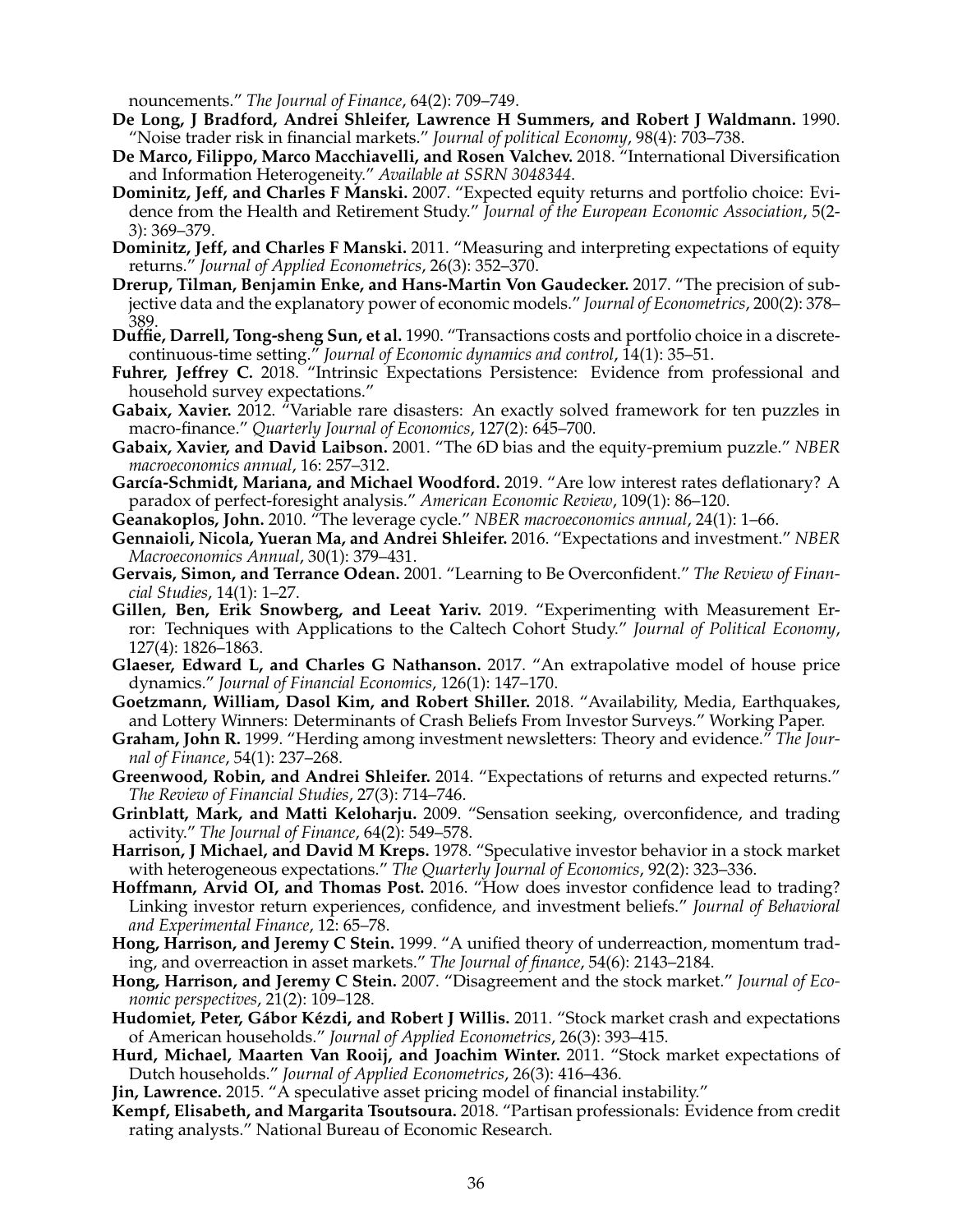nouncements." *The Journal of Finance*, 64(2): 709–749.

**De Long, J Bradford, Andrei Shleifer, Lawrence H Summers, and Robert J Waldmann.** 1990. "Noise trader risk in financial markets." *Journal of political Economy*, 98(4): 703–738.

**De Marco, Filippo, Marco Macchiavelli, and Rosen Valchev.** 2018. "International Diversification and Information Heterogeneity." *Available at SSRN 3048344*.

**Dominitz, Jeff, and Charles F Manski.** 2007. "Expected equity returns and portfolio choice: Evidence from the Health and Retirement Study." *Journal of the European Economic Association*, 5(2-3): 369–379.

**Dominitz, Jeff, and Charles F Manski.** 2011. "Measuring and interpreting expectations of equity returns." *Journal of Applied Econometrics*, 26(3): 352–370.

**Drerup, Tilman, Benjamin Enke, and Hans-Martin Von Gaudecker.** 2017. "The precision of subjective data and the explanatory power of economic models." *Journal of Econometrics*, 200(2): 378–389.

**Duffie, Darrell, Tong-sheng Sun, et al.** 1990. "Transactions costs and portfolio choice in a discrete-continuous-time setting." *Journal of Economic dynamics and control*, 14(1): 35–51.

**Fuhrer, Jeffrey C.** 2018. "Intrinsic Expectations Persistence: Evidence from professional and household survey expectations."

**Gabaix, Xavier.** 2012. "Variable rare disasters: An exactly solved framework for ten puzzles in macro-finance." *Quarterly Journal of Economics*, 127(2): 645–700.

**Gabaix, Xavier, and David Laibson.** 2001. "The 6D bias and the equity-premium puzzle." *NBER macroeconomics annual*, 16: 257–312.

**García-Schmidt, Mariana, and Michael Woodford.** 2019. "Are low interest rates deflationary? A paradox of perfect-foresight analysis." *American Economic Review*, 109(1): 86–120.

**Geanakoplos, John.** 2010. "The leverage cycle." *NBER macroeconomics annual*, 24(1): 1–66.

**Gennaioli, Nicola, Yueran Ma, and Andrei Shleifer.** 2016. "Expectations and investment." *NBER Macroeconomics Annual*, 30(1): 379–431.

**Gervais, Simon, and Terrance Odean.** 2001. "Learning to Be Overconfident." *The Review of Financial Studies*, 14(1): 1–27.

**Gillen, Ben, Erik Snowberg, and Leeat Yariv.** 2019. "Experimenting with Measurement Error: Techniques with Applications to the Caltech Cohort Study." *Journal of Political Economy*, 127(4): 1826–1863.

**Glaeser, Edward L, and Charles G Nathanson.** 2017. "An extrapolative model of house price dynamics." *Journal of Financial Economics*, 126(1): 147–170.

**Goetzmann, William, Dasol Kim, and Robert Shiller.** 2018. "Availability, Media, Earthquakes, and Lottery Winners: Determinants of Crash Beliefs From Investor Surveys." Working Paper.

**Graham, John R.** 1999. "Herding among investment newsletters: Theory and evidence." *The Journal of Finance*, 54(1): 237–268.

**Greenwood, Robin, and Andrei Shleifer.** 2014. "Expectations of returns and expected returns." *The Review of Financial Studies*, 27(3): 714–746.

**Grinblatt, Mark, and Matti Keloharju.** 2009. "Sensation seeking, overconfidence, and trading activity." *The Journal of Finance*, 64(2): 549–578.

**Harrison, J Michael, and David M Kreps.** 1978. "Speculative investor behavior in a stock market with heterogeneous expectations." *The Quarterly Journal of Economics*, 92(2): 323–336.

**Hoffmann, Arvid OI, and Thomas Post.** 2016. "How does investor confidence lead to trading? Linking investor return experiences, confidence, and investment beliefs." *Journal of Behavioral and Experimental Finance*, 12: 65–78.

**Hong, Harrison, and Jeremy C Stein.** 1999. "A unified theory of underreaction, momentum trading, and overreaction in asset markets." *The Journal of finance*, 54(6): 2143–2184.

**Hong, Harrison, and Jeremy C Stein.** 2007. "Disagreement and the stock market." *Journal of Economic perspectives*, 21(2): 109–128.

**Hudomiet, Peter, Gábor Kézdi, and Robert J Willis.** 2011. "Stock market crash and expectations of American households." *Journal of Applied Econometrics*, 26(3): 393–415.

**Hurd, Michael, Maarten Van Rooij, and Joachim Winter.** 2011. "Stock market expectations of Dutch households." *Journal of Applied Econometrics*, 26(3): 416–436.

**Jin, Lawrence.** 2015. "A speculative asset pricing model of financial instability."

**Kempf, Elisabeth, and Margarita Tsoutsoura.** 2018. "Partisan professionals: Evidence from credit rating analysts." National Bureau of Economic Research.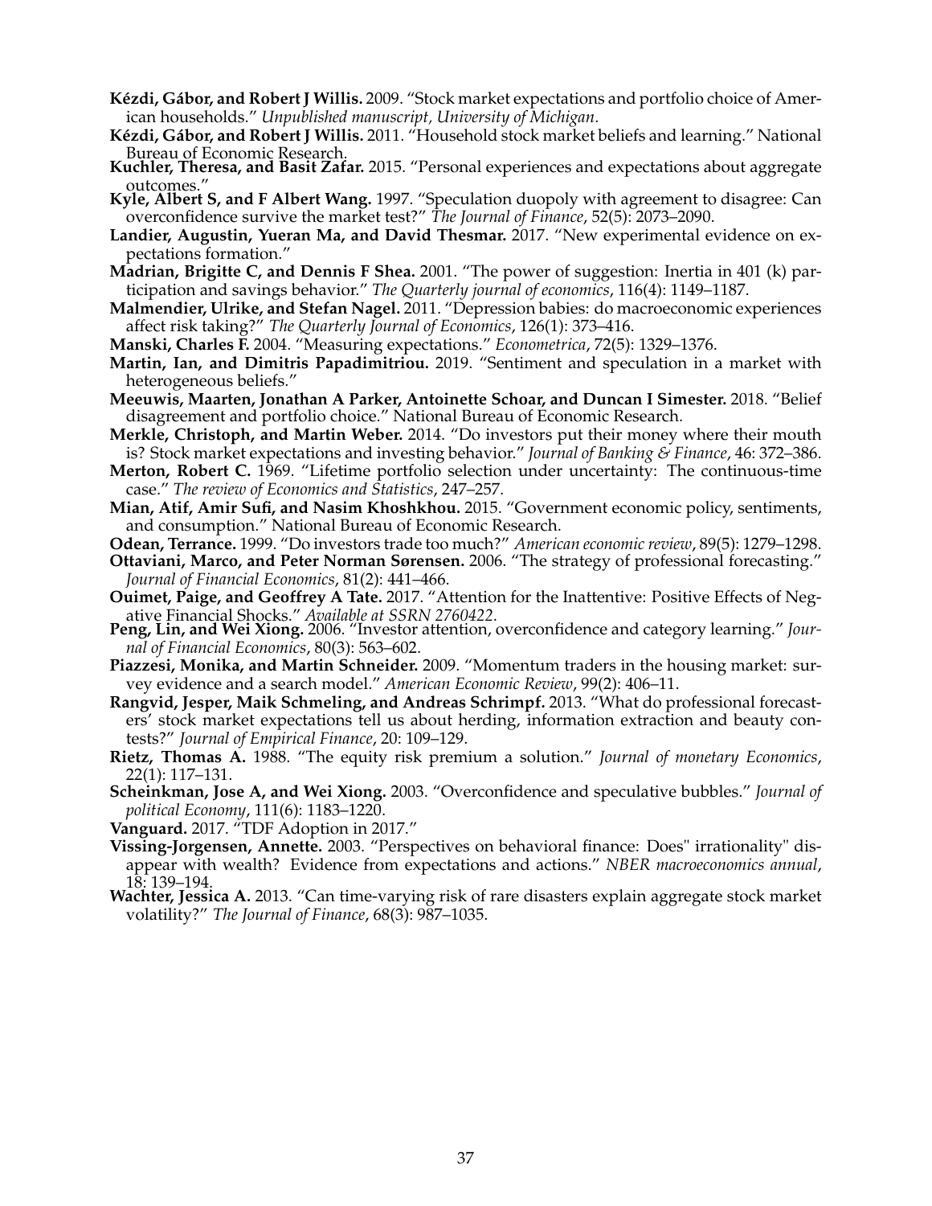**Kézdi, Gábor, and Robert J Willis.** 2009. "Stock market expectations and portfolio choice of American households." *Unpublished manuscript, University of Michigan*.

**Kézdi, Gábor, and Robert J Willis.** 2011. "Household stock market beliefs and learning." National Bureau of Economic Research.

**Kuchler, Theresa, and Basit Zafar.** 2015. "Personal experiences and expectations about aggregate outcomes."

**Kyle, Albert S, and F Albert Wang.** 1997. "Speculation duopoly with agreement to disagree: Can overconfidence survive the market test?" *The Journal of Finance*, 52(5): 2073–2090.

**Landier, Augustin, Yueran Ma, and David Thesmar.** 2017. "New experimental evidence on expectations formation."

**Madrian, Brigitte C, and Dennis F Shea.** 2001. "The power of suggestion: Inertia in 401 (k) participation and savings behavior." *The Quarterly journal of economics*, 116(4): 1149–1187.

**Malmendier, Ulrike, and Stefan Nagel.** 2011. "Depression babies: do macroeconomic experiences affect risk taking?" *The Quarterly Journal of Economics*, 126(1): 373–416.

**Manski, Charles F.** 2004. "Measuring expectations." *Econometrica*, 72(5): 1329–1376.

**Martin, Ian, and Dimitris Papadimitriou.** 2019. "Sentiment and speculation in a market with heterogeneous beliefs."

**Meeuwis, Maarten, Jonathan A Parker, Antoinette Schoar, and Duncan I Simester.** 2018. "Belief disagreement and portfolio choice." National Bureau of Economic Research.

**Merkle, Christoph, and Martin Weber.** 2014. "Do investors put their money where their mouth is? Stock market expectations and investing behavior." *Journal of Banking & Finance*, 46: 372–386.

**Merton, Robert C.** 1969. "Lifetime portfolio selection under uncertainty: The continuous-time case." *The review of Economics and Statistics*, 247–257.

**Mian, Atif, Amir Sufi, and Nasim Khoshkhou.** 2015. "Government economic policy, sentiments, and consumption." National Bureau of Economic Research.

**Odean, Terrance.** 1999. "Do investors trade too much?" *American economic review*, 89(5): 1279–1298.

**Ottaviani, Marco, and Peter Norman Sørensen.** 2006. "The strategy of professional forecasting." *Journal of Financial Economics*, 81(2): 441–466.

**Ouimet, Paige, and Geoffrey A Tate.** 2017. "Attention for the Inattentive: Positive Effects of Negative Financial Shocks." *Available at SSRN 2760422*.

**Peng, Lin, and Wei Xiong.** 2006. "Investor attention, overconfidence and category learning." *Journal of Financial Economics*, 80(3): 563–602.

**Piazzesi, Monika, and Martin Schneider.** 2009. "Momentum traders in the housing market: survey evidence and a search model." *American Economic Review*, 99(2): 406–11.

**Rangvid, Jesper, Maik Schmeling, and Andreas Schrimpf.** 2013. "What do professional forecasters' stock market expectations tell us about herding, information extraction and beauty contests?" *Journal of Empirical Finance*, 20: 109–129.

**Rietz, Thomas A.** 1988. "The equity risk premium a solution." *Journal of monetary Economics*, 22(1): 117–131.

**Scheinkman, Jose A, and Wei Xiong.** 2003. "Overconfidence and speculative bubbles." *Journal of political Economy*, 111(6): 1183–1220.

**Vanguard.** 2017. "TDF Adoption in 2017."

**Vissing-Jorgensen, Annette.** 2003. "Perspectives on behavioral finance: Does" irrationality" disappear with wealth? Evidence from expectations and actions." *NBER macroeconomics annual*, 18: 139–194.

**Wachter, Jessica A.** 2013. "Can time-varying risk of rare disasters explain aggregate stock market volatility?" *The Journal of Finance*, 68(3): 987–1035.